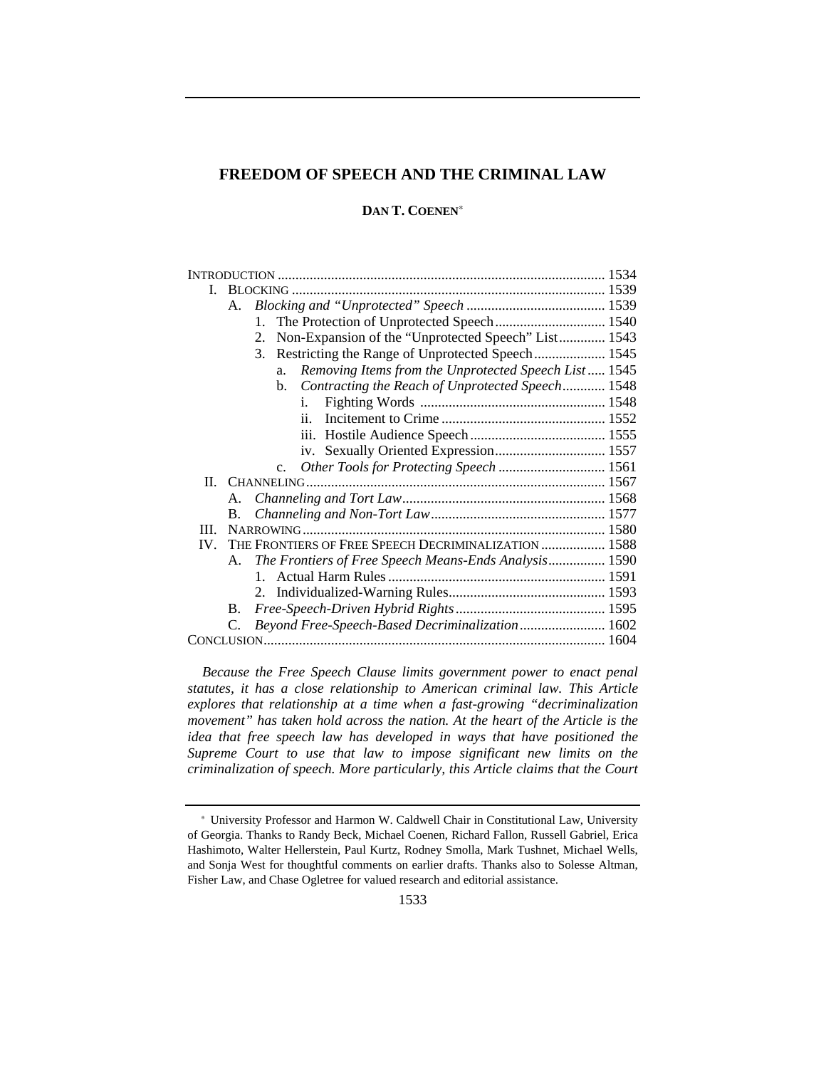# FREEDOM OF SPEECH AND THE CRIMINAL LAW

**DAN T. COENEN**[*]

- INTRODUCTION ........ 1534
- I. BLOCKING ........ 1539
  - A. *Blocking and "Unprotected" Speech* ........ 1539
    - 1. The Protection of Unprotected Speech ........ 1540
    - 2. Non-Expansion of the "Unprotected Speech" List ........ 1543
    - 3. Restricting the Range of Unprotected Speech ........ 1545
      - a. *Removing Items from the Unprotected Speech List* ........ 1545
      - b. *Contracting the Reach of Unprotected Speech* ........ 1548
        - i. Fighting Words ........ 1548
        - ii. Incitement to Crime ........ 1552
        - iii. Hostile Audience Speech ........ 1555
        - iv. Sexually Oriented Expression ........ 1557
      - c. *Other Tools for Protecting Speech* ........ 1561
- II. CHANNELING ........ 1567
  - A. *Channeling and Tort Law* ........ 1568
  - B. *Channeling and Non-Tort Law* ........ 1577
- III. NARROWING ........ 1580
- IV. THE FRONTIERS OF FREE SPEECH DECRIMINALIZATION ........ 1588
  - A. *The Frontiers of Free Speech Means-Ends Analysis* ........ 1590
    - 1. Actual Harm Rules ........ 1591
    - 2. Individualized-Warning Rules ........ 1593
  - B. *Free-Speech-Driven Hybrid Rights* ........ 1595
  - C. *Beyond Free-Speech-Based Decriminalization* ........ 1602
- CONCLUSION ........ 1604

*Because the Free Speech Clause limits government power to enact penal statutes, it has a close relationship to American criminal law. This Article explores that relationship at a time when a fast-growing "decriminalization movement" has taken hold across the nation. At the heart of the Article is the idea that free speech law has developed in ways that have positioned the Supreme Court to use that law to impose significant new limits on the criminalization of speech. More particularly, this Article claims that the Court*

---

[*] University Professor and Harmon W. Caldwell Chair in Constitutional Law, University of Georgia. Thanks to Randy Beck, Michael Coenen, Richard Fallon, Russell Gabriel, Erica Hashimoto, Walter Hellerstein, Paul Kurtz, Rodney Smolla, Mark Tushnet, Michael Wells, and Sonja West for thoughtful comments on earlier drafts. Thanks also to Solesse Altman, Fisher Law, and Chase Ogletree for valued research and editorial assistance.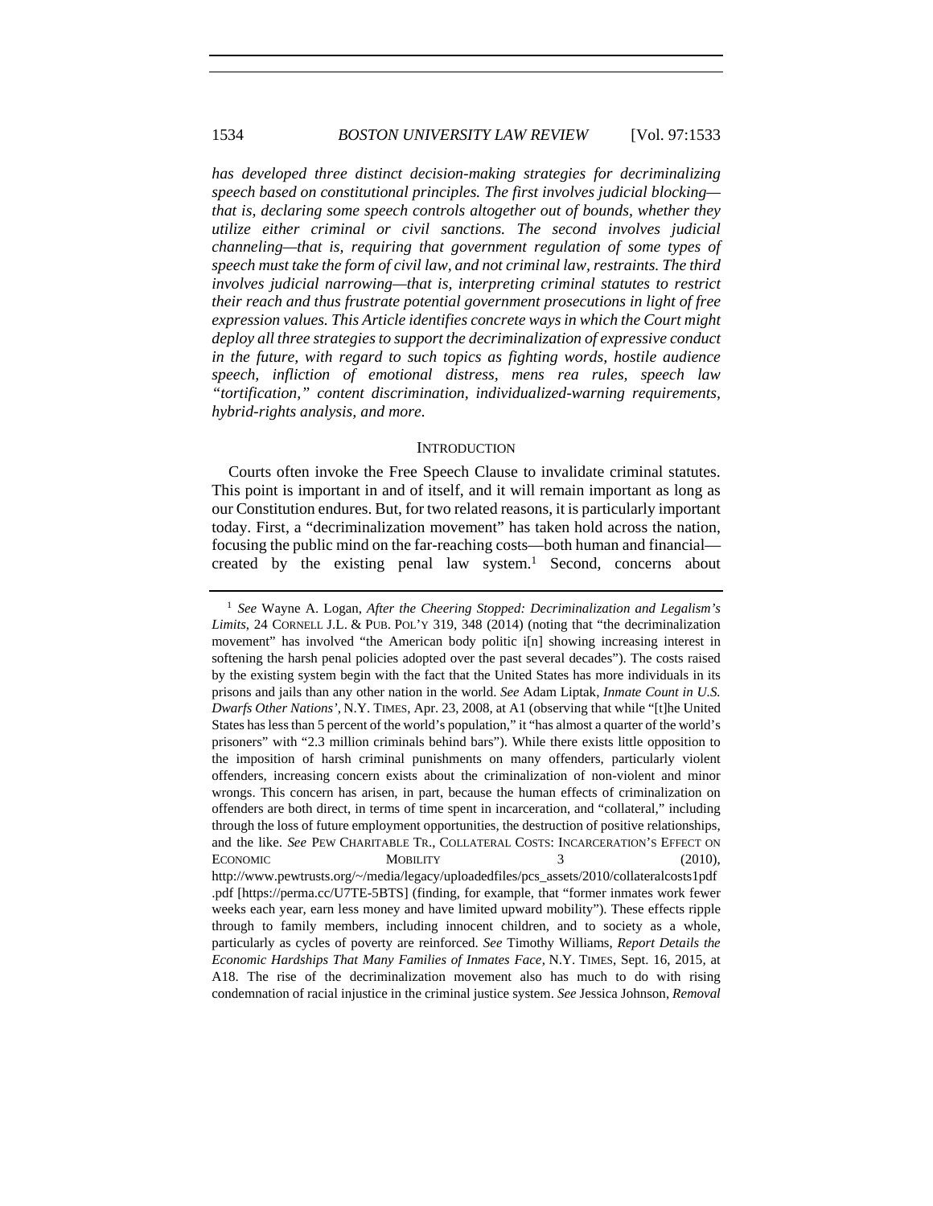*has developed three distinct decision-making strategies for decriminalizing speech based on constitutional principles. The first involves judicial blocking—that is, declaring some speech controls altogether out of bounds, whether they utilize either criminal or civil sanctions. The second involves judicial channeling—that is, requiring that government regulation of some types of speech must take the form of civil law, and not criminal law, restraints. The third involves judicial narrowing—that is, interpreting criminal statutes to restrict their reach and thus frustrate potential government prosecutions in light of free expression values. This Article identifies concrete ways in which the Court might deploy all three strategies to support the decriminalization of expressive conduct in the future, with regard to such topics as fighting words, hostile audience speech, infliction of emotional distress, mens rea rules, speech law "tortification," content discrimination, individualized-warning requirements, hybrid-rights analysis, and more.*

## INTRODUCTION

Courts often invoke the Free Speech Clause to invalidate criminal statutes. This point is important in and of itself, and it will remain important as long as our Constitution endures. But, for two related reasons, it is particularly important today. First, a "decriminalization movement" has taken hold across the nation, focusing the public mind on the far-reaching costs—both human and financial—created by the existing penal law system.[1] Second, concerns about

---

[1] *See* Wayne A. Logan, *After the Cheering Stopped: Decriminalization and Legalism's Limits*, 24 CORNELL J.L. & PUB. POL'Y 319, 348 (2014) (noting that "the decriminalization movement" has involved "the American body politic i[n] showing increasing interest in softening the harsh penal policies adopted over the past several decades"). The costs raised by the existing system begin with the fact that the United States has more individuals in its prisons and jails than any other nation in the world. *See* Adam Liptak, *Inmate Count in U.S. Dwarfs Other Nations'*, N.Y. TIMES, Apr. 23, 2008, at A1 (observing that while "[t]he United States has less than 5 percent of the world's population," it "has almost a quarter of the world's prisoners" with "2.3 million criminals behind bars"). While there exists little opposition to the imposition of harsh criminal punishments on many offenders, particularly violent offenders, increasing concern exists about the criminalization of non-violent and minor wrongs. This concern has arisen, in part, because the human effects of criminalization on offenders are both direct, in terms of time spent in incarceration, and "collateral," including through the loss of future employment opportunities, the destruction of positive relationships, and the like. *See* PEW CHARITABLE TR., COLLATERAL COSTS: INCARCERATION'S EFFECT ON ECONOMIC MOBILITY 3 (2010), http://www.pewtrusts.org/~/media/legacy/uploadedfiles/pcs_assets/2010/collateralcosts1pdf.pdf [https://perma.cc/U7TE-5BTS] (finding, for example, that "former inmates work fewer weeks each year, earn less money and have limited upward mobility"). These effects ripple through to family members, including innocent children, and to society as a whole, particularly as cycles of poverty are reinforced. *See* Timothy Williams, *Report Details the Economic Hardships That Many Families of Inmates Face*, N.Y. TIMES, Sept. 16, 2015, at A18. The rise of the decriminalization movement also has much to do with rising condemnation of racial injustice in the criminal justice system. *See* Jessica Johnson, *Removal*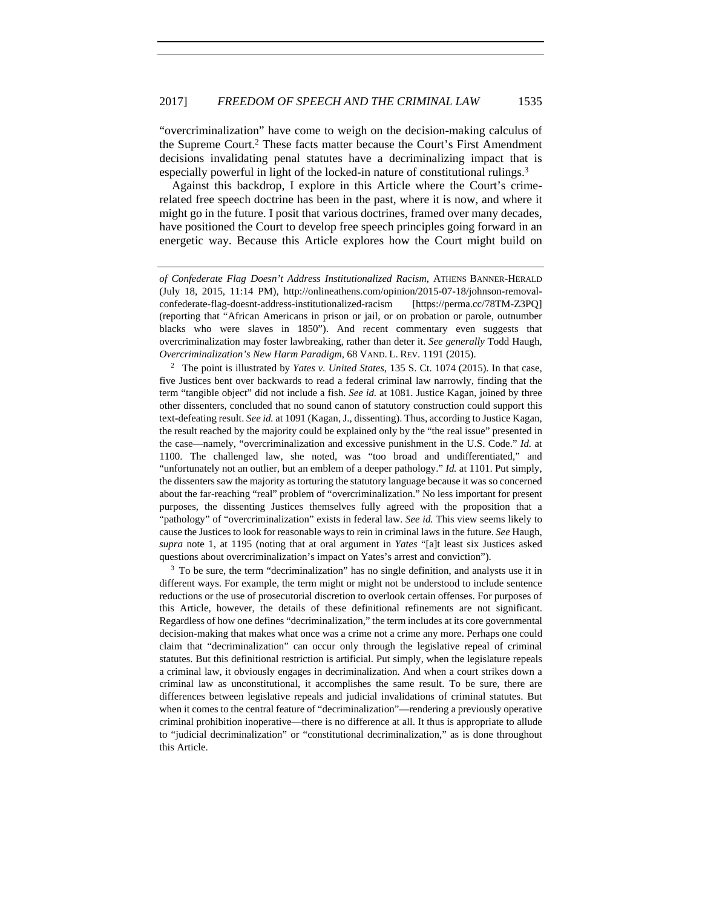"overcriminalization" have come to weigh on the decision-making calculus of the Supreme Court.[2] These facts matter because the Court's First Amendment decisions invalidating penal statutes have a decriminalizing impact that is especially powerful in light of the locked-in nature of constitutional rulings.[3]

Against this backdrop, I explore in this Article where the Court's crime-related free speech doctrine has been in the past, where it is now, and where it might go in the future. I posit that various doctrines, framed over many decades, have positioned the Court to develop free speech principles going forward in an energetic way. Because this Article explores how the Court might build on

---

*of Confederate Flag Doesn't Address Institutionalized Racism*, ATHENS BANNER-HERALD (July 18, 2015, 11:14 PM), http://onlineathens.com/opinion/2015-07-18/johnson-removal-confederate-flag-doesnt-address-institutionalized-racism [https://perma.cc/78TM-Z3PQ] (reporting that "African Americans in prison or jail, or on probation or parole, outnumber blacks who were slaves in 1850"). And recent commentary even suggests that overcriminalization may foster lawbreaking, rather than deter it. *See generally* Todd Haugh, *Overcriminalization's New Harm Paradigm*, 68 VAND. L. REV. 1191 (2015).

[2] The point is illustrated by *Yates v. United States*, 135 S. Ct. 1074 (2015). In that case, five Justices bent over backwards to read a federal criminal law narrowly, finding that the term "tangible object" did not include a fish. *See id.* at 1081. Justice Kagan, joined by three other dissenters, concluded that no sound canon of statutory construction could support this text-defeating result. *See id.* at 1091 (Kagan, J., dissenting). Thus, according to Justice Kagan, the result reached by the majority could be explained only by the "the real issue" presented in the case—namely, "overcriminalization and excessive punishment in the U.S. Code." *Id.* at 1100. The challenged law, she noted, was "too broad and undifferentiated," and "unfortunately not an outlier, but an emblem of a deeper pathology." *Id.* at 1101. Put simply, the dissenters saw the majority as torturing the statutory language because it was so concerned about the far-reaching "real" problem of "overcriminalization." No less important for present purposes, the dissenting Justices themselves fully agreed with the proposition that a "pathology" of "overcriminalization" exists in federal law. *See id.* This view seems likely to cause the Justices to look for reasonable ways to rein in criminal laws in the future. *See* Haugh, *supra* note 1, at 1195 (noting that at oral argument in *Yates* "[a]t least six Justices asked questions about overcriminalization's impact on Yates's arrest and conviction").

[3] To be sure, the term "decriminalization" has no single definition, and analysts use it in different ways. For example, the term might or might not be understood to include sentence reductions or the use of prosecutorial discretion to overlook certain offenses. For purposes of this Article, however, the details of these definitional refinements are not significant. Regardless of how one defines "decriminalization," the term includes at its core governmental decision-making that makes what once was a crime not a crime any more. Perhaps one could claim that "decriminalization" can occur only through the legislative repeal of criminal statutes. But this definitional restriction is artificial. Put simply, when the legislature repeals a criminal law, it obviously engages in decriminalization. And when a court strikes down a criminal law as unconstitutional, it accomplishes the same result. To be sure, there are differences between legislative repeals and judicial invalidations of criminal statutes. But when it comes to the central feature of "decriminalization"—rendering a previously operative criminal prohibition inoperative—there is no difference at all. It thus is appropriate to allude to "judicial decriminalization" or "constitutional decriminalization," as is done throughout this Article.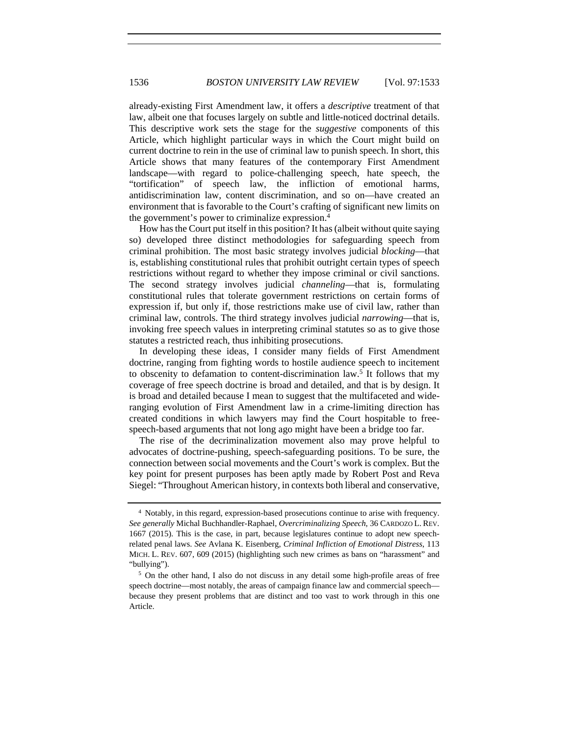already-existing First Amendment law, it offers a *descriptive* treatment of that law, albeit one that focuses largely on subtle and little-noticed doctrinal details. This descriptive work sets the stage for the *suggestive* components of this Article, which highlight particular ways in which the Court might build on current doctrine to rein in the use of criminal law to punish speech. In short, this Article shows that many features of the contemporary First Amendment landscape—with regard to police-challenging speech, hate speech, the "tortification" of speech law, the infliction of emotional harms, antidiscrimination law, content discrimination, and so on—have created an environment that is favorable to the Court's crafting of significant new limits on the government's power to criminalize expression.[4]

How has the Court put itself in this position? It has (albeit without quite saying so) developed three distinct methodologies for safeguarding speech from criminal prohibition. The most basic strategy involves judicial *blocking*—that is, establishing constitutional rules that prohibit outright certain types of speech restrictions without regard to whether they impose criminal or civil sanctions. The second strategy involves judicial *channeling*—that is, formulating constitutional rules that tolerate government restrictions on certain forms of expression if, but only if, those restrictions make use of civil law, rather than criminal law, controls. The third strategy involves judicial *narrowing*—that is, invoking free speech values in interpreting criminal statutes so as to give those statutes a restricted reach, thus inhibiting prosecutions.

In developing these ideas, I consider many fields of First Amendment doctrine, ranging from fighting words to hostile audience speech to incitement to obscenity to defamation to content-discrimination law.[5] It follows that my coverage of free speech doctrine is broad and detailed, and that is by design. It is broad and detailed because I mean to suggest that the multifaceted and wide-ranging evolution of First Amendment law in a crime-limiting direction has created conditions in which lawyers may find the Court hospitable to free-speech-based arguments that not long ago might have been a bridge too far.

The rise of the decriminalization movement also may prove helpful to advocates of doctrine-pushing, speech-safeguarding positions. To be sure, the connection between social movements and the Court's work is complex. But the key point for present purposes has been aptly made by Robert Post and Reva Siegel: "Throughout American history, in contexts both liberal and conservative,

---

[4] Notably, in this regard, expression-based prosecutions continue to arise with frequency. *See generally* Michal Buchhandler-Raphael, *Overcriminalizing Speech*, 36 CARDOZO L. REV. 1667 (2015). This is the case, in part, because legislatures continue to adopt new speech-related penal laws. *See* Avlana K. Eisenberg, *Criminal Infliction of Emotional Distress*, 113 MICH. L. REV. 607, 609 (2015) (highlighting such new crimes as bans on "harassment" and "bullying").

[5] On the other hand, I also do not discuss in any detail some high-profile areas of free speech doctrine—most notably, the areas of campaign finance law and commercial speech—because they present problems that are distinct and too vast to work through in this one Article.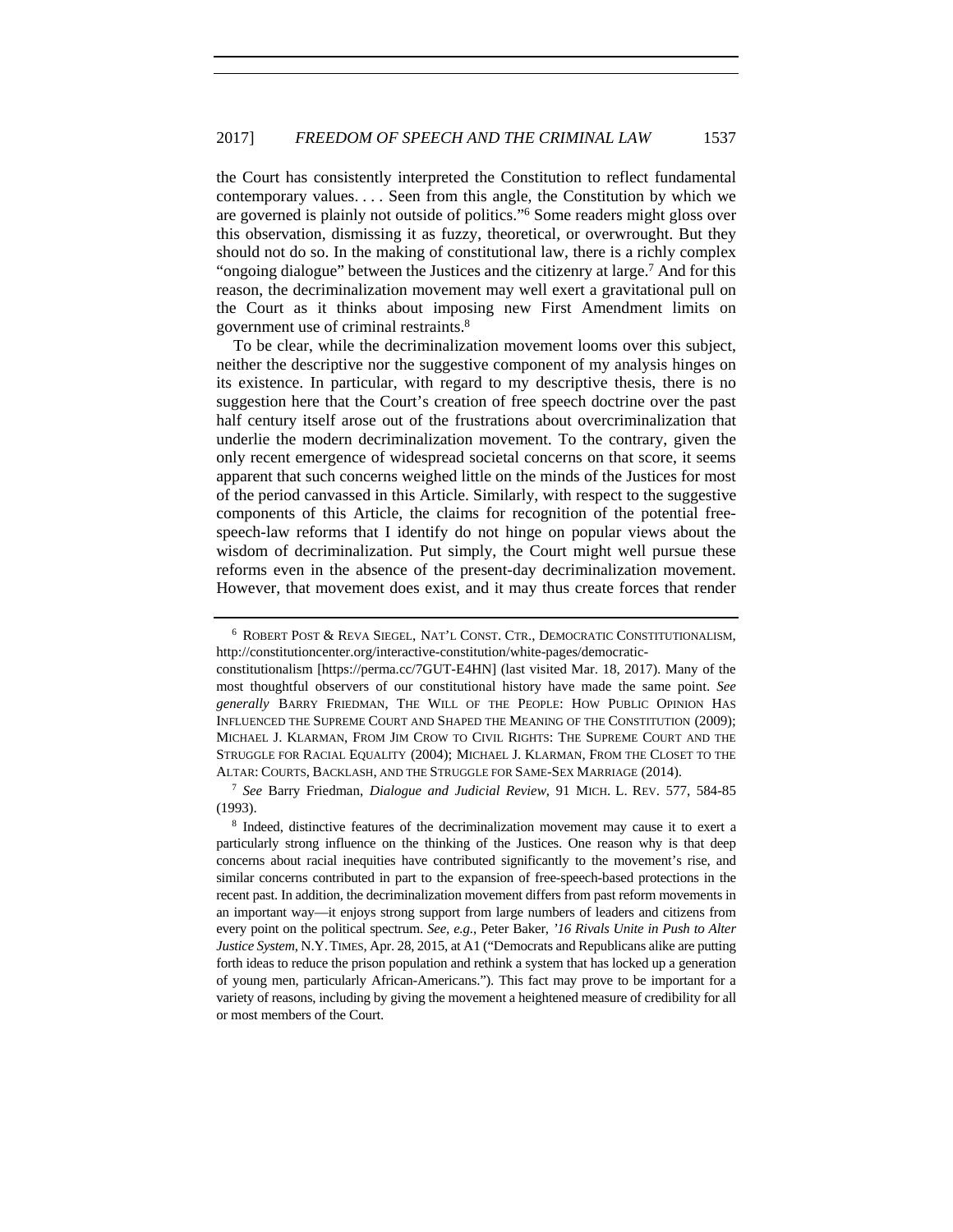the Court has consistently interpreted the Constitution to reflect fundamental contemporary values. . . . Seen from this angle, the Constitution by which we are governed is plainly not outside of politics."[6] Some readers might gloss over this observation, dismissing it as fuzzy, theoretical, or overwrought. But they should not do so. In the making of constitutional law, there is a richly complex "ongoing dialogue" between the Justices and the citizenry at large.[7] And for this reason, the decriminalization movement may well exert a gravitational pull on the Court as it thinks about imposing new First Amendment limits on government use of criminal restraints.[8]

To be clear, while the decriminalization movement looms over this subject, neither the descriptive nor the suggestive component of my analysis hinges on its existence. In particular, with regard to my descriptive thesis, there is no suggestion here that the Court's creation of free speech doctrine over the past half century itself arose out of the frustrations about overcriminalization that underlie the modern decriminalization movement. To the contrary, given the only recent emergence of widespread societal concerns on that score, it seems apparent that such concerns weighed little on the minds of the Justices for most of the period canvassed in this Article. Similarly, with respect to the suggestive components of this Article, the claims for recognition of the potential free-speech-law reforms that I identify do not hinge on popular views about the wisdom of decriminalization. Put simply, the Court might well pursue these reforms even in the absence of the present-day decriminalization movement. However, that movement does exist, and it may thus create forces that render

---

[6] ROBERT POST & REVA SIEGEL, NAT'L CONST. CTR., DEMOCRATIC CONSTITUTIONALISM, http://constitutioncenter.org/interactive-constitution/white-pages/democratic-constitutionalism [https://perma.cc/7GUT-E4HN] (last visited Mar. 18, 2017). Many of the most thoughtful observers of our constitutional history have made the same point. *See generally* BARRY FRIEDMAN, THE WILL OF THE PEOPLE: HOW PUBLIC OPINION HAS INFLUENCED THE SUPREME COURT AND SHAPED THE MEANING OF THE CONSTITUTION (2009); MICHAEL J. KLARMAN, FROM JIM CROW TO CIVIL RIGHTS: THE SUPREME COURT AND THE STRUGGLE FOR RACIAL EQUALITY (2004); MICHAEL J. KLARMAN, FROM THE CLOSET TO THE ALTAR: COURTS, BACKLASH, AND THE STRUGGLE FOR SAME-SEX MARRIAGE (2014).

[7] *See* Barry Friedman, *Dialogue and Judicial Review*, 91 MICH. L. REV. 577, 584-85 (1993).

[8] Indeed, distinctive features of the decriminalization movement may cause it to exert a particularly strong influence on the thinking of the Justices. One reason why is that deep concerns about racial inequities have contributed significantly to the movement's rise, and similar concerns contributed in part to the expansion of free-speech-based protections in the recent past. In addition, the decriminalization movement differs from past reform movements in an important way—it enjoys strong support from large numbers of leaders and citizens from every point on the political spectrum. *See, e.g.*, Peter Baker, *'16 Rivals Unite in Push to Alter Justice System*, N.Y. TIMES, Apr. 28, 2015, at A1 ("Democrats and Republicans alike are putting forth ideas to reduce the prison population and rethink a system that has locked up a generation of young men, particularly African-Americans."). This fact may prove to be important for a variety of reasons, including by giving the movement a heightened measure of credibility for all or most members of the Court.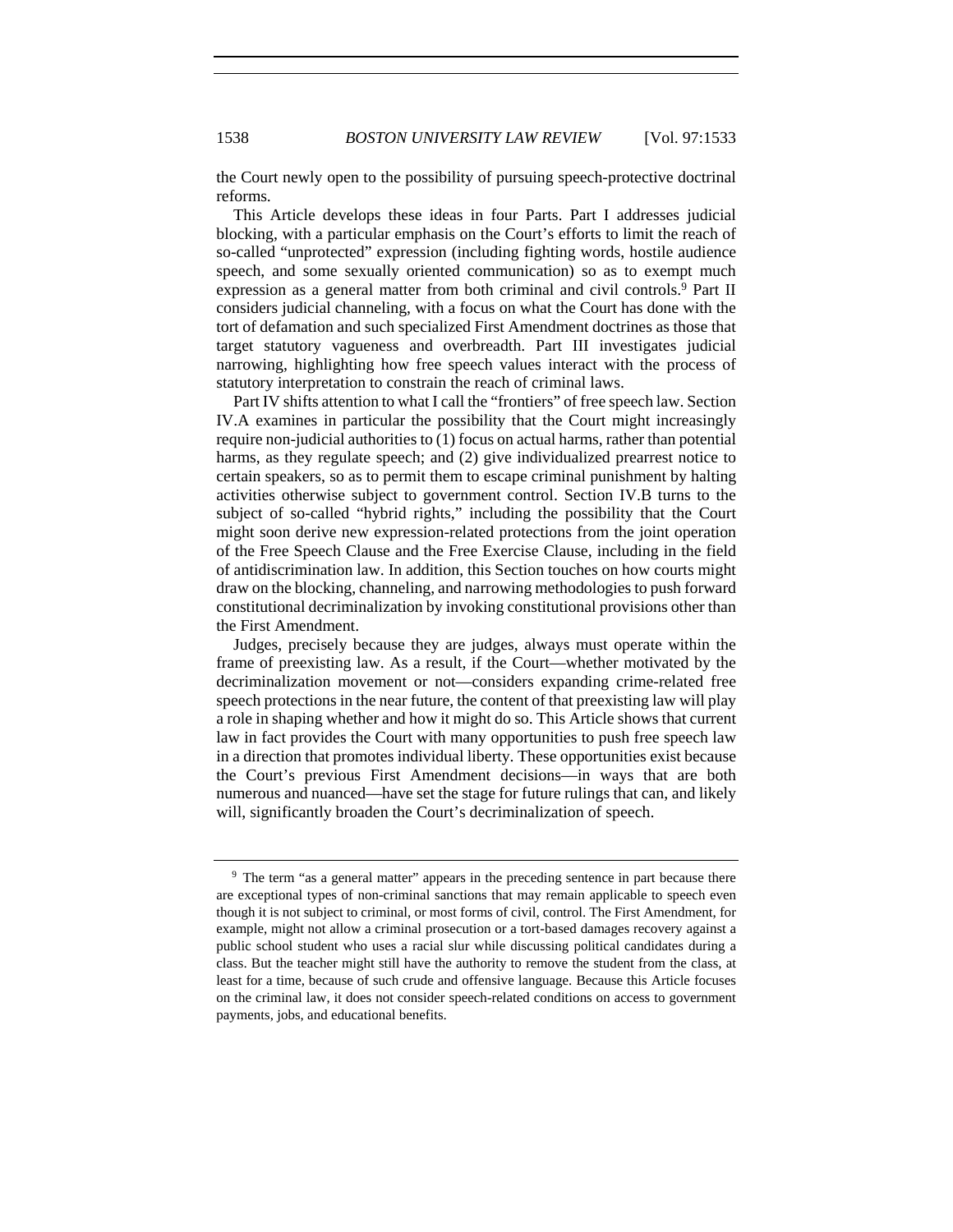the Court newly open to the possibility of pursuing speech-protective doctrinal reforms.

This Article develops these ideas in four Parts. Part I addresses judicial blocking, with a particular emphasis on the Court's efforts to limit the reach of so-called "unprotected" expression (including fighting words, hostile audience speech, and some sexually oriented communication) so as to exempt much expression as a general matter from both criminal and civil controls.[9] Part II considers judicial channeling, with a focus on what the Court has done with the tort of defamation and such specialized First Amendment doctrines as those that target statutory vagueness and overbreadth. Part III investigates judicial narrowing, highlighting how free speech values interact with the process of statutory interpretation to constrain the reach of criminal laws.

Part IV shifts attention to what I call the "frontiers" of free speech law. Section IV.A examines in particular the possibility that the Court might increasingly require non-judicial authorities to (1) focus on actual harms, rather than potential harms, as they regulate speech; and (2) give individualized prearrest notice to certain speakers, so as to permit them to escape criminal punishment by halting activities otherwise subject to government control. Section IV.B turns to the subject of so-called "hybrid rights," including the possibility that the Court might soon derive new expression-related protections from the joint operation of the Free Speech Clause and the Free Exercise Clause, including in the field of antidiscrimination law. In addition, this Section touches on how courts might draw on the blocking, channeling, and narrowing methodologies to push forward constitutional decriminalization by invoking constitutional provisions other than the First Amendment.

Judges, precisely because they are judges, always must operate within the frame of preexisting law. As a result, if the Court—whether motivated by the decriminalization movement or not—considers expanding crime-related free speech protections in the near future, the content of that preexisting law will play a role in shaping whether and how it might do so. This Article shows that current law in fact provides the Court with many opportunities to push free speech law in a direction that promotes individual liberty. These opportunities exist because the Court's previous First Amendment decisions—in ways that are both numerous and nuanced—have set the stage for future rulings that can, and likely will, significantly broaden the Court's decriminalization of speech.

---

[9] The term "as a general matter" appears in the preceding sentence in part because there are exceptional types of non-criminal sanctions that may remain applicable to speech even though it is not subject to criminal, or most forms of civil, control. The First Amendment, for example, might not allow a criminal prosecution or a tort-based damages recovery against a public school student who uses a racial slur while discussing political candidates during a class. But the teacher might still have the authority to remove the student from the class, at least for a time, because of such crude and offensive language. Because this Article focuses on the criminal law, it does not consider speech-related conditions on access to government payments, jobs, and educational benefits.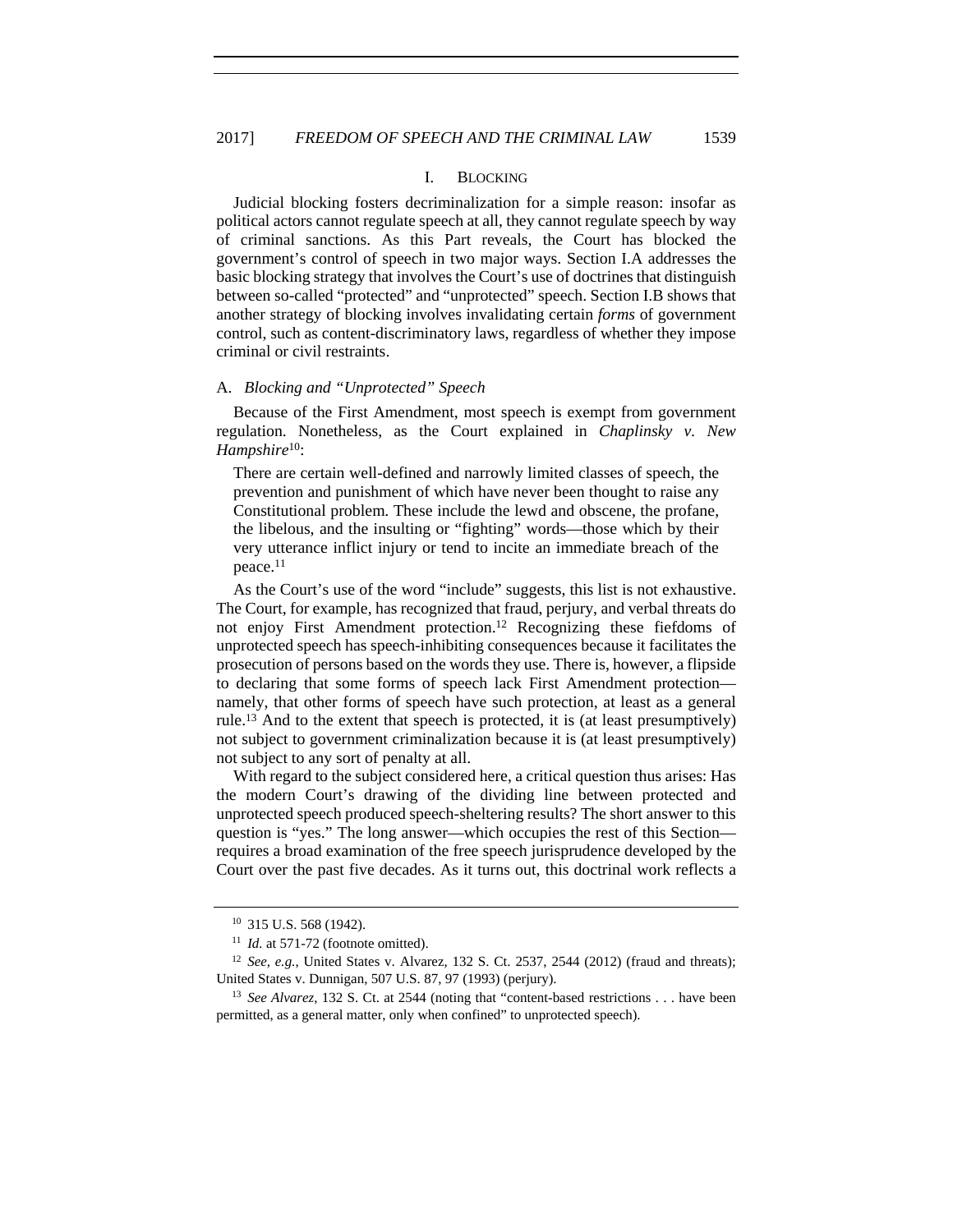## I. BLOCKING

Judicial blocking fosters decriminalization for a simple reason: insofar as political actors cannot regulate speech at all, they cannot regulate speech by way of criminal sanctions. As this Part reveals, the Court has blocked the government's control of speech in two major ways. Section I.A addresses the basic blocking strategy that involves the Court's use of doctrines that distinguish between so-called "protected" and "unprotected" speech. Section I.B shows that another strategy of blocking involves invalidating certain *forms* of government control, such as content-discriminatory laws, regardless of whether they impose criminal or civil restraints.

### A. *Blocking and "Unprotected" Speech*

Because of the First Amendment, most speech is exempt from government regulation. Nonetheless, as the Court explained in *Chaplinsky v. New Hampshire*[10]:

> There are certain well-defined and narrowly limited classes of speech, the prevention and punishment of which have never been thought to raise any Constitutional problem. These include the lewd and obscene, the profane, the libelous, and the insulting or "fighting" words—those which by their very utterance inflict injury or tend to incite an immediate breach of the peace.[11]

As the Court's use of the word "include" suggests, this list is not exhaustive. The Court, for example, has recognized that fraud, perjury, and verbal threats do not enjoy First Amendment protection.[12] Recognizing these fiefdoms of unprotected speech has speech-inhibiting consequences because it facilitates the prosecution of persons based on the words they use. There is, however, a flipside to declaring that some forms of speech lack First Amendment protection—namely, that other forms of speech have such protection, at least as a general rule.[13] And to the extent that speech is protected, it is (at least presumptively) not subject to government criminalization because it is (at least presumptively) not subject to any sort of penalty at all.

With regard to the subject considered here, a critical question thus arises: Has the modern Court's drawing of the dividing line between protected and unprotected speech produced speech-sheltering results? The short answer to this question is "yes." The long answer—which occupies the rest of this Section—requires a broad examination of the free speech jurisprudence developed by the Court over the past five decades. As it turns out, this doctrinal work reflects a

---

[10] 315 U.S. 568 (1942).

[11] *Id.* at 571-72 (footnote omitted).

[12] *See, e.g.*, United States v. Alvarez, 132 S. Ct. 2537, 2544 (2012) (fraud and threats); United States v. Dunnigan, 507 U.S. 87, 97 (1993) (perjury).

[13] *See Alvarez*, 132 S. Ct. at 2544 (noting that "content-based restrictions . . . have been permitted, as a general matter, only when confined" to unprotected speech).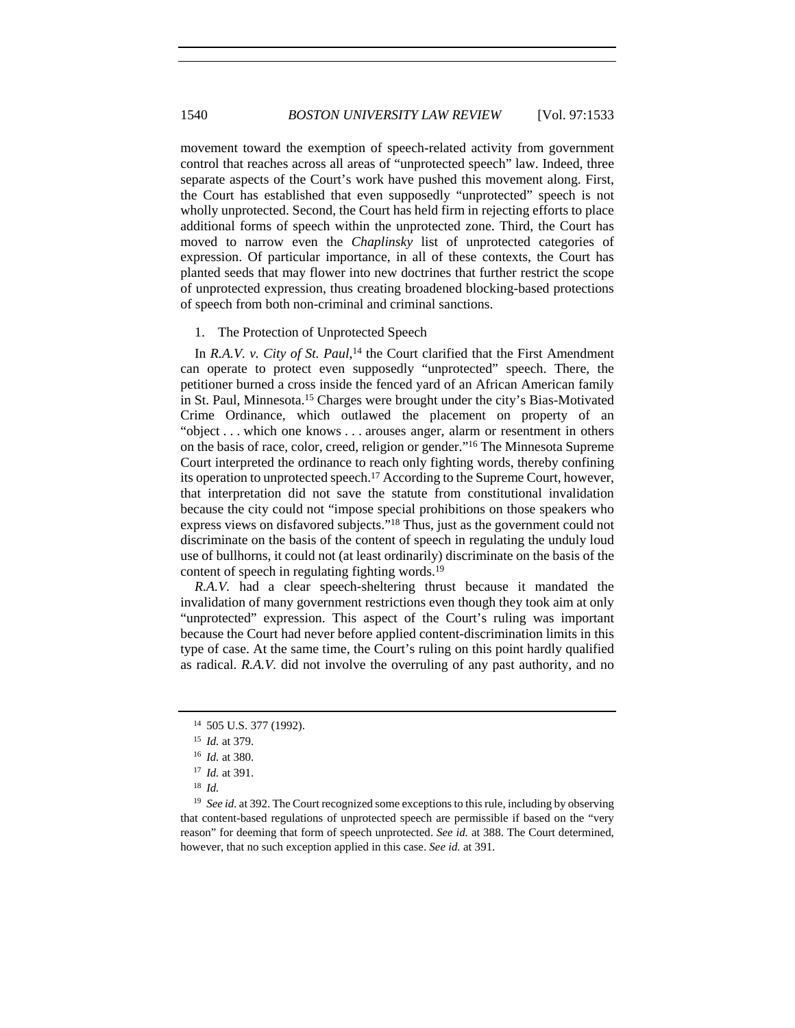movement toward the exemption of speech-related activity from government control that reaches across all areas of "unprotected speech" law. Indeed, three separate aspects of the Court's work have pushed this movement along. First, the Court has established that even supposedly "unprotected" speech is not wholly unprotected. Second, the Court has held firm in rejecting efforts to place additional forms of speech within the unprotected zone. Third, the Court has moved to narrow even the *Chaplinsky* list of unprotected categories of expression. Of particular importance, in all of these contexts, the Court has planted seeds that may flower into new doctrines that further restrict the scope of unprotected expression, thus creating broadened blocking-based protections of speech from both non-criminal and criminal sanctions.

1. The Protection of Unprotected Speech

In *R.A.V. v. City of St. Paul*,[14] the Court clarified that the First Amendment can operate to protect even supposedly "unprotected" speech. There, the petitioner burned a cross inside the fenced yard of an African American family in St. Paul, Minnesota.[15] Charges were brought under the city's Bias-Motivated Crime Ordinance, which outlawed the placement on property of an "object . . . which one knows . . . arouses anger, alarm or resentment in others on the basis of race, color, creed, religion or gender."[16] The Minnesota Supreme Court interpreted the ordinance to reach only fighting words, thereby confining its operation to unprotected speech.[17] According to the Supreme Court, however, that interpretation did not save the statute from constitutional invalidation because the city could not "impose special prohibitions on those speakers who express views on disfavored subjects."[18] Thus, just as the government could not discriminate on the basis of the content of speech in regulating the unduly loud use of bullhorns, it could not (at least ordinarily) discriminate on the basis of the content of speech in regulating fighting words.[19]

*R.A.V.* had a clear speech-sheltering thrust because it mandated the invalidation of many government restrictions even though they took aim at only "unprotected" expression. This aspect of the Court's ruling was important because the Court had never before applied content-discrimination limits in this type of case. At the same time, the Court's ruling on this point hardly qualified as radical. *R.A.V.* did not involve the overruling of any past authority, and no

---

[14] 505 U.S. 377 (1992).

[15] *Id.* at 379.

[16] *Id.* at 380.

[17] *Id.* at 391.

[18] *Id.*

[19] *See id.* at 392. The Court recognized some exceptions to this rule, including by observing that content-based regulations of unprotected speech are permissible if based on the "very reason" for deeming that form of speech unprotected. *See id.* at 388. The Court determined, however, that no such exception applied in this case. *See id.* at 391.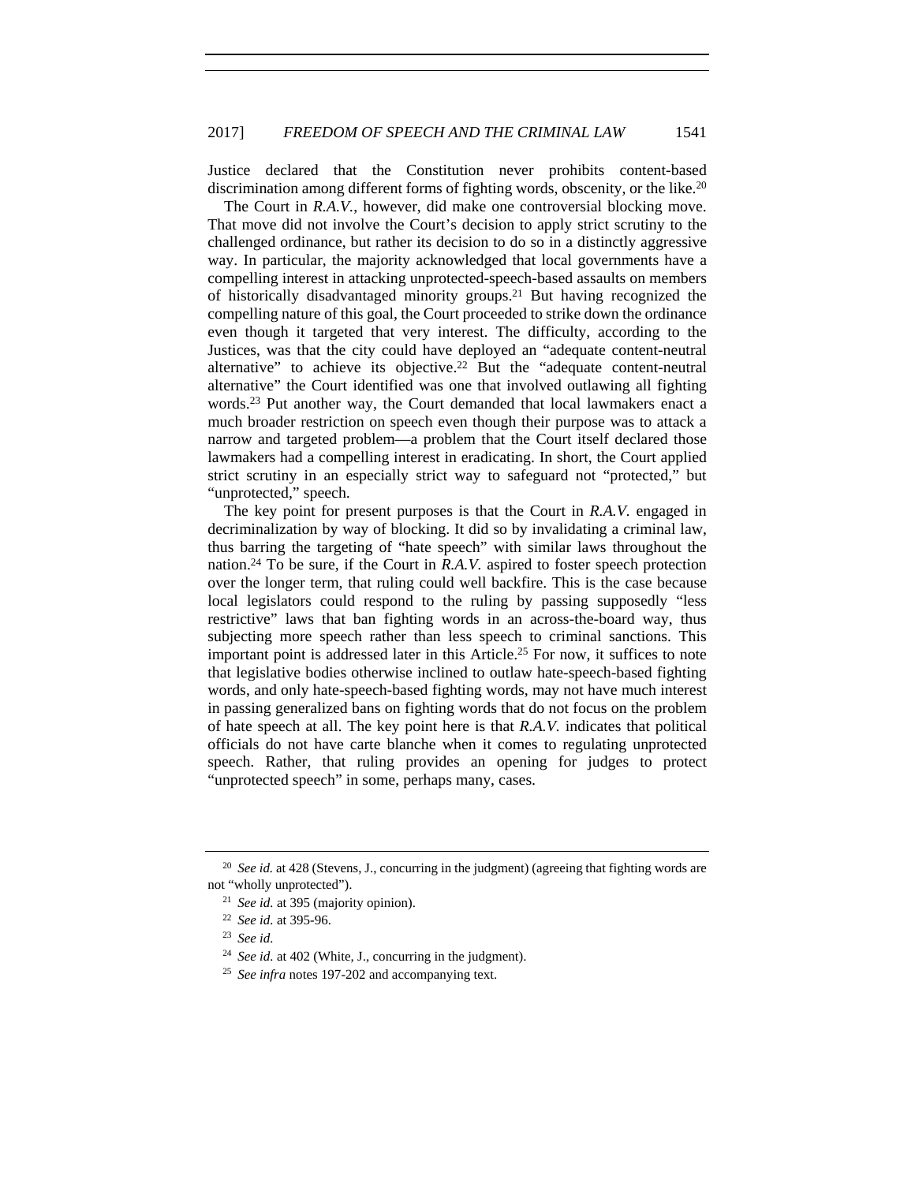Justice declared that the Constitution never prohibits content-based discrimination among different forms of fighting words, obscenity, or the like.[20]

The Court in *R.A.V.*, however, did make one controversial blocking move. That move did not involve the Court's decision to apply strict scrutiny to the challenged ordinance, but rather its decision to do so in a distinctly aggressive way. In particular, the majority acknowledged that local governments have a compelling interest in attacking unprotected-speech-based assaults on members of historically disadvantaged minority groups.[21] But having recognized the compelling nature of this goal, the Court proceeded to strike down the ordinance even though it targeted that very interest. The difficulty, according to the Justices, was that the city could have deployed an "adequate content-neutral alternative" to achieve its objective.[22] But the "adequate content-neutral alternative" the Court identified was one that involved outlawing all fighting words.[23] Put another way, the Court demanded that local lawmakers enact a much broader restriction on speech even though their purpose was to attack a narrow and targeted problem—a problem that the Court itself declared those lawmakers had a compelling interest in eradicating. In short, the Court applied strict scrutiny in an especially strict way to safeguard not "protected," but "unprotected," speech.

The key point for present purposes is that the Court in *R.A.V.* engaged in decriminalization by way of blocking. It did so by invalidating a criminal law, thus barring the targeting of "hate speech" with similar laws throughout the nation.[24] To be sure, if the Court in *R.A.V.* aspired to foster speech protection over the longer term, that ruling could well backfire. This is the case because local legislators could respond to the ruling by passing supposedly "less restrictive" laws that ban fighting words in an across-the-board way, thus subjecting more speech rather than less speech to criminal sanctions. This important point is addressed later in this Article.[25] For now, it suffices to note that legislative bodies otherwise inclined to outlaw hate-speech-based fighting words, and only hate-speech-based fighting words, may not have much interest in passing generalized bans on fighting words that do not focus on the problem of hate speech at all. The key point here is that *R.A.V.* indicates that political officials do not have carte blanche when it comes to regulating unprotected speech. Rather, that ruling provides an opening for judges to protect "unprotected speech" in some, perhaps many, cases.

---

[20] *See id.* at 428 (Stevens, J., concurring in the judgment) (agreeing that fighting words are not "wholly unprotected").

[21] *See id.* at 395 (majority opinion).

[22] *See id.* at 395-96.

[23] *See id.*

[24] *See id.* at 402 (White, J., concurring in the judgment).

[25] *See infra* notes 197-202 and accompanying text.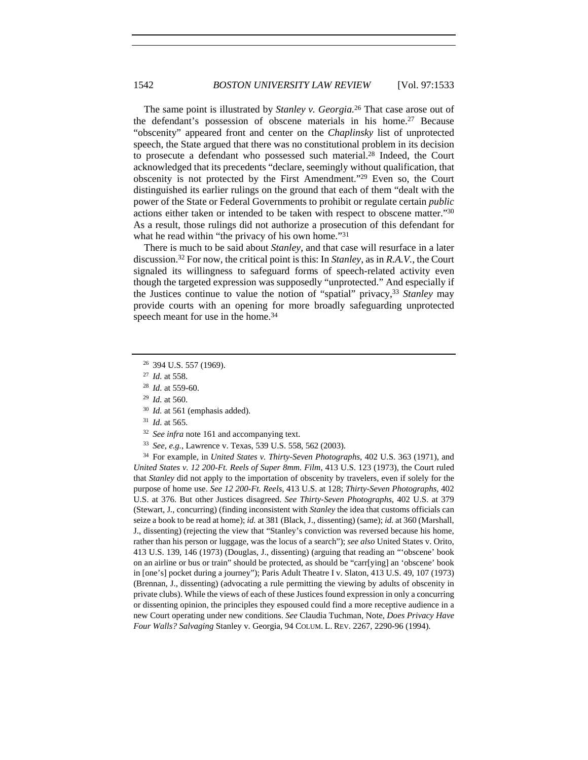The same point is illustrated by *Stanley v. Georgia*.[26] That case arose out of the defendant's possession of obscene materials in his home.[27] Because "obscenity" appeared front and center on the *Chaplinsky* list of unprotected speech, the State argued that there was no constitutional problem in its decision to prosecute a defendant who possessed such material.[28] Indeed, the Court acknowledged that its precedents "declare, seemingly without qualification, that obscenity is not protected by the First Amendment."[29] Even so, the Court distinguished its earlier rulings on the ground that each of them "dealt with the power of the State or Federal Governments to prohibit or regulate certain *public* actions either taken or intended to be taken with respect to obscene matter."[30] As a result, those rulings did not authorize a prosecution of this defendant for what he read within "the privacy of his own home."[31]

There is much to be said about *Stanley*, and that case will resurface in a later discussion.[32] For now, the critical point is this: In *Stanley*, as in *R.A.V.*, the Court signaled its willingness to safeguard forms of speech-related activity even though the targeted expression was supposedly "unprotected." And especially if the Justices continue to value the notion of "spatial" privacy,[33] *Stanley* may provide courts with an opening for more broadly safeguarding unprotected speech meant for use in the home.[34]

---

[26] 394 U.S. 557 (1969).

[27] *Id.* at 558.

[28] *Id.* at 559-60.

[29] *Id.* at 560.

[30] *Id.* at 561 (emphasis added).

[31] *Id.* at 565.

[32] *See infra* note 161 and accompanying text.

[33] *See, e.g.*, Lawrence v. Texas, 539 U.S. 558, 562 (2003).

[34] For example, in *United States v. Thirty-Seven Photographs*, 402 U.S. 363 (1971), and *United States v. 12 200-Ft. Reels of Super 8mm. Film*, 413 U.S. 123 (1973), the Court ruled that *Stanley* did not apply to the importation of obscenity by travelers, even if solely for the purpose of home use. *See 12 200-Ft. Reels*, 413 U.S. at 128; *Thirty-Seven Photographs*, 402 U.S. at 376. But other Justices disagreed. *See Thirty-Seven Photographs*, 402 U.S. at 379 (Stewart, J., concurring) (finding inconsistent with *Stanley* the idea that customs officials can seize a book to be read at home); *id.* at 381 (Black, J., dissenting) (same); *id.* at 360 (Marshall, J., dissenting) (rejecting the view that "Stanley's conviction was reversed because his home, rather than his person or luggage, was the locus of a search"); *see also* United States v. Orito, 413 U.S. 139, 146 (1973) (Douglas, J., dissenting) (arguing that reading an "'obscene' book on an airline or bus or train" should be protected, as should be "carr[ying] an 'obscene' book in [one's] pocket during a journey"); Paris Adult Theatre I v. Slaton, 413 U.S. 49, 107 (1973) (Brennan, J., dissenting) (advocating a rule permitting the viewing by adults of obscenity in private clubs). While the views of each of these Justices found expression in only a concurring or dissenting opinion, the principles they espoused could find a more receptive audience in a new Court operating under new conditions. *See* Claudia Tuchman, Note, *Does Privacy Have Four Walls? Salvaging* Stanley v. Georgia, 94 COLUM. L. REV. 2267, 2290-96 (1994).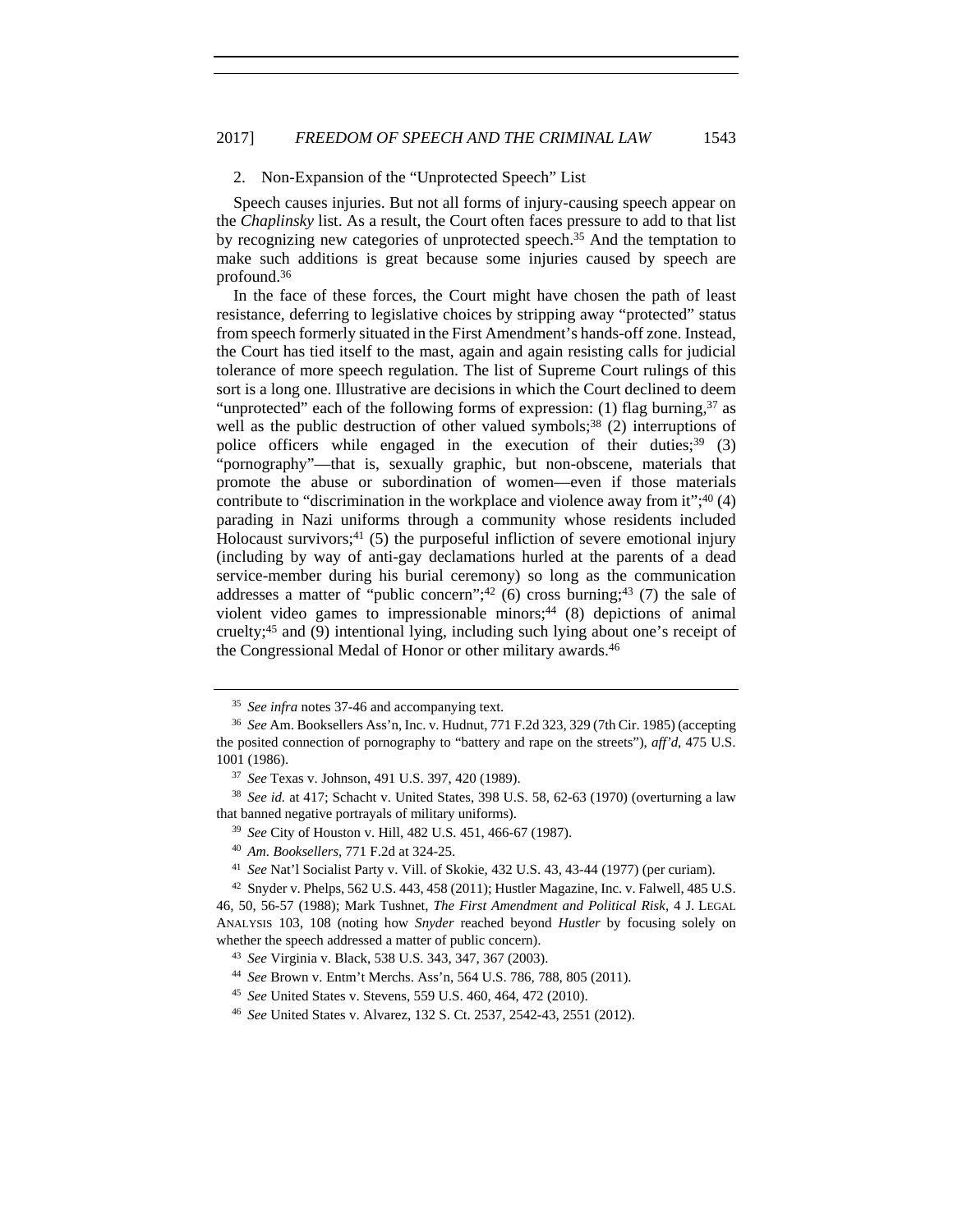### 2. Non-Expansion of the "Unprotected Speech" List

Speech causes injuries. But not all forms of injury-causing speech appear on the *Chaplinsky* list. As a result, the Court often faces pressure to add to that list by recognizing new categories of unprotected speech.[35] And the temptation to make such additions is great because some injuries caused by speech are profound.[36]

In the face of these forces, the Court might have chosen the path of least resistance, deferring to legislative choices by stripping away "protected" status from speech formerly situated in the First Amendment's hands-off zone. Instead, the Court has tied itself to the mast, again and again resisting calls for judicial tolerance of more speech regulation. The list of Supreme Court rulings of this sort is a long one. Illustrative are decisions in which the Court declined to deem "unprotected" each of the following forms of expression: (1) flag burning,[37] as well as the public destruction of other valued symbols;[38] (2) interruptions of police officers while engaged in the execution of their duties;[39] (3) "pornography"—that is, sexually graphic, but non-obscene, materials that promote the abuse or subordination of women—even if those materials contribute to "discrimination in the workplace and violence away from it";[40] (4) parading in Nazi uniforms through a community whose residents included Holocaust survivors;[41] (5) the purposeful infliction of severe emotional injury (including by way of anti-gay declamations hurled at the parents of a dead service-member during his burial ceremony) so long as the communication addresses a matter of "public concern";[42] (6) cross burning;[43] (7) the sale of violent video games to impressionable minors;[44] (8) depictions of animal cruelty;[45] and (9) intentional lying, including such lying about one's receipt of the Congressional Medal of Honor or other military awards.[46]

---

[35] *See infra* notes 37-46 and accompanying text.

[36] *See* Am. Booksellers Ass'n, Inc. v. Hudnut, 771 F.2d 323, 329 (7th Cir. 1985) (accepting the posited connection of pornography to "battery and rape on the streets"), *aff'd*, 475 U.S. 1001 (1986).

[37] *See* Texas v. Johnson, 491 U.S. 397, 420 (1989).

[38] *See id.* at 417; Schacht v. United States, 398 U.S. 58, 62-63 (1970) (overturning a law that banned negative portrayals of military uniforms).

[39] *See* City of Houston v. Hill, 482 U.S. 451, 466-67 (1987).

[40] *Am. Booksellers*, 771 F.2d at 324-25.

[41] *See* Nat'l Socialist Party v. Vill. of Skokie, 432 U.S. 43, 43-44 (1977) (per curiam).

[42] Snyder v. Phelps, 562 U.S. 443, 458 (2011); Hustler Magazine, Inc. v. Falwell, 485 U.S. 46, 50, 56-57 (1988); Mark Tushnet, *The First Amendment and Political Risk*, 4 J. LEGAL ANALYSIS 103, 108 (noting how *Snyder* reached beyond *Hustler* by focusing solely on whether the speech addressed a matter of public concern).

[43] *See* Virginia v. Black, 538 U.S. 343, 347, 367 (2003).

[44] *See* Brown v. Entm't Merchs. Ass'n, 564 U.S. 786, 788, 805 (2011).

[45] *See* United States v. Stevens, 559 U.S. 460, 464, 472 (2010).

[46] *See* United States v. Alvarez, 132 S. Ct. 2537, 2542-43, 2551 (2012).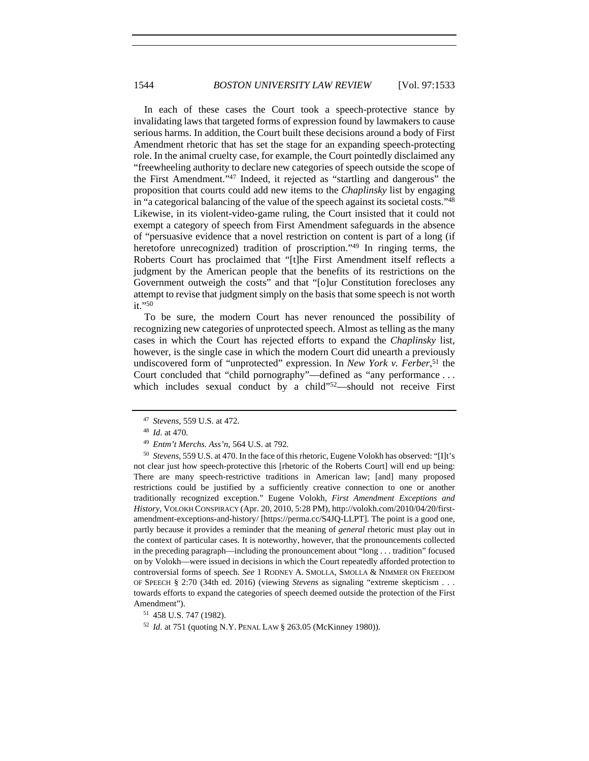In each of these cases the Court took a speech-protective stance by invalidating laws that targeted forms of expression found by lawmakers to cause serious harms. In addition, the Court built these decisions around a body of First Amendment rhetoric that has set the stage for an expanding speech-protecting role. In the animal cruelty case, for example, the Court pointedly disclaimed any "freewheeling authority to declare new categories of speech outside the scope of the First Amendment."[47] Indeed, it rejected as "startling and dangerous" the proposition that courts could add new items to the *Chaplinsky* list by engaging in "a categorical balancing of the value of the speech against its societal costs."[48] Likewise, in its violent-video-game ruling, the Court insisted that it could not exempt a category of speech from First Amendment safeguards in the absence of "persuasive evidence that a novel restriction on content is part of a long (if heretofore unrecognized) tradition of proscription."[49] In ringing terms, the Roberts Court has proclaimed that "[t]he First Amendment itself reflects a judgment by the American people that the benefits of its restrictions on the Government outweigh the costs" and that "[o]ur Constitution forecloses any attempt to revise that judgment simply on the basis that some speech is not worth it."[50]

To be sure, the modern Court has never renounced the possibility of recognizing new categories of unprotected speech. Almost as telling as the many cases in which the Court has rejected efforts to expand the *Chaplinsky* list, however, is the single case in which the modern Court did unearth a previously undiscovered form of "unprotected" expression. In *New York v. Ferber*,[51] the Court concluded that "child pornography"—defined as "any performance . . . which includes sexual conduct by a child"[52]—should not receive First

---

[47] *Stevens*, 559 U.S. at 472.

[48] *Id*. at 470.

[49] *Entm't Merchs. Ass'n*, 564 U.S. at 792.

[50] *Stevens*, 559 U.S. at 470. In the face of this rhetoric, Eugene Volokh has observed: "[I]t's not clear just how speech-protective this [rhetoric of the Roberts Court] will end up being: There are many speech-restrictive traditions in American law; [and] many proposed restrictions could be justified by a sufficiently creative connection to one or another traditionally recognized exception." Eugene Volokh, *First Amendment Exceptions and History*, VOLOKH CONSPIRACY (Apr. 20, 2010, 5:28 PM), http://volokh.com/2010/04/20/first-amendment-exceptions-and-history/ [https://perma.cc/S4JQ-LLPT]. The point is a good one, partly because it provides a reminder that the meaning of *general* rhetoric must play out in the context of particular cases. It is noteworthy, however, that the pronouncements collected in the preceding paragraph—including the pronouncement about "long . . . tradition" focused on by Volokh—were issued in decisions in which the Court repeatedly afforded protection to controversial forms of speech. *See* 1 RODNEY A. SMOLLA, SMOLLA & NIMMER ON FREEDOM OF SPEECH § 2:70 (34th ed. 2016) (viewing *Stevens* as signaling "extreme skepticism . . . towards efforts to expand the categories of speech deemed outside the protection of the First Amendment").

[51] 458 U.S. 747 (1982).

[52] *Id.* at 751 (quoting N.Y. PENAL LAW § 263.05 (McKinney 1980)).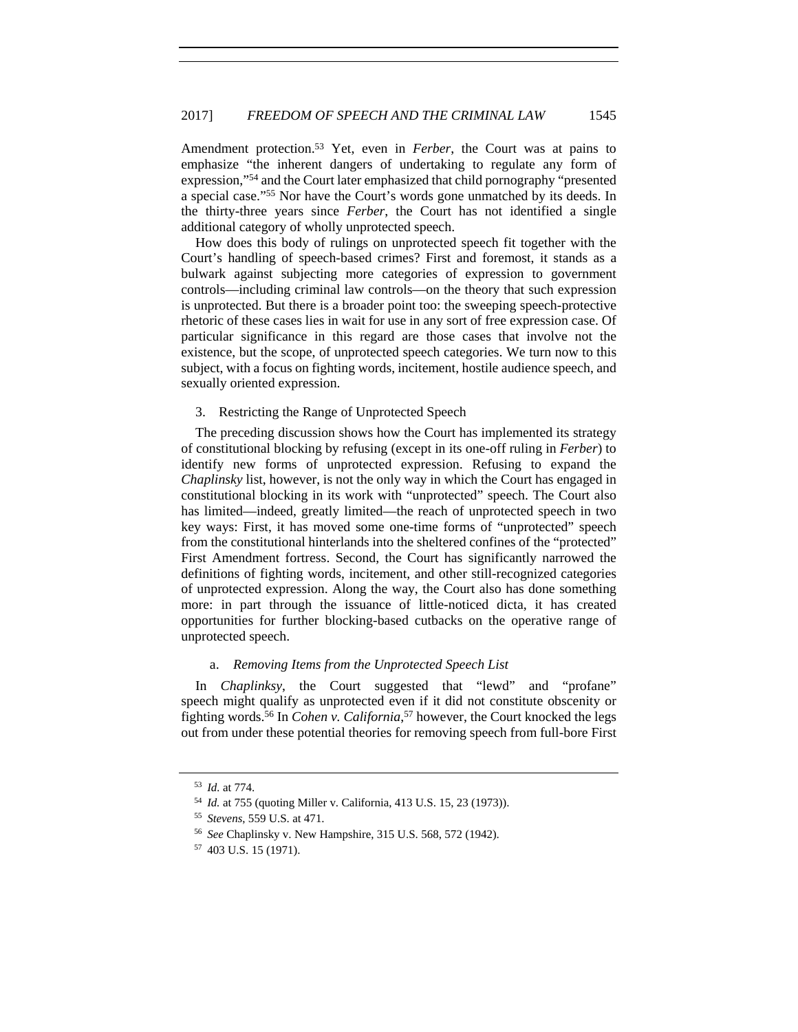Amendment protection.[53] Yet, even in *Ferber*, the Court was at pains to emphasize "the inherent dangers of undertaking to regulate any form of expression,"[54] and the Court later emphasized that child pornography "presented a special case."[55] Nor have the Court's words gone unmatched by its deeds. In the thirty-three years since *Ferber*, the Court has not identified a single additional category of wholly unprotected speech.

How does this body of rulings on unprotected speech fit together with the Court's handling of speech-based crimes? First and foremost, it stands as a bulwark against subjecting more categories of expression to government controls—including criminal law controls—on the theory that such expression is unprotected. But there is a broader point too: the sweeping speech-protective rhetoric of these cases lies in wait for use in any sort of free expression case. Of particular significance in this regard are those cases that involve not the existence, but the scope, of unprotected speech categories. We turn now to this subject, with a focus on fighting words, incitement, hostile audience speech, and sexually oriented expression.

### 3. Restricting the Range of Unprotected Speech

The preceding discussion shows how the Court has implemented its strategy of constitutional blocking by refusing (except in its one-off ruling in *Ferber*) to identify new forms of unprotected expression. Refusing to expand the *Chaplinsky* list, however, is not the only way in which the Court has engaged in constitutional blocking in its work with "unprotected" speech. The Court also has limited—indeed, greatly limited—the reach of unprotected speech in two key ways: First, it has moved some one-time forms of "unprotected" speech from the constitutional hinterlands into the sheltered confines of the "protected" First Amendment fortress. Second, the Court has significantly narrowed the definitions of fighting words, incitement, and other still-recognized categories of unprotected expression. Along the way, the Court also has done something more: in part through the issuance of little-noticed dicta, it has created opportunities for further blocking-based cutbacks on the operative range of unprotected speech.

#### a. *Removing Items from the Unprotected Speech List*

In *Chaplinksy*, the Court suggested that "lewd" and "profane" speech might qualify as unprotected even if it did not constitute obscenity or fighting words.[56] In *Cohen v. California*,[57] however, the Court knocked the legs out from under these potential theories for removing speech from full-bore First

---

[53] *Id.* at 774.

[54] *Id.* at 755 (quoting Miller v. California, 413 U.S. 15, 23 (1973)).

[55] *Stevens*, 559 U.S. at 471.

[56] *See* Chaplinsky v. New Hampshire, 315 U.S. 568, 572 (1942).

[57] 403 U.S. 15 (1971).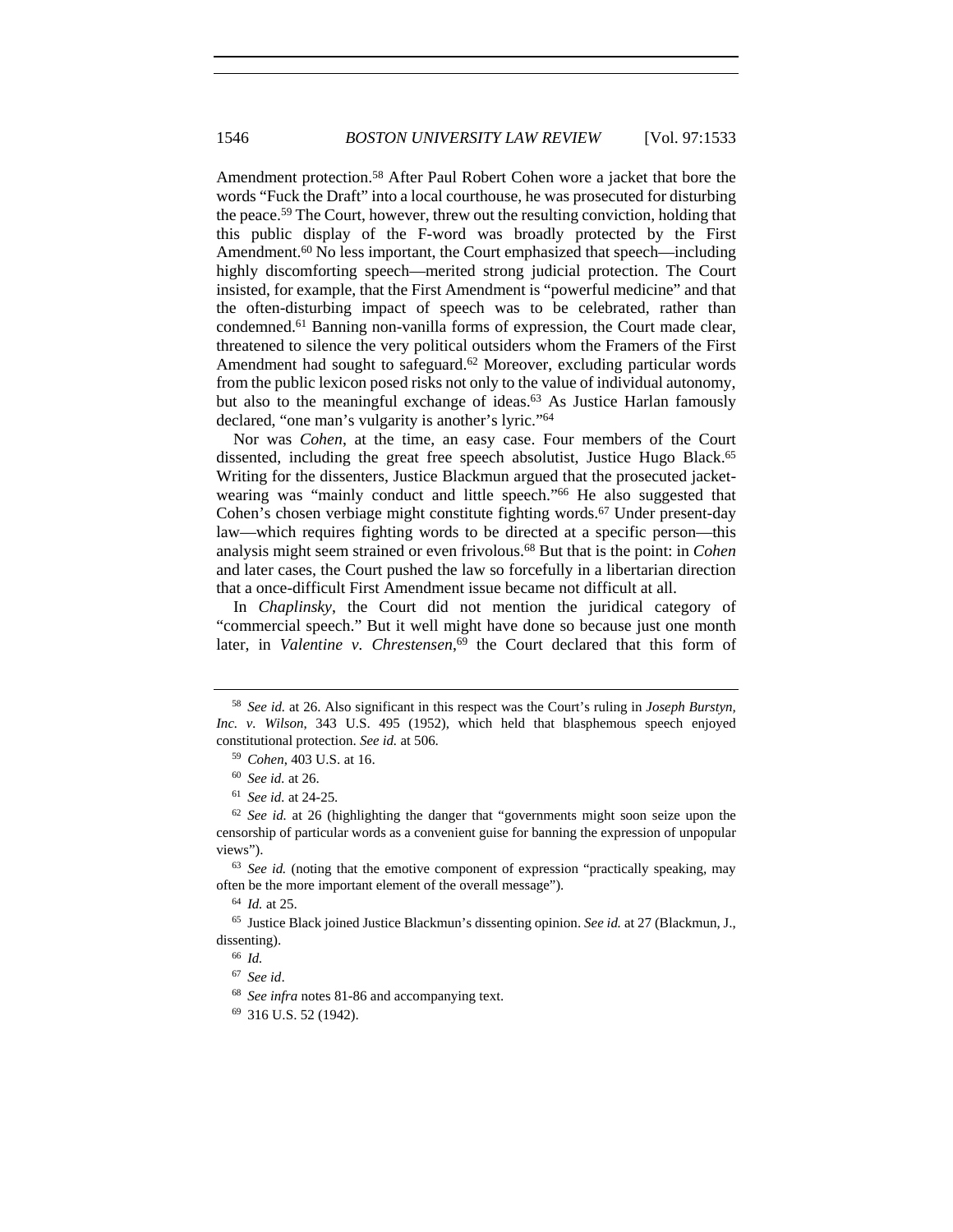Amendment protection.[58] After Paul Robert Cohen wore a jacket that bore the words "Fuck the Draft" into a local courthouse, he was prosecuted for disturbing the peace.[59] The Court, however, threw out the resulting conviction, holding that this public display of the F-word was broadly protected by the First Amendment.[60] No less important, the Court emphasized that speech—including highly discomforting speech—merited strong judicial protection. The Court insisted, for example, that the First Amendment is "powerful medicine" and that the often-disturbing impact of speech was to be celebrated, rather than condemned.[61] Banning non-vanilla forms of expression, the Court made clear, threatened to silence the very political outsiders whom the Framers of the First Amendment had sought to safeguard.[62] Moreover, excluding particular words from the public lexicon posed risks not only to the value of individual autonomy, but also to the meaningful exchange of ideas.[63] As Justice Harlan famously declared, "one man's vulgarity is another's lyric."[64]

Nor was *Cohen*, at the time, an easy case. Four members of the Court dissented, including the great free speech absolutist, Justice Hugo Black.[65] Writing for the dissenters, Justice Blackmun argued that the prosecuted jacket-wearing was "mainly conduct and little speech."[66] He also suggested that Cohen's chosen verbiage might constitute fighting words.[67] Under present-day law—which requires fighting words to be directed at a specific person—this analysis might seem strained or even frivolous.[68] But that is the point: in *Cohen* and later cases, the Court pushed the law so forcefully in a libertarian direction that a once-difficult First Amendment issue became not difficult at all.

In *Chaplinsky*, the Court did not mention the juridical category of "commercial speech." But it well might have done so because just one month later, in *Valentine v. Chrestensen*,[69] the Court declared that this form of

---

[58] *See id.* at 26. Also significant in this respect was the Court's ruling in *Joseph Burstyn, Inc. v. Wilson*, 343 U.S. 495 (1952), which held that blasphemous speech enjoyed constitutional protection. *See id.* at 506.

[59] *Cohen*, 403 U.S. at 16.

[60] *See id.* at 26.

[61] *See id.* at 24-25.

[62] *See id.* at 26 (highlighting the danger that "governments might soon seize upon the censorship of particular words as a convenient guise for banning the expression of unpopular views").

[63] *See id.* (noting that the emotive component of expression "practically speaking, may often be the more important element of the overall message").

[64] *Id.* at 25.

[65] Justice Black joined Justice Blackmun's dissenting opinion. *See id.* at 27 (Blackmun, J., dissenting).

[66] *Id.*

[67] *See id*.

[68] *See infra* notes 81-86 and accompanying text.

[69] 316 U.S. 52 (1942).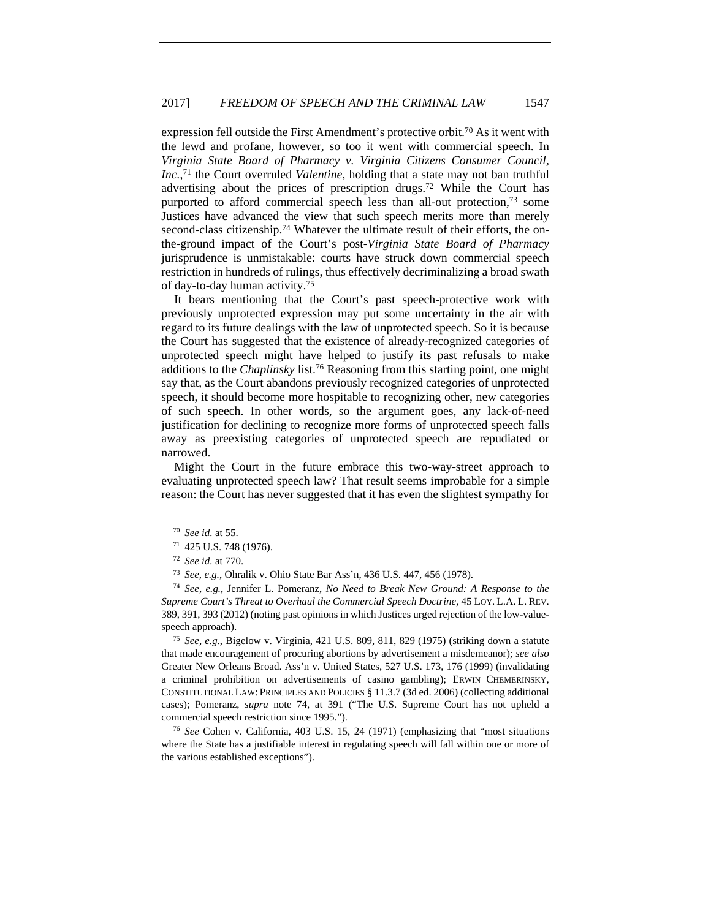expression fell outside the First Amendment's protective orbit.[70] As it went with the lewd and profane, however, so too it went with commercial speech. In *Virginia State Board of Pharmacy v. Virginia Citizens Consumer Council, Inc.*,[71] the Court overruled *Valentine*, holding that a state may not ban truthful advertising about the prices of prescription drugs.[72] While the Court has purported to afford commercial speech less than all-out protection,[73] some Justices have advanced the view that such speech merits more than merely second-class citizenship.[74] Whatever the ultimate result of their efforts, the on-the-ground impact of the Court's post-*Virginia State Board of Pharmacy* jurisprudence is unmistakable: courts have struck down commercial speech restriction in hundreds of rulings, thus effectively decriminalizing a broad swath of day-to-day human activity.[75]

It bears mentioning that the Court's past speech-protective work with previously unprotected expression may put some uncertainty in the air with regard to its future dealings with the law of unprotected speech. So it is because the Court has suggested that the existence of already-recognized categories of unprotected speech might have helped to justify its past refusals to make additions to the *Chaplinsky* list.[76] Reasoning from this starting point, one might say that, as the Court abandons previously recognized categories of unprotected speech, it should become more hospitable to recognizing other, new categories of such speech. In other words, so the argument goes, any lack-of-need justification for declining to recognize more forms of unprotected speech falls away as preexisting categories of unprotected speech are repudiated or narrowed.

Might the Court in the future embrace this two-way-street approach to evaluating unprotected speech law? That result seems improbable for a simple reason: the Court has never suggested that it has even the slightest sympathy for

---

[70] *See id.* at 55.

[71] 425 U.S. 748 (1976).

[72] *See id.* at 770.

[73] *See, e.g.*, Ohralik v. Ohio State Bar Ass'n, 436 U.S. 447, 456 (1978).

[74] *See, e.g.*, Jennifer L. Pomeranz, *No Need to Break New Ground: A Response to the Supreme Court's Threat to Overhaul the Commercial Speech Doctrine*, 45 LOY. L.A. L. REV. 389, 391, 393 (2012) (noting past opinions in which Justices urged rejection of the low-value-speech approach).

[75] *See, e.g.*, Bigelow v. Virginia, 421 U.S. 809, 811, 829 (1975) (striking down a statute that made encouragement of procuring abortions by advertisement a misdemeanor); *see also* Greater New Orleans Broad. Ass'n v. United States, 527 U.S. 173, 176 (1999) (invalidating a criminal prohibition on advertisements of casino gambling); ERWIN CHEMERINSKY, CONSTITUTIONAL LAW: PRINCIPLES AND POLICIES § 11.3.7 (3d ed. 2006) (collecting additional cases); Pomeranz, *supra* note 74, at 391 ("The U.S. Supreme Court has not upheld a commercial speech restriction since 1995.").

[76] *See* Cohen v. California, 403 U.S. 15, 24 (1971) (emphasizing that "most situations where the State has a justifiable interest in regulating speech will fall within one or more of the various established exceptions").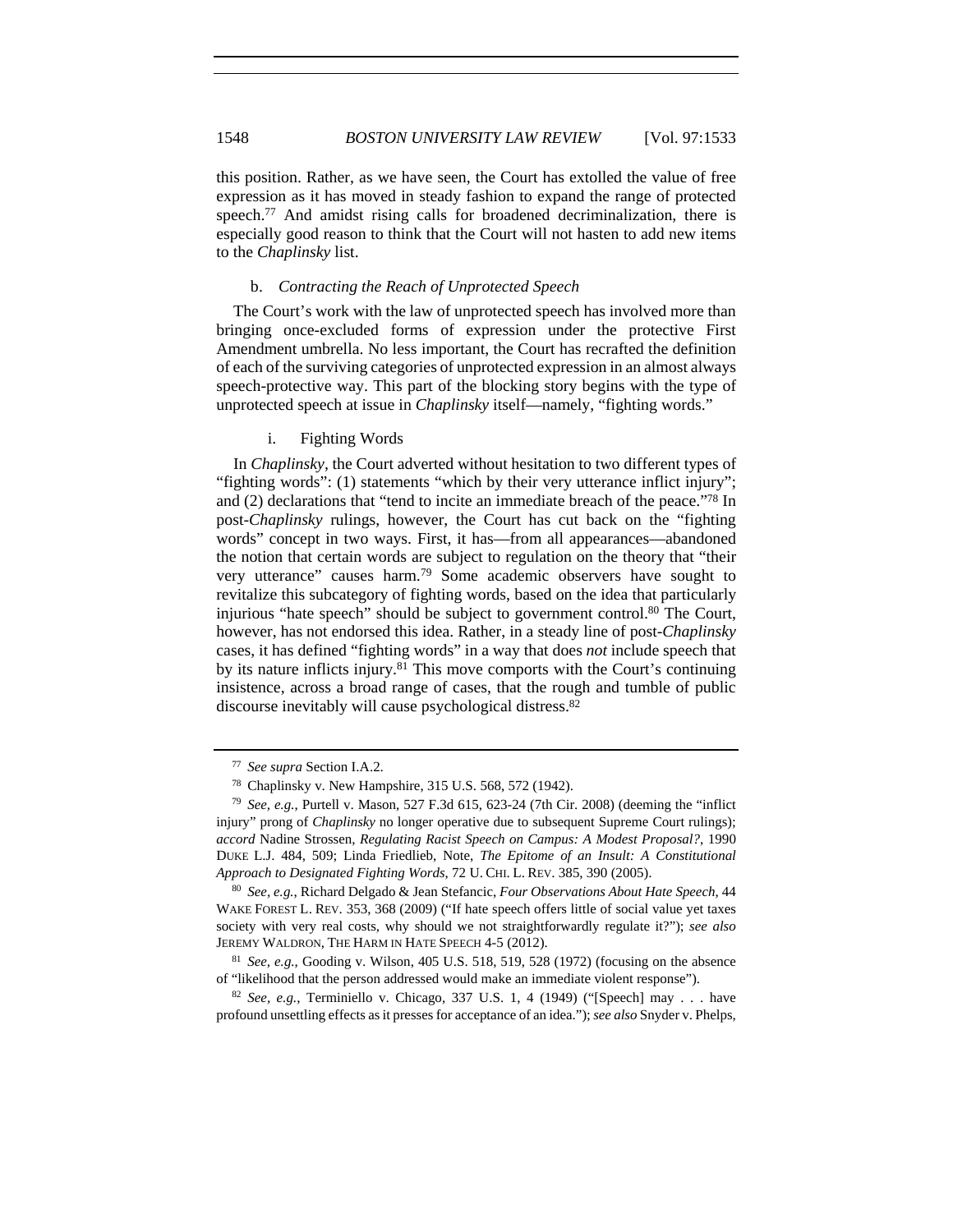this position. Rather, as we have seen, the Court has extolled the value of free expression as it has moved in steady fashion to expand the range of protected speech.[77] And amidst rising calls for broadened decriminalization, there is especially good reason to think that the Court will not hasten to add new items to the *Chaplinsky* list.

#### b. *Contracting the Reach of Unprotected Speech*

The Court's work with the law of unprotected speech has involved more than bringing once-excluded forms of expression under the protective First Amendment umbrella. No less important, the Court has recrafted the definition of each of the surviving categories of unprotected expression in an almost always speech-protective way. This part of the blocking story begins with the type of unprotected speech at issue in *Chaplinsky* itself—namely, "fighting words."

##### i. Fighting Words

In *Chaplinsky*, the Court adverted without hesitation to two different types of "fighting words": (1) statements "which by their very utterance inflict injury"; and (2) declarations that "tend to incite an immediate breach of the peace."[78] In post-*Chaplinsky* rulings, however, the Court has cut back on the "fighting words" concept in two ways. First, it has—from all appearances—abandoned the notion that certain words are subject to regulation on the theory that "their very utterance" causes harm.[79] Some academic observers have sought to revitalize this subcategory of fighting words, based on the idea that particularly injurious "hate speech" should be subject to government control.[80] The Court, however, has not endorsed this idea. Rather, in a steady line of post-*Chaplinsky* cases, it has defined "fighting words" in a way that does *not* include speech that by its nature inflicts injury.[81] This move comports with the Court's continuing insistence, across a broad range of cases, that the rough and tumble of public discourse inevitably will cause psychological distress.[82]

---

[77] *See supra* Section I.A.2.

[78] Chaplinsky v. New Hampshire, 315 U.S. 568, 572 (1942).

[79] *See, e.g.*, Purtell v. Mason, 527 F.3d 615, 623-24 (7th Cir. 2008) (deeming the "inflict injury" prong of *Chaplinsky* no longer operative due to subsequent Supreme Court rulings); *accord* Nadine Strossen, *Regulating Racist Speech on Campus: A Modest Proposal?*, 1990 DUKE L.J. 484, 509; Linda Friedlieb, Note, *The Epitome of an Insult: A Constitutional Approach to Designated Fighting Words*, 72 U. CHI. L. REV. 385, 390 (2005).

[80] *See, e.g.*, Richard Delgado & Jean Stefancic, *Four Observations About Hate Speech*, 44 WAKE FOREST L. REV. 353, 368 (2009) ("If hate speech offers little of social value yet taxes society with very real costs, why should we not straightforwardly regulate it?"); *see also* JEREMY WALDRON, THE HARM IN HATE SPEECH 4-5 (2012).

[81] *See, e.g.*, Gooding v. Wilson, 405 U.S. 518, 519, 528 (1972) (focusing on the absence of "likelihood that the person addressed would make an immediate violent response").

[82] *See, e.g.*, Terminiello v. Chicago, 337 U.S. 1, 4 (1949) ("[Speech] may . . . have profound unsettling effects as it presses for acceptance of an idea."); *see also* Snyder v. Phelps,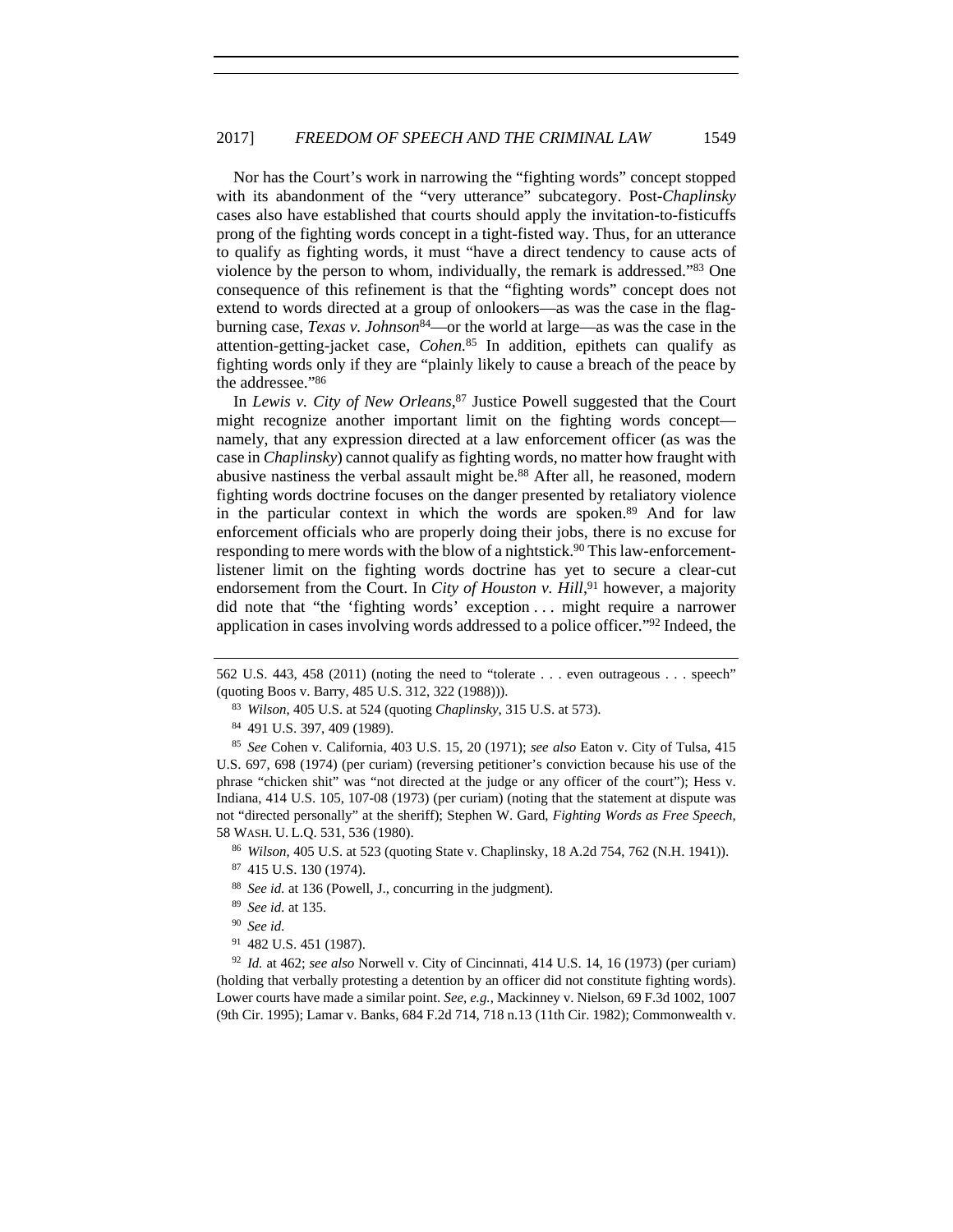Nor has the Court's work in narrowing the "fighting words" concept stopped with its abandonment of the "very utterance" subcategory. Post-*Chaplinsky* cases also have established that courts should apply the invitation-to-fisticuffs prong of the fighting words concept in a tight-fisted way. Thus, for an utterance to qualify as fighting words, it must "have a direct tendency to cause acts of violence by the person to whom, individually, the remark is addressed."[83] One consequence of this refinement is that the "fighting words" concept does not extend to words directed at a group of onlookers—as was the case in the flag-burning case, *Texas v. Johnson*[84]—or the world at large—as was the case in the attention-getting-jacket case, *Cohen*.[85] In addition, epithets can qualify as fighting words only if they are "plainly likely to cause a breach of the peace by the addressee."[86]

In *Lewis v. City of New Orleans*,[87] Justice Powell suggested that the Court might recognize another important limit on the fighting words concept—namely, that any expression directed at a law enforcement officer (as was the case in *Chaplinsky*) cannot qualify as fighting words, no matter how fraught with abusive nastiness the verbal assault might be.[88] After all, he reasoned, modern fighting words doctrine focuses on the danger presented by retaliatory violence in the particular context in which the words are spoken.[89] And for law enforcement officials who are properly doing their jobs, there is no excuse for responding to mere words with the blow of a nightstick.[90] This law-enforcement-listener limit on the fighting words doctrine has yet to secure a clear-cut endorsement from the Court. In *City of Houston v. Hill*,[91] however, a majority did note that "the 'fighting words' exception . . . might require a narrower application in cases involving words addressed to a police officer."[92] Indeed, the

---

562 U.S. 443, 458 (2011) (noting the need to "tolerate . . . even outrageous . . . speech" (quoting Boos v. Barry, 485 U.S. 312, 322 (1988))).

[83] *Wilson*, 405 U.S. at 524 (quoting *Chaplinsky*, 315 U.S. at 573).

[84] 491 U.S. 397, 409 (1989).

[85] *See* Cohen v. California, 403 U.S. 15, 20 (1971); *see also* Eaton v. City of Tulsa, 415 U.S. 697, 698 (1974) (per curiam) (reversing petitioner's conviction because his use of the phrase "chicken shit" was "not directed at the judge or any officer of the court"); Hess v. Indiana, 414 U.S. 105, 107-08 (1973) (per curiam) (noting that the statement at dispute was not "directed personally" at the sheriff); Stephen W. Gard, *Fighting Words as Free Speech*, 58 WASH. U. L.Q. 531, 536 (1980).

[86] *Wilson*, 405 U.S. at 523 (quoting State v. Chaplinsky, 18 A.2d 754, 762 (N.H. 1941)).

[87] 415 U.S. 130 (1974).

[88] *See id.* at 136 (Powell, J., concurring in the judgment).

[89] *See id.* at 135.

[90] *See id.*

[91] 482 U.S. 451 (1987).

[92] *Id.* at 462; *see also* Norwell v. City of Cincinnati, 414 U.S. 14, 16 (1973) (per curiam) (holding that verbally protesting a detention by an officer did not constitute fighting words). Lower courts have made a similar point. *See, e.g.*, Mackinney v. Nielson, 69 F.3d 1002, 1007 (9th Cir. 1995); Lamar v. Banks, 684 F.2d 714, 718 n.13 (11th Cir. 1982); Commonwealth v.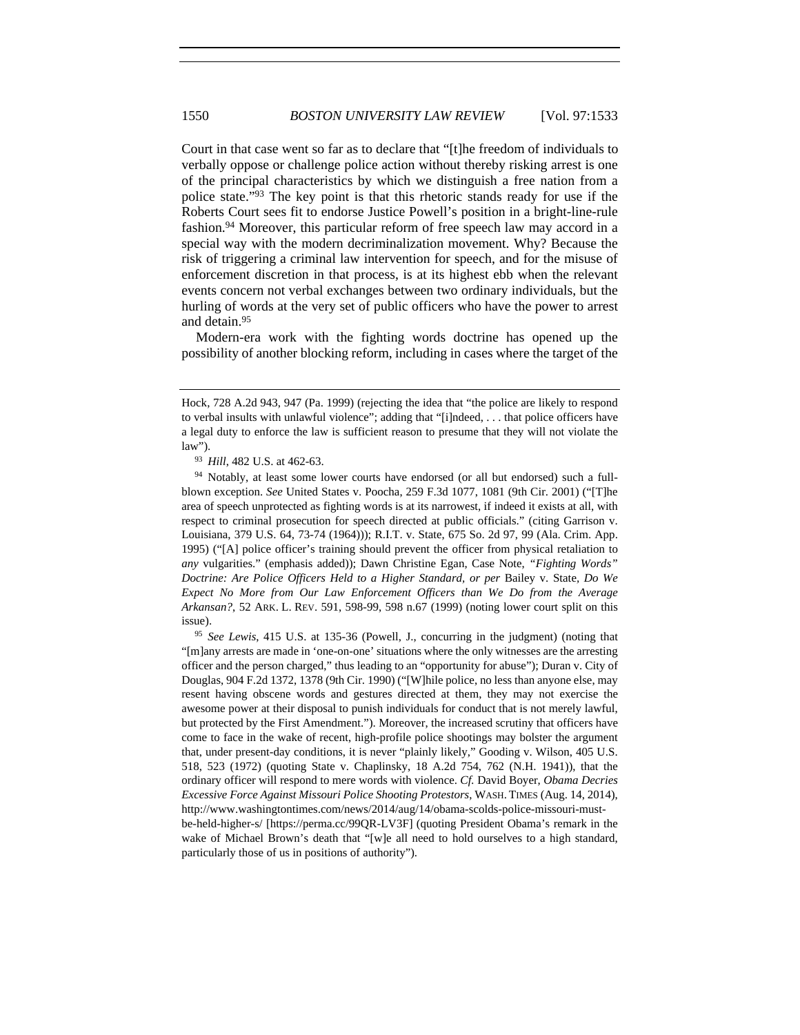Court in that case went so far as to declare that "[t]he freedom of individuals to verbally oppose or challenge police action without thereby risking arrest is one of the principal characteristics by which we distinguish a free nation from a police state."[93] The key point is that this rhetoric stands ready for use if the Roberts Court sees fit to endorse Justice Powell's position in a bright-line-rule fashion.[94] Moreover, this particular reform of free speech law may accord in a special way with the modern decriminalization movement. Why? Because the risk of triggering a criminal law intervention for speech, and for the misuse of enforcement discretion in that process, is at its highest ebb when the relevant events concern not verbal exchanges between two ordinary individuals, but the hurling of words at the very set of public officers who have the power to arrest and detain.[95]

Modern-era work with the fighting words doctrine has opened up the possibility of another blocking reform, including in cases where the target of the

---

Hock, 728 A.2d 943, 947 (Pa. 1999) (rejecting the idea that "the police are likely to respond to verbal insults with unlawful violence"; adding that "[i]ndeed, . . . that police officers have a legal duty to enforce the law is sufficient reason to presume that they will not violate the law").

[93] *Hill*, 482 U.S. at 462-63.

[94] Notably, at least some lower courts have endorsed (or all but endorsed) such a full-blown exception. *See* United States v. Poocha, 259 F.3d 1077, 1081 (9th Cir. 2001) ("[T]he area of speech unprotected as fighting words is at its narrowest, if indeed it exists at all, with respect to criminal prosecution for speech directed at public officials." (citing Garrison v. Louisiana, 379 U.S. 64, 73-74 (1964))); R.I.T. v. State, 675 So. 2d 97, 99 (Ala. Crim. App. 1995) ("[A] police officer's training should prevent the officer from physical retaliation to *any* vulgarities." (emphasis added)); Dawn Christine Egan, Case Note, *"Fighting Words" Doctrine: Are Police Officers Held to a Higher Standard, or per* Bailey v. State, *Do We Expect No More from Our Law Enforcement Officers than We Do from the Average Arkansan?*, 52 ARK. L. REV. 591, 598-99, 598 n.67 (1999) (noting lower court split on this issue).

[95] *See Lewis*, 415 U.S. at 135-36 (Powell, J., concurring in the judgment) (noting that "[m]any arrests are made in 'one-on-one' situations where the only witnesses are the arresting officer and the person charged," thus leading to an "opportunity for abuse"); Duran v. City of Douglas, 904 F.2d 1372, 1378 (9th Cir. 1990) ("[W]hile police, no less than anyone else, may resent having obscene words and gestures directed at them, they may not exercise the awesome power at their disposal to punish individuals for conduct that is not merely lawful, but protected by the First Amendment."). Moreover, the increased scrutiny that officers have come to face in the wake of recent, high-profile police shootings may bolster the argument that, under present-day conditions, it is never "plainly likely," Gooding v. Wilson, 405 U.S. 518, 523 (1972) (quoting State v. Chaplinsky, 18 A.2d 754, 762 (N.H. 1941)), that the ordinary officer will respond to mere words with violence. *Cf.* David Boyer, *Obama Decries Excessive Force Against Missouri Police Shooting Protestors*, WASH. TIMES (Aug. 14, 2014), http://www.washingtontimes.com/news/2014/aug/14/obama-scolds-police-missouri-must-be-held-higher-s/ [https://perma.cc/99QR-LV3F] (quoting President Obama's remark in the wake of Michael Brown's death that "[w]e all need to hold ourselves to a high standard, particularly those of us in positions of authority").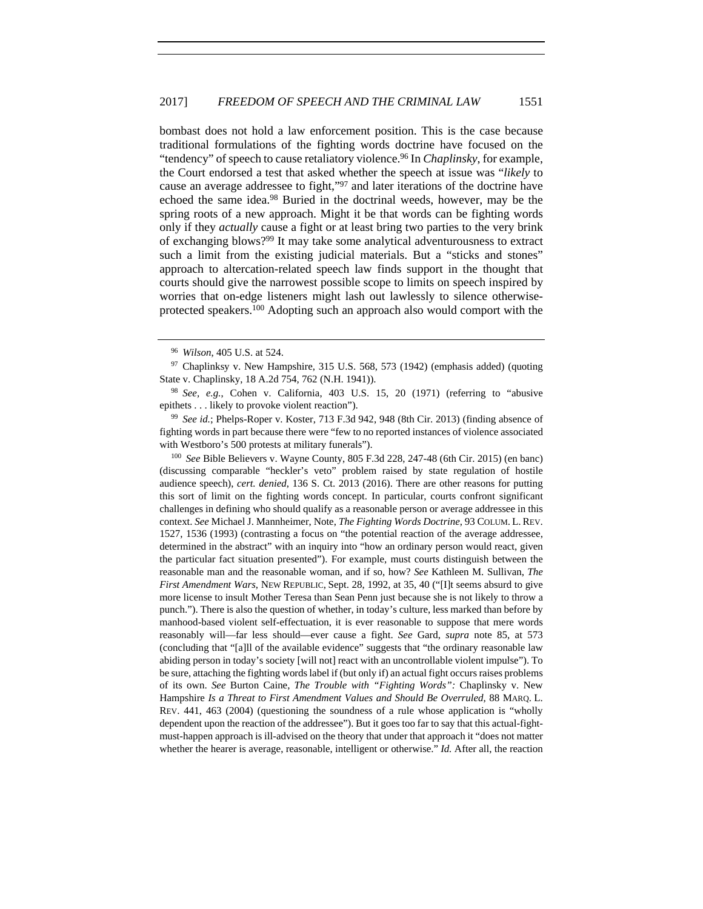bombast does not hold a law enforcement position. This is the case because traditional formulations of the fighting words doctrine have focused on the "tendency" of speech to cause retaliatory violence.[96] In *Chaplinsky*, for example, the Court endorsed a test that asked whether the speech at issue was "*likely* to cause an average addressee to fight,"[97] and later iterations of the doctrine have echoed the same idea.[98] Buried in the doctrinal weeds, however, may be the spring roots of a new approach. Might it be that words can be fighting words only if they *actually* cause a fight or at least bring two parties to the very brink of exchanging blows?[99] It may take some analytical adventurousness to extract such a limit from the existing judicial materials. But a "sticks and stones" approach to altercation-related speech law finds support in the thought that courts should give the narrowest possible scope to limits on speech inspired by worries that on-edge listeners might lash out lawlessly to silence otherwise-protected speakers.[100] Adopting such an approach also would comport with the

---

[96] *Wilson*, 405 U.S. at 524.

[97] Chaplinksy v. New Hampshire, 315 U.S. 568, 573 (1942) (emphasis added) (quoting State v. Chaplinsky, 18 A.2d 754, 762 (N.H. 1941)).

[98] *See, e.g.*, Cohen v. California, 403 U.S. 15, 20 (1971) (referring to "abusive epithets . . . likely to provoke violent reaction").

[99] *See id.*; Phelps-Roper v. Koster, 713 F.3d 942, 948 (8th Cir. 2013) (finding absence of fighting words in part because there were "few to no reported instances of violence associated with Westboro's 500 protests at military funerals").

[100] *See* Bible Believers v. Wayne County, 805 F.3d 228, 247-48 (6th Cir. 2015) (en banc) (discussing comparable "heckler's veto" problem raised by state regulation of hostile audience speech), *cert. denied*, 136 S. Ct. 2013 (2016). There are other reasons for putting this sort of limit on the fighting words concept. In particular, courts confront significant challenges in defining who should qualify as a reasonable person or average addressee in this context. *See* Michael J. Mannheimer, Note, *The Fighting Words Doctrine*, 93 COLUM. L. REV. 1527, 1536 (1993) (contrasting a focus on "the potential reaction of the average addressee, determined in the abstract" with an inquiry into "how an ordinary person would react, given the particular fact situation presented"). For example, must courts distinguish between the reasonable man and the reasonable woman, and if so, how? *See* Kathleen M. Sullivan, *The First Amendment Wars*, NEW REPUBLIC, Sept. 28, 1992, at 35, 40 ("[I]t seems absurd to give more license to insult Mother Teresa than Sean Penn just because she is not likely to throw a punch."). There is also the question of whether, in today's culture, less marked than before by manhood-based violent self-effectuation, it is ever reasonable to suppose that mere words reasonably will—far less should—ever cause a fight. *See* Gard, *supra* note 85, at 573 (concluding that "[a]ll of the available evidence" suggests that "the ordinary reasonable law abiding person in today's society [will not] react with an uncontrollable violent impulse"). To be sure, attaching the fighting words label if (but only if) an actual fight occurs raises problems of its own. *See* Burton Caine, *The Trouble with "Fighting Words":* Chaplinsky v. New Hampshire *Is a Threat to First Amendment Values and Should Be Overruled*, 88 MARQ. L. REV. 441, 463 (2004) (questioning the soundness of a rule whose application is "wholly dependent upon the reaction of the addressee"). But it goes too far to say that this actual-fight-must-happen approach is ill-advised on the theory that under that approach it "does not matter whether the hearer is average, reasonable, intelligent or otherwise." *Id.* After all, the reaction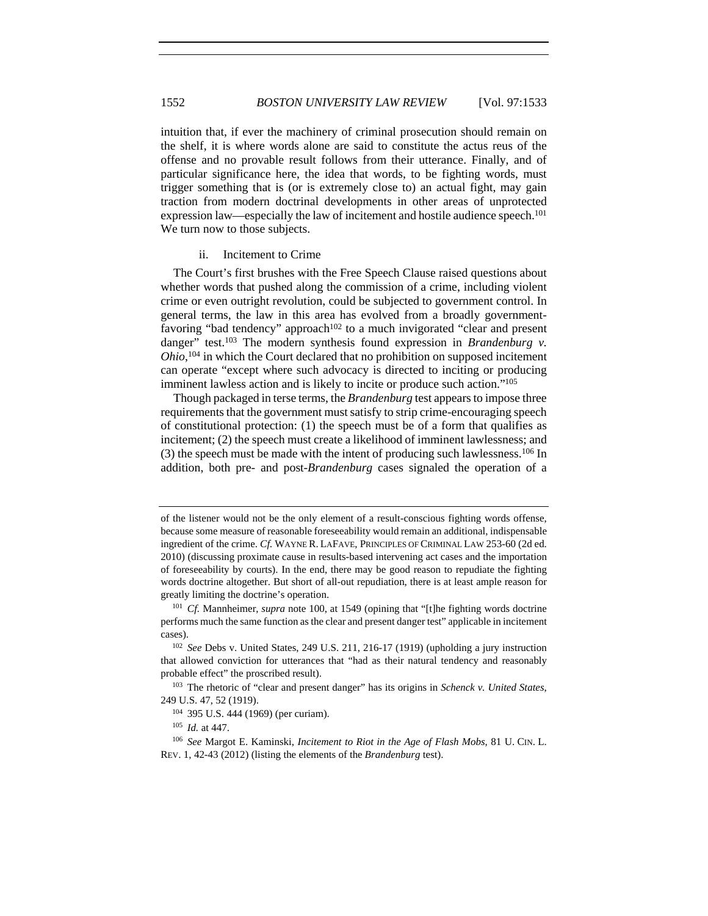intuition that, if ever the machinery of criminal prosecution should remain on the shelf, it is where words alone are said to constitute the actus reus of the offense and no provable result follows from their utterance. Finally, and of particular significance here, the idea that words, to be fighting words, must trigger something that is (or is extremely close to) an actual fight, may gain traction from modern doctrinal developments in other areas of unprotected expression law—especially the law of incitement and hostile audience speech.[101] We turn now to those subjects.

#### ii. Incitement to Crime

The Court's first brushes with the Free Speech Clause raised questions about whether words that pushed along the commission of a crime, including violent crime or even outright revolution, could be subjected to government control. In general terms, the law in this area has evolved from a broadly government-favoring "bad tendency" approach[102] to a much invigorated "clear and present danger" test.[103] The modern synthesis found expression in *Brandenburg v. Ohio*,[104] in which the Court declared that no prohibition on supposed incitement can operate "except where such advocacy is directed to inciting or producing imminent lawless action and is likely to incite or produce such action."[105]

Though packaged in terse terms, the *Brandenburg* test appears to impose three requirements that the government must satisfy to strip crime-encouraging speech of constitutional protection: (1) the speech must be of a form that qualifies as incitement; (2) the speech must create a likelihood of imminent lawlessness; and (3) the speech must be made with the intent of producing such lawlessness.[106] In addition, both pre- and post-*Brandenburg* cases signaled the operation of a

---

of the listener would not be the only element of a result-conscious fighting words offense, because some measure of reasonable foreseeability would remain an additional, indispensable ingredient of the crime. *Cf.* WAYNE R. LAFAVE, PRINCIPLES OF CRIMINAL LAW 253-60 (2d ed. 2010) (discussing proximate cause in results-based intervening act cases and the importation of foreseeability by courts). In the end, there may be good reason to repudiate the fighting words doctrine altogether. But short of all-out repudiation, there is at least ample reason for greatly limiting the doctrine's operation.

[101] *Cf.* Mannheimer, *supra* note 100, at 1549 (opining that "[t]he fighting words doctrine performs much the same function as the clear and present danger test" applicable in incitement cases).

[102] *See* Debs v. United States, 249 U.S. 211, 216-17 (1919) (upholding a jury instruction that allowed conviction for utterances that "had as their natural tendency and reasonably probable effect" the proscribed result).

[103] The rhetoric of "clear and present danger" has its origins in *Schenck v. United States*, 249 U.S. 47, 52 (1919).

[104] 395 U.S. 444 (1969) (per curiam).

[105] *Id.* at 447.

[106] *See* Margot E. Kaminski, *Incitement to Riot in the Age of Flash Mobs*, 81 U. CIN. L. REV. 1, 42-43 (2012) (listing the elements of the *Brandenburg* test).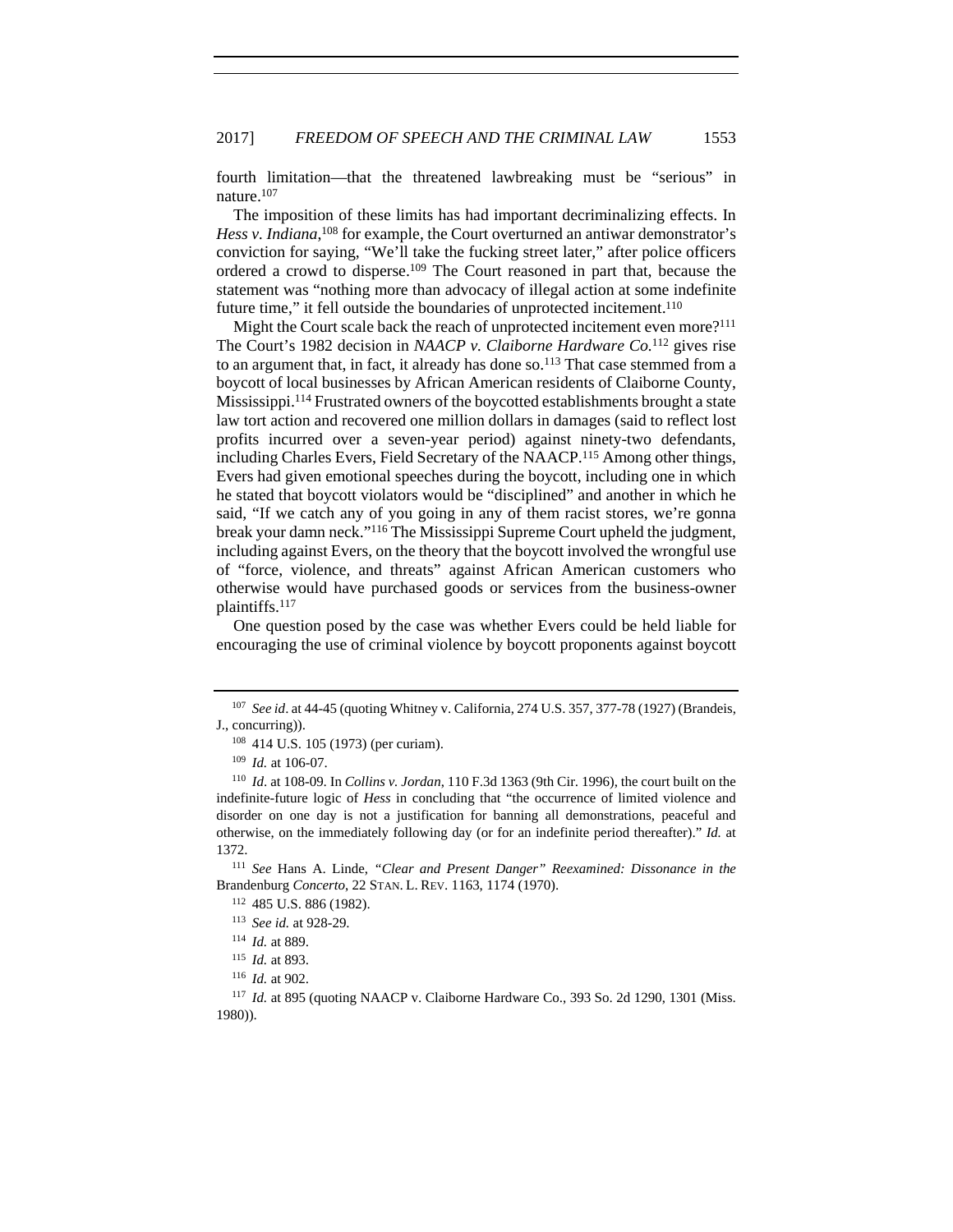fourth limitation—that the threatened lawbreaking must be "serious" in nature.[107]

The imposition of these limits has had important decriminalizing effects. In *Hess v. Indiana*,[108] for example, the Court overturned an antiwar demonstrator's conviction for saying, "We'll take the fucking street later," after police officers ordered a crowd to disperse.[109] The Court reasoned in part that, because the statement was "nothing more than advocacy of illegal action at some indefinite future time," it fell outside the boundaries of unprotected incitement.[110]

Might the Court scale back the reach of unprotected incitement even more?[111] The Court's 1982 decision in *NAACP v. Claiborne Hardware Co.*[112] gives rise to an argument that, in fact, it already has done so.[113] That case stemmed from a boycott of local businesses by African American residents of Claiborne County, Mississippi.[114] Frustrated owners of the boycotted establishments brought a state law tort action and recovered one million dollars in damages (said to reflect lost profits incurred over a seven-year period) against ninety-two defendants, including Charles Evers, Field Secretary of the NAACP.[115] Among other things, Evers had given emotional speeches during the boycott, including one in which he stated that boycott violators would be "disciplined" and another in which he said, "If we catch any of you going in any of them racist stores, we're gonna break your damn neck."[116] The Mississippi Supreme Court upheld the judgment, including against Evers, on the theory that the boycott involved the wrongful use of "force, violence, and threats" against African American customers who otherwise would have purchased goods or services from the business-owner plaintiffs.[117]

One question posed by the case was whether Evers could be held liable for encouraging the use of criminal violence by boycott proponents against boycott

---

[107] *See id*. at 44-45 (quoting Whitney v. California, 274 U.S. 357, 377-78 (1927) (Brandeis, J., concurring)).

[108] 414 U.S. 105 (1973) (per curiam).

[109] *Id.* at 106-07.

[110] *Id*. at 108-09. In *Collins v. Jordan*, 110 F.3d 1363 (9th Cir. 1996), the court built on the indefinite-future logic of *Hess* in concluding that "the occurrence of limited violence and disorder on one day is not a justification for banning all demonstrations, peaceful and otherwise, on the immediately following day (or for an indefinite period thereafter)." *Id.* at 1372.

[111] *See* Hans A. Linde, *"Clear and Present Danger" Reexamined: Dissonance in the* Brandenburg *Concerto*, 22 STAN. L. REV. 1163, 1174 (1970).

[112] 485 U.S. 886 (1982).

[113] *See id.* at 928-29.

[114] *Id.* at 889.

[115] *Id.* at 893.

[116] *Id.* at 902.

[117] *Id.* at 895 (quoting NAACP v. Claiborne Hardware Co., 393 So. 2d 1290, 1301 (Miss. 1980)).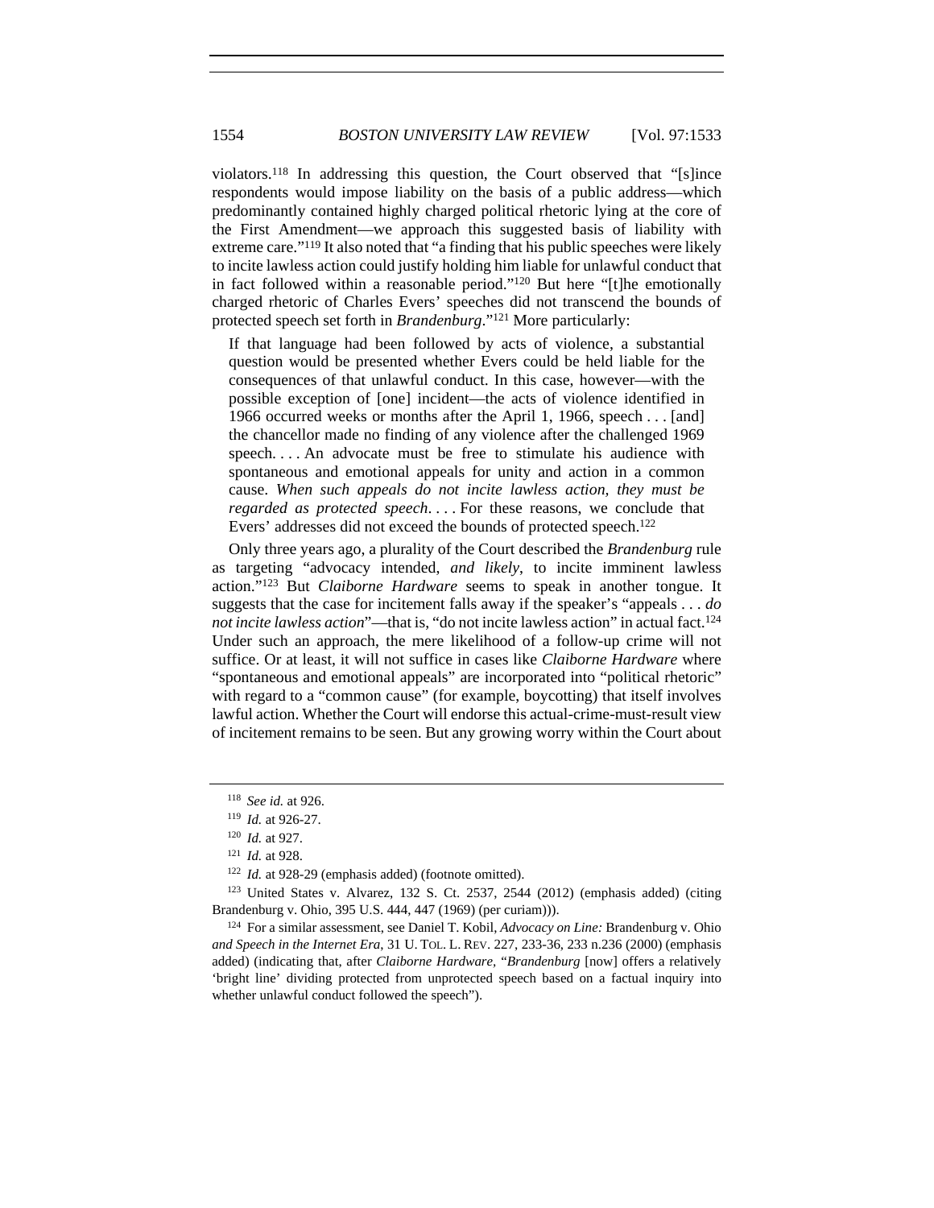violators.[118] In addressing this question, the Court observed that "[s]ince respondents would impose liability on the basis of a public address—which predominantly contained highly charged political rhetoric lying at the core of the First Amendment—we approach this suggested basis of liability with extreme care."[119] It also noted that "a finding that his public speeches were likely to incite lawless action could justify holding him liable for unlawful conduct that in fact followed within a reasonable period."[120] But here "[t]he emotionally charged rhetoric of Charles Evers' speeches did not transcend the bounds of protected speech set forth in *Brandenburg*."[121] More particularly:

> If that language had been followed by acts of violence, a substantial question would be presented whether Evers could be held liable for the consequences of that unlawful conduct. In this case, however—with the possible exception of [one] incident—the acts of violence identified in 1966 occurred weeks or months after the April 1, 1966, speech . . . [and] the chancellor made no finding of any violence after the challenged 1969 speech. . . . An advocate must be free to stimulate his audience with spontaneous and emotional appeals for unity and action in a common cause. *When such appeals do not incite lawless action, they must be regarded as protected speech*. . . . For these reasons, we conclude that Evers' addresses did not exceed the bounds of protected speech.[122]

Only three years ago, a plurality of the Court described the *Brandenburg* rule as targeting "advocacy intended, *and likely*, to incite imminent lawless action."[123] But *Claiborne Hardware* seems to speak in another tongue. It suggests that the case for incitement falls away if the speaker's "appeals . . . *do not incite lawless action*"—that is, "do not incite lawless action" in actual fact.[124] Under such an approach, the mere likelihood of a follow-up crime will not suffice. Or at least, it will not suffice in cases like *Claiborne Hardware* where "spontaneous and emotional appeals" are incorporated into "political rhetoric" with regard to a "common cause" (for example, boycotting) that itself involves lawful action. Whether the Court will endorse this actual-crime-must-result view of incitement remains to be seen. But any growing worry within the Court about

---

[118] *See id.* at 926.

[119] *Id.* at 926-27.

[120] *Id.* at 927.

[121] *Id.* at 928.

[122] *Id.* at 928-29 (emphasis added) (footnote omitted).

[123] United States v. Alvarez, 132 S. Ct. 2537, 2544 (2012) (emphasis added) (citing Brandenburg v. Ohio, 395 U.S. 444, 447 (1969) (per curiam))).

[124] For a similar assessment, see Daniel T. Kobil, *Advocacy on Line:* Brandenburg v. Ohio *and Speech in the Internet Era*, 31 U. TOL. L. REV. 227, 233-36, 233 n.236 (2000) (emphasis added) (indicating that, after *Claiborne Hardware*, "*Brandenburg* [now] offers a relatively 'bright line' dividing protected from unprotected speech based on a factual inquiry into whether unlawful conduct followed the speech").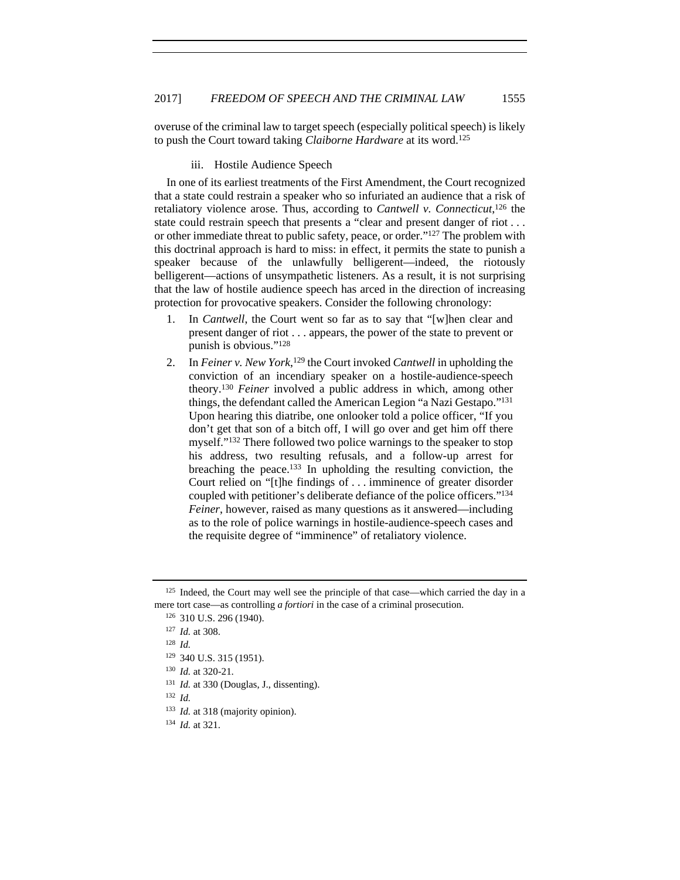overuse of the criminal law to target speech (especially political speech) is likely to push the Court toward taking *Claiborne Hardware* at its word.[125]

#### iii. Hostile Audience Speech

In one of its earliest treatments of the First Amendment, the Court recognized that a state could restrain a speaker who so infuriated an audience that a risk of retaliatory violence arose. Thus, according to *Cantwell v. Connecticut*,[126] the state could restrain speech that presents a "clear and present danger of riot . . . or other immediate threat to public safety, peace, or order."[127] The problem with this doctrinal approach is hard to miss: in effect, it permits the state to punish a speaker because of the unlawfully belligerent—indeed, the riotously belligerent—actions of unsympathetic listeners. As a result, it is not surprising that the law of hostile audience speech has arced in the direction of increasing protection for provocative speakers. Consider the following chronology:

1. In *Cantwell*, the Court went so far as to say that "[w]hen clear and present danger of riot . . . appears, the power of the state to prevent or punish is obvious."[128]
2. In *Feiner v. New York*,[129] the Court invoked *Cantwell* in upholding the conviction of an incendiary speaker on a hostile-audience-speech theory.[130] *Feiner* involved a public address in which, among other things, the defendant called the American Legion "a Nazi Gestapo."[131] Upon hearing this diatribe, one onlooker told a police officer, "If you don't get that son of a bitch off, I will go over and get him off there myself."[132] There followed two police warnings to the speaker to stop his address, two resulting refusals, and a follow-up arrest for breaching the peace.[133] In upholding the resulting conviction, the Court relied on "[t]he findings of . . . imminence of greater disorder coupled with petitioner's deliberate defiance of the police officers."[134] *Feiner*, however, raised as many questions as it answered—including as to the role of police warnings in hostile-audience-speech cases and the requisite degree of "imminence" of retaliatory violence.

---

[125] Indeed, the Court may well see the principle of that case—which carried the day in a mere tort case—as controlling *a fortiori* in the case of a criminal prosecution.

[126] 310 U.S. 296 (1940).

[127] *Id.* at 308.

[128] *Id.*

[129] 340 U.S. 315 (1951).

[130] *Id.* at 320-21.

[131] *Id.* at 330 (Douglas, J., dissenting).

[132] *Id.*

[133] *Id.* at 318 (majority opinion).

[134] *Id.* at 321.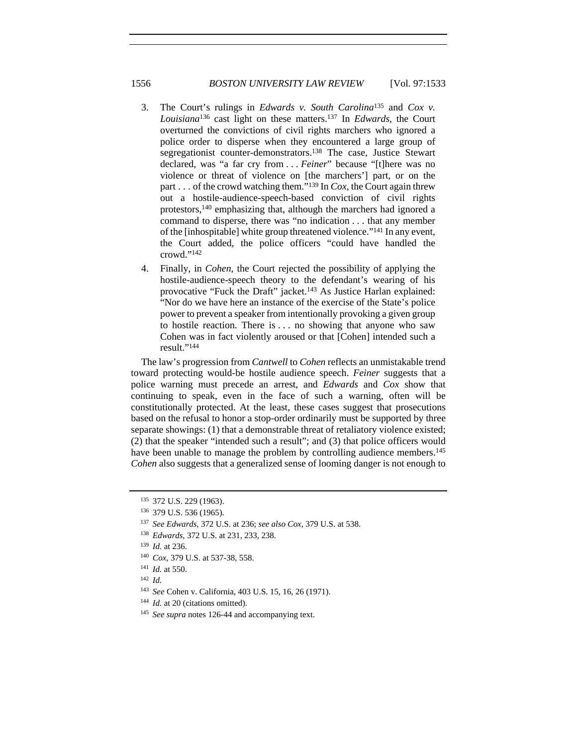3. The Court's rulings in *Edwards v. South Carolina*[135] and *Cox v. Louisiana*[136] cast light on these matters.[137] In *Edwards*, the Court overturned the convictions of civil rights marchers who ignored a police order to disperse when they encountered a large group of segregationist counter-demonstrators.[138] The case, Justice Stewart declared, was "a far cry from . . . *Feiner*" because "[t]here was no violence or threat of violence on [the marchers'] part, or on the part . . . of the crowd watching them."[139] In *Cox*, the Court again threw out a hostile-audience-speech-based conviction of civil rights protestors,[140] emphasizing that, although the marchers had ignored a command to disperse, there was "no indication . . . that any member of the [inhospitable] white group threatened violence."[141] In any event, the Court added, the police officers "could have handled the crowd."[142]

4. Finally, in *Cohen*, the Court rejected the possibility of applying the hostile-audience-speech theory to the defendant's wearing of his provocative "Fuck the Draft" jacket.[143] As Justice Harlan explained: "Nor do we have here an instance of the exercise of the State's police power to prevent a speaker from intentionally provoking a given group to hostile reaction. There is . . . no showing that anyone who saw Cohen was in fact violently aroused or that [Cohen] intended such a result."[144]

The law's progression from *Cantwell* to *Cohen* reflects an unmistakable trend toward protecting would-be hostile audience speech. *Feiner* suggests that a police warning must precede an arrest, and *Edwards* and *Cox* show that continuing to speak, even in the face of such a warning, often will be constitutionally protected. At the least, these cases suggest that prosecutions based on the refusal to honor a stop-order ordinarily must be supported by three separate showings: (1) that a demonstrable threat of retaliatory violence existed; (2) that the speaker "intended such a result"; and (3) that police officers would have been unable to manage the problem by controlling audience members.[145] *Cohen* also suggests that a generalized sense of looming danger is not enough to

---

[135] 372 U.S. 229 (1963).

[136] 379 U.S. 536 (1965).

[137] *See Edwards*, 372 U.S. at 236; *see also Cox*, 379 U.S. at 538.

[138] *Edwards*, 372 U.S. at 231, 233, 238.

[139] *Id.* at 236.

[140] *Cox*, 379 U.S. at 537-38, 558.

[141] *Id.* at 550.

[142] *Id.*

[143] *See* Cohen v. California, 403 U.S. 15, 16, 26 (1971).

[144] *Id.* at 20 (citations omitted).

[145] *See supra* notes 126-44 and accompanying text.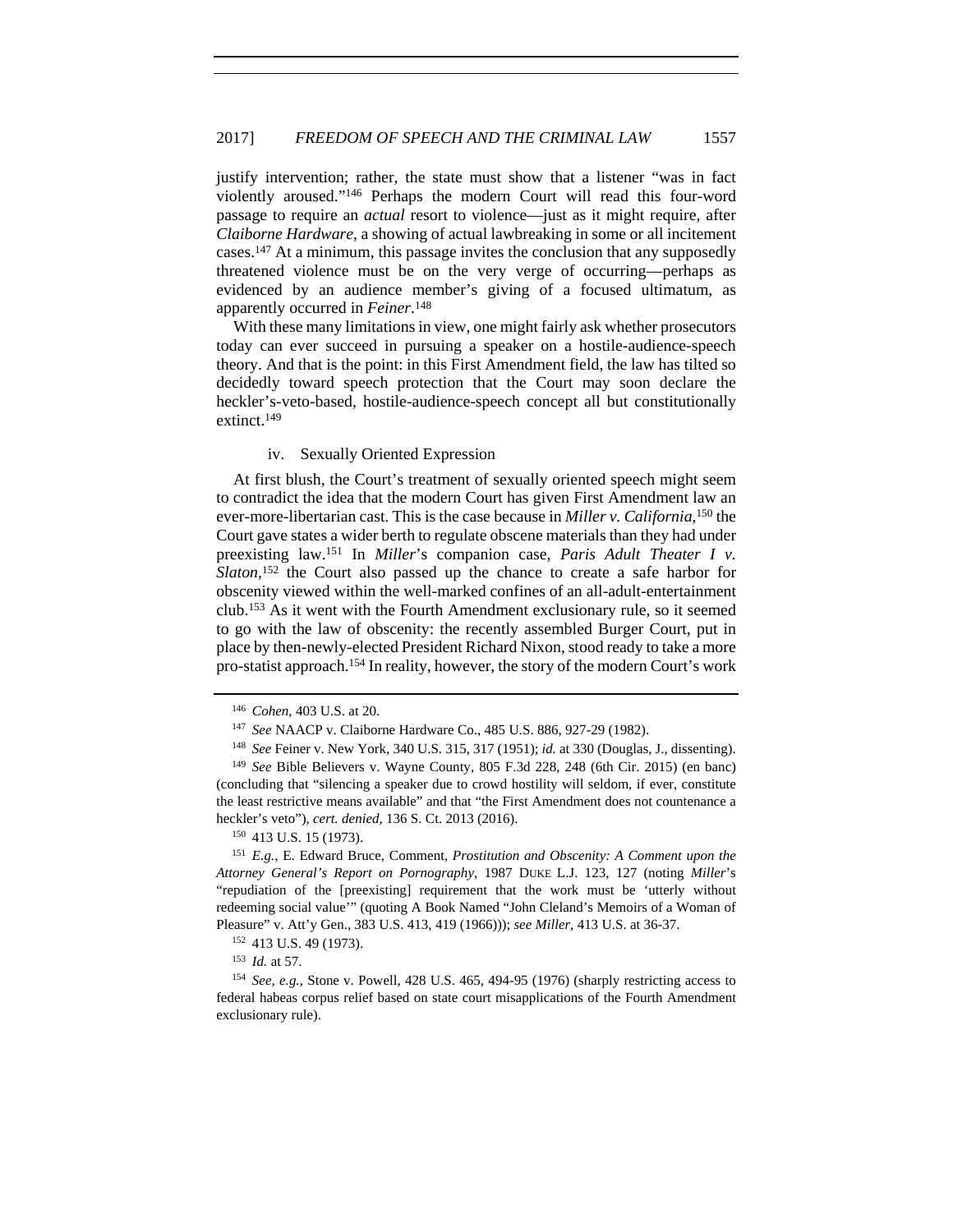justify intervention; rather, the state must show that a listener "was in fact violently aroused."[146] Perhaps the modern Court will read this four-word passage to require an *actual* resort to violence—just as it might require, after *Claiborne Hardware*, a showing of actual lawbreaking in some or all incitement cases.[147] At a minimum, this passage invites the conclusion that any supposedly threatened violence must be on the very verge of occurring—perhaps as evidenced by an audience member's giving of a focused ultimatum, as apparently occurred in *Feiner*.[148]

With these many limitations in view, one might fairly ask whether prosecutors today can ever succeed in pursuing a speaker on a hostile-audience-speech theory. And that is the point: in this First Amendment field, the law has tilted so decidedly toward speech protection that the Court may soon declare the heckler's-veto-based, hostile-audience-speech concept all but constitutionally extinct.[149]

#### iv. Sexually Oriented Expression

At first blush, the Court's treatment of sexually oriented speech might seem to contradict the idea that the modern Court has given First Amendment law an ever-more-libertarian cast. This is the case because in *Miller v. California*,[150] the Court gave states a wider berth to regulate obscene materials than they had under preexisting law.[151] In *Miller*'s companion case, *Paris Adult Theater I v. Slaton*,[152] the Court also passed up the chance to create a safe harbor for obscenity viewed within the well-marked confines of an all-adult-entertainment club.[153] As it went with the Fourth Amendment exclusionary rule, so it seemed to go with the law of obscenity: the recently assembled Burger Court, put in place by then-newly-elected President Richard Nixon, stood ready to take a more pro-statist approach.[154] In reality, however, the story of the modern Court's work

---

[146] *Cohen*, 403 U.S. at 20.

[147] *See* NAACP v. Claiborne Hardware Co., 485 U.S. 886, 927-29 (1982).

[148] *See* Feiner v. New York, 340 U.S. 315, 317 (1951); *id.* at 330 (Douglas, J., dissenting).

[149] *See* Bible Believers v. Wayne County, 805 F.3d 228, 248 (6th Cir. 2015) (en banc) (concluding that "silencing a speaker due to crowd hostility will seldom, if ever, constitute the least restrictive means available" and that "the First Amendment does not countenance a heckler's veto"), *cert. denied*, 136 S. Ct. 2013 (2016).

[150] 413 U.S. 15 (1973).

[151] *E.g.*, E. Edward Bruce, Comment, *Prostitution and Obscenity: A Comment upon the Attorney General's Report on Pornography*, 1987 DUKE L.J. 123, 127 (noting *Miller*'s "repudiation of the [preexisting] requirement that the work must be 'utterly without redeeming social value'" (quoting A Book Named "John Cleland's Memoirs of a Woman of Pleasure" v. Att'y Gen., 383 U.S. 413, 419 (1966))); *see Miller*, 413 U.S. at 36-37.

[152] 413 U.S. 49 (1973).

[153] *Id.* at 57.

[154] *See, e.g.*, Stone v. Powell, 428 U.S. 465, 494-95 (1976) (sharply restricting access to federal habeas corpus relief based on state court misapplications of the Fourth Amendment exclusionary rule).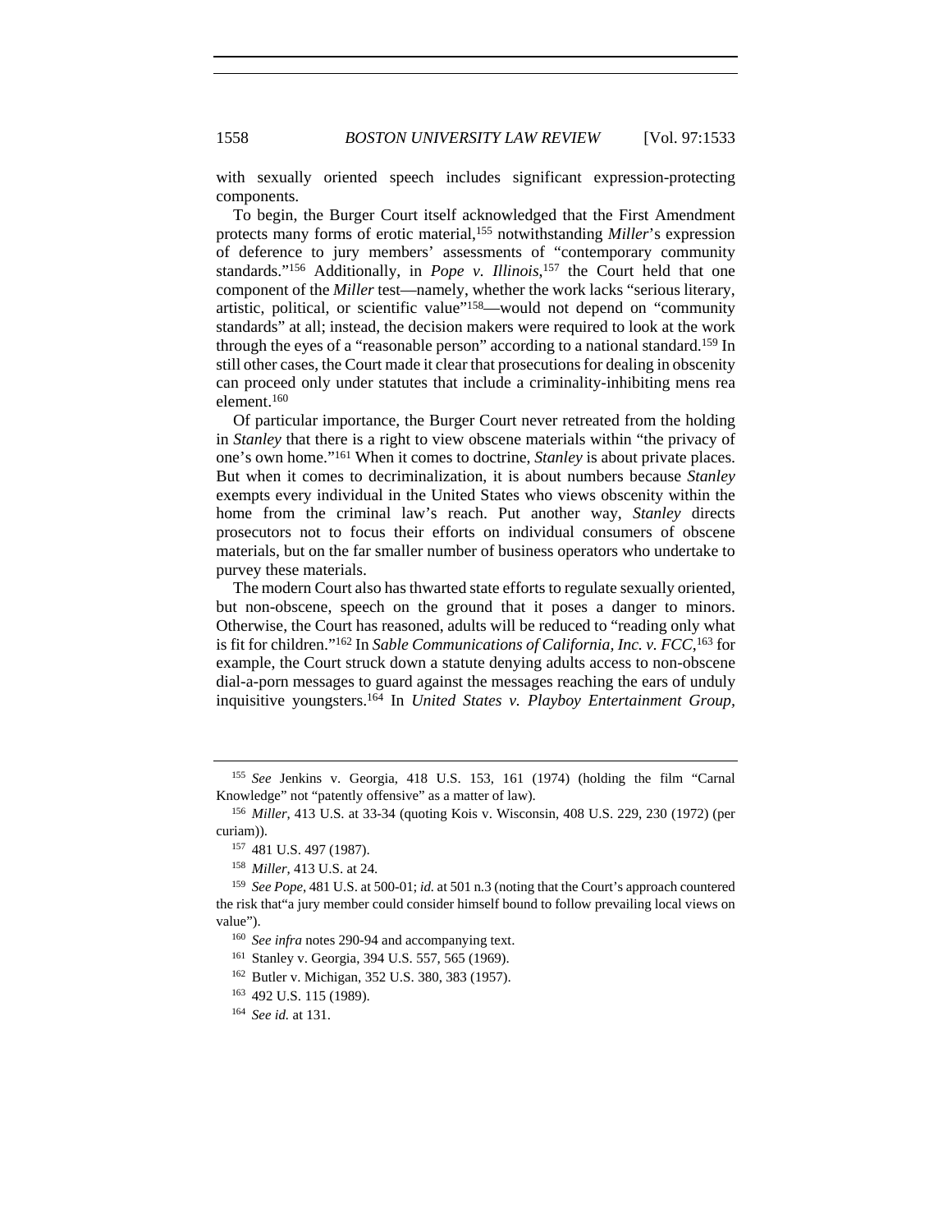with sexually oriented speech includes significant expression-protecting components.

To begin, the Burger Court itself acknowledged that the First Amendment protects many forms of erotic material,[155] notwithstanding *Miller*'s expression of deference to jury members' assessments of "contemporary community standards."[156] Additionally, in *Pope v. Illinois*,[157] the Court held that one component of the *Miller* test—namely, whether the work lacks "serious literary, artistic, political, or scientific value"[158]—would not depend on "community standards" at all; instead, the decision makers were required to look at the work through the eyes of a "reasonable person" according to a national standard.[159] In still other cases, the Court made it clear that prosecutions for dealing in obscenity can proceed only under statutes that include a criminality-inhibiting mens rea element.[160]

Of particular importance, the Burger Court never retreated from the holding in *Stanley* that there is a right to view obscene materials within "the privacy of one's own home."[161] When it comes to doctrine, *Stanley* is about private places. But when it comes to decriminalization, it is about numbers because *Stanley* exempts every individual in the United States who views obscenity within the home from the criminal law's reach. Put another way, *Stanley* directs prosecutors not to focus their efforts on individual consumers of obscene materials, but on the far smaller number of business operators who undertake to purvey these materials.

The modern Court also has thwarted state efforts to regulate sexually oriented, but non-obscene, speech on the ground that it poses a danger to minors. Otherwise, the Court has reasoned, adults will be reduced to "reading only what is fit for children."[162] In *Sable Communications of California, Inc. v. FCC*,[163] for example, the Court struck down a statute denying adults access to non-obscene dial-a-porn messages to guard against the messages reaching the ears of unduly inquisitive youngsters.[164] In *United States v. Playboy Entertainment Group,*

---

[155] *See* Jenkins v. Georgia, 418 U.S. 153, 161 (1974) (holding the film "Carnal Knowledge" not "patently offensive" as a matter of law).

[156] *Miller*, 413 U.S. at 33-34 (quoting Kois v. Wisconsin, 408 U.S. 229, 230 (1972) (per curiam)).

[157] 481 U.S. 497 (1987).

[158] *Miller*, 413 U.S. at 24.

[159] *See Pope*, 481 U.S. at 500-01; *id.* at 501 n.3 (noting that the Court's approach countered the risk that"a jury member could consider himself bound to follow prevailing local views on value").

[160] *See infra* notes 290-94 and accompanying text.

[161] Stanley v. Georgia, 394 U.S. 557, 565 (1969).

[162] Butler v. Michigan, 352 U.S. 380, 383 (1957).

[163] 492 U.S. 115 (1989).

[164] *See id.* at 131.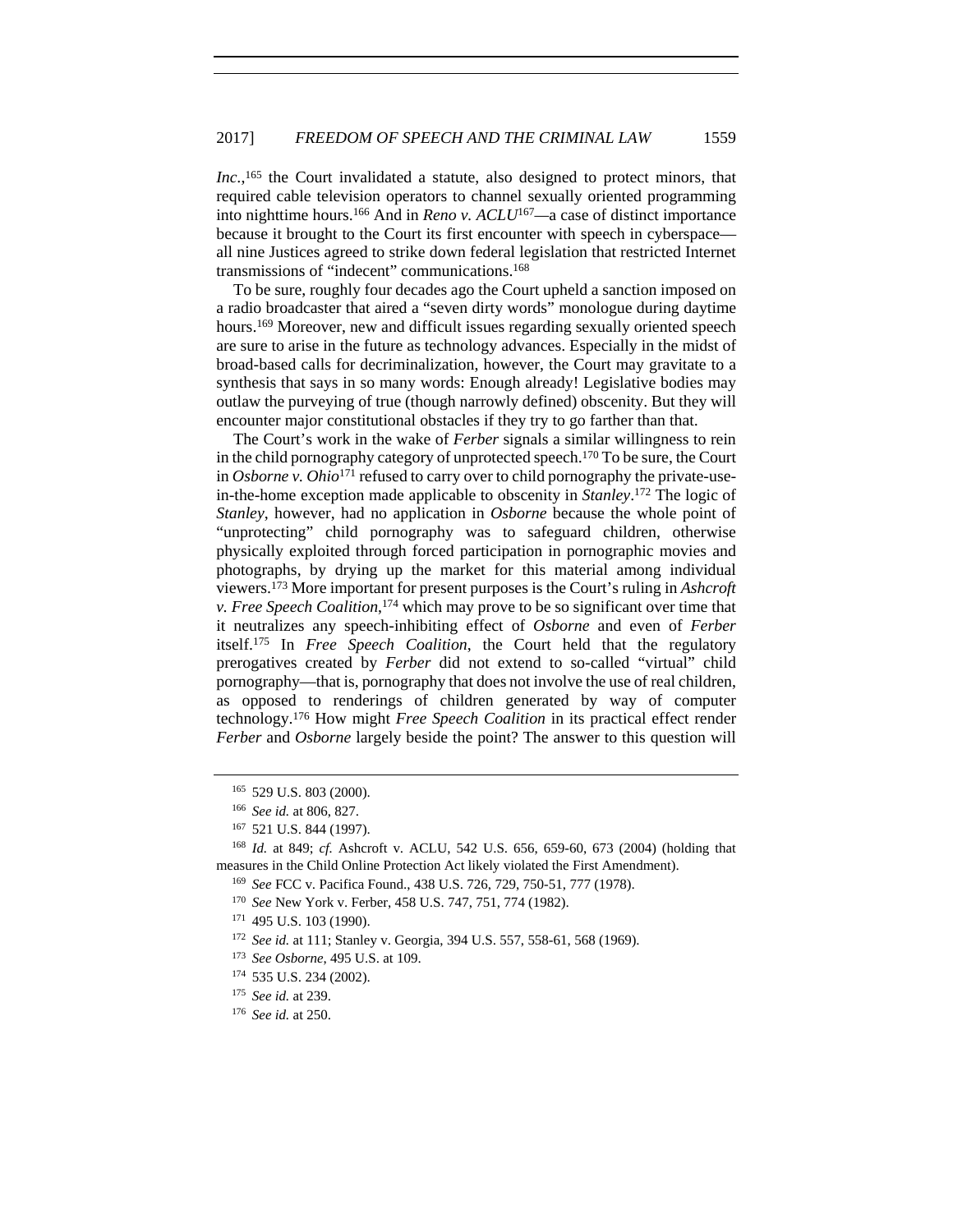*Inc.*,[165] the Court invalidated a statute, also designed to protect minors, that required cable television operators to channel sexually oriented programming into nighttime hours.[166] And in *Reno v. ACLU*[167]—a case of distinct importance because it brought to the Court its first encounter with speech in cyberspace—all nine Justices agreed to strike down federal legislation that restricted Internet transmissions of "indecent" communications.[168]

To be sure, roughly four decades ago the Court upheld a sanction imposed on a radio broadcaster that aired a "seven dirty words" monologue during daytime hours.[169] Moreover, new and difficult issues regarding sexually oriented speech are sure to arise in the future as technology advances. Especially in the midst of broad-based calls for decriminalization, however, the Court may gravitate to a synthesis that says in so many words: Enough already! Legislative bodies may outlaw the purveying of true (though narrowly defined) obscenity. But they will encounter major constitutional obstacles if they try to go farther than that.

The Court's work in the wake of *Ferber* signals a similar willingness to rein in the child pornography category of unprotected speech.[170] To be sure, the Court in *Osborne v. Ohio*[171] refused to carry over to child pornography the private-use-in-the-home exception made applicable to obscenity in *Stanley*.[172] The logic of *Stanley*, however, had no application in *Osborne* because the whole point of "unprotecting" child pornography was to safeguard children, otherwise physically exploited through forced participation in pornographic movies and photographs, by drying up the market for this material among individual viewers.[173] More important for present purposes is the Court's ruling in *Ashcroft v. Free Speech Coalition*,[174] which may prove to be so significant over time that it neutralizes any speech-inhibiting effect of *Osborne* and even of *Ferber* itself.[175] In *Free Speech Coalition*, the Court held that the regulatory prerogatives created by *Ferber* did not extend to so-called "virtual" child pornography—that is, pornography that does not involve the use of real children, as opposed to renderings of children generated by way of computer technology.[176] How might *Free Speech Coalition* in its practical effect render *Ferber* and *Osborne* largely beside the point? The answer to this question will

---

[165] 529 U.S. 803 (2000).

[166] *See id.* at 806, 827.

[167] 521 U.S. 844 (1997).

[168] *Id.* at 849; *cf.* Ashcroft v. ACLU, 542 U.S. 656, 659-60, 673 (2004) (holding that measures in the Child Online Protection Act likely violated the First Amendment).

[169] *See* FCC v. Pacifica Found., 438 U.S. 726, 729, 750-51, 777 (1978).

[170] *See* New York v. Ferber, 458 U.S. 747, 751, 774 (1982).

[171] 495 U.S. 103 (1990).

[172] *See id.* at 111; Stanley v. Georgia, 394 U.S. 557, 558-61, 568 (1969).

[173] *See Osborne*, 495 U.S. at 109.

[174] 535 U.S. 234 (2002).

[175] *See id.* at 239.

[176] *See id.* at 250.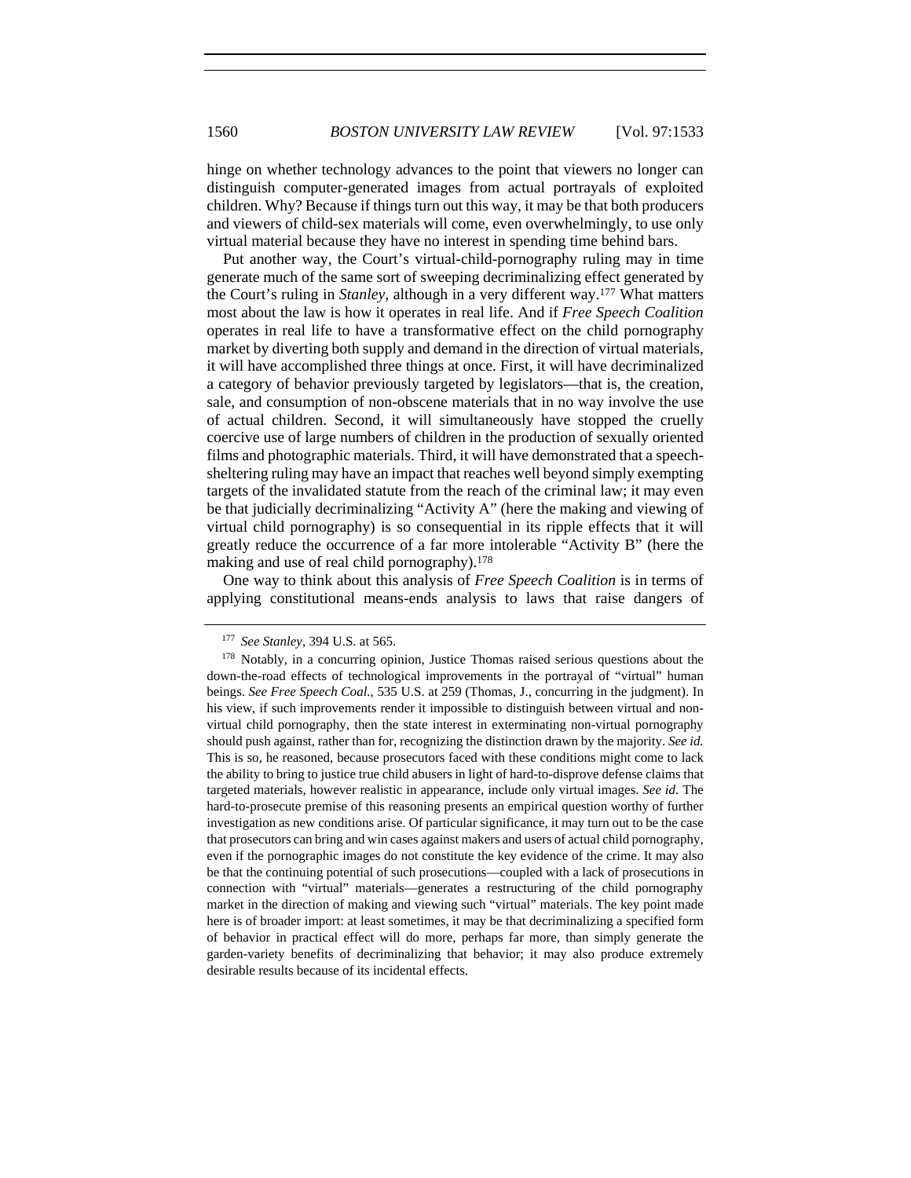hinge on whether technology advances to the point that viewers no longer can distinguish computer-generated images from actual portrayals of exploited children. Why? Because if things turn out this way, it may be that both producers and viewers of child-sex materials will come, even overwhelmingly, to use only virtual material because they have no interest in spending time behind bars.

Put another way, the Court's virtual-child-pornography ruling may in time generate much of the same sort of sweeping decriminalizing effect generated by the Court's ruling in *Stanley*, although in a very different way.[177] What matters most about the law is how it operates in real life. And if *Free Speech Coalition* operates in real life to have a transformative effect on the child pornography market by diverting both supply and demand in the direction of virtual materials, it will have accomplished three things at once. First, it will have decriminalized a category of behavior previously targeted by legislators—that is, the creation, sale, and consumption of non-obscene materials that in no way involve the use of actual children. Second, it will simultaneously have stopped the cruelly coercive use of large numbers of children in the production of sexually oriented films and photographic materials. Third, it will have demonstrated that a speech-sheltering ruling may have an impact that reaches well beyond simply exempting targets of the invalidated statute from the reach of the criminal law; it may even be that judicially decriminalizing "Activity A" (here the making and viewing of virtual child pornography) is so consequential in its ripple effects that it will greatly reduce the occurrence of a far more intolerable "Activity B" (here the making and use of real child pornography).[178]

One way to think about this analysis of *Free Speech Coalition* is in terms of applying constitutional means-ends analysis to laws that raise dangers of

---

[177] *See Stanley*, 394 U.S. at 565.

[178] Notably, in a concurring opinion, Justice Thomas raised serious questions about the down-the-road effects of technological improvements in the portrayal of "virtual" human beings. *See Free Speech Coal.*, 535 U.S. at 259 (Thomas, J., concurring in the judgment). In his view, if such improvements render it impossible to distinguish between virtual and non-virtual child pornography, then the state interest in exterminating non-virtual pornography should push against, rather than for, recognizing the distinction drawn by the majority. *See id.* This is so, he reasoned, because prosecutors faced with these conditions might come to lack the ability to bring to justice true child abusers in light of hard-to-disprove defense claims that targeted materials, however realistic in appearance, include only virtual images. *See id.* The hard-to-prosecute premise of this reasoning presents an empirical question worthy of further investigation as new conditions arise. Of particular significance, it may turn out to be the case that prosecutors can bring and win cases against makers and users of actual child pornography, even if the pornographic images do not constitute the key evidence of the crime. It may also be that the continuing potential of such prosecutions—coupled with a lack of prosecutions in connection with "virtual" materials—generates a restructuring of the child pornography market in the direction of making and viewing such "virtual" materials. The key point made here is of broader import: at least sometimes, it may be that decriminalizing a specified form of behavior in practical effect will do more, perhaps far more, than simply generate the garden-variety benefits of decriminalizing that behavior; it may also produce extremely desirable results because of its incidental effects.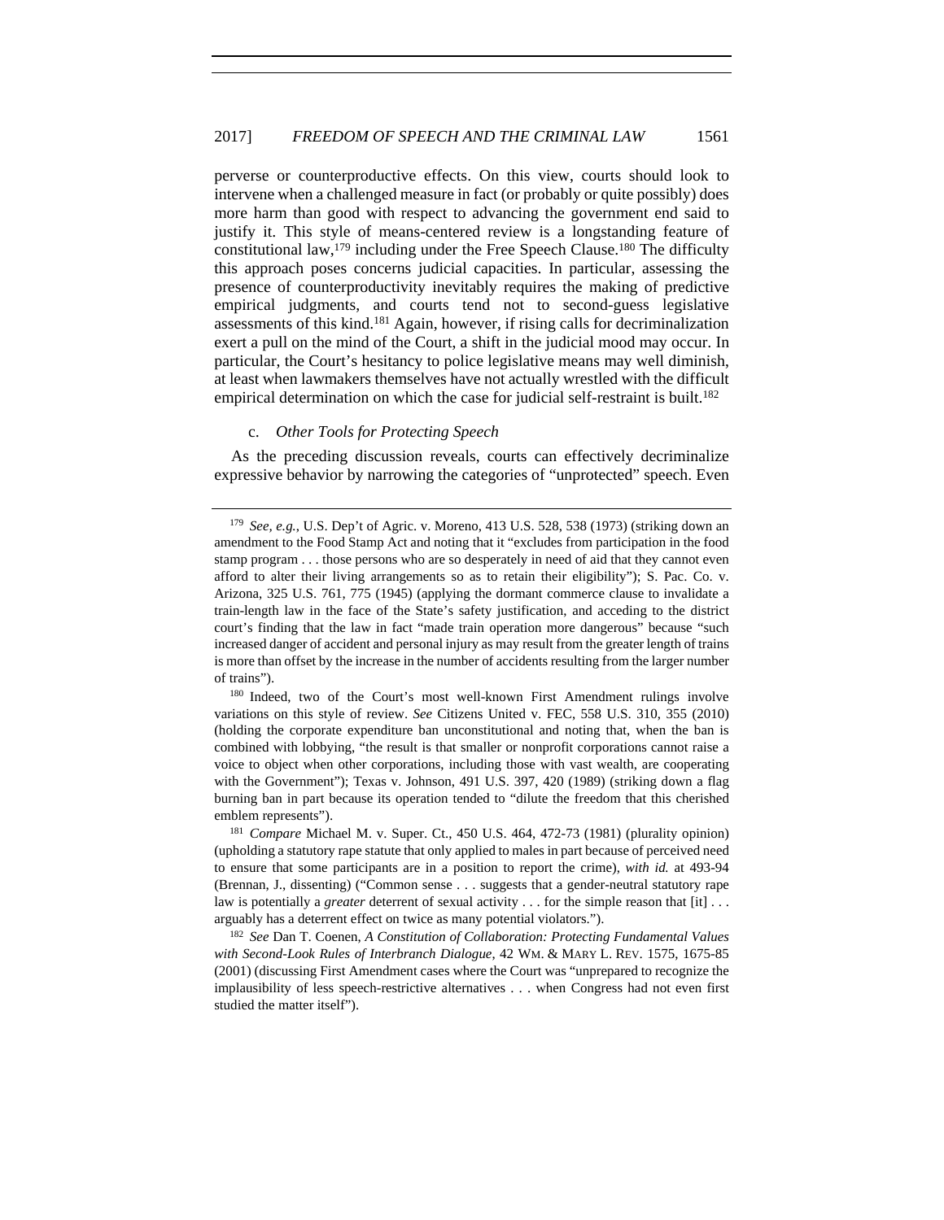perverse or counterproductive effects. On this view, courts should look to intervene when a challenged measure in fact (or probably or quite possibly) does more harm than good with respect to advancing the government end said to justify it. This style of means-centered review is a longstanding feature of constitutional law,[179] including under the Free Speech Clause.[180] The difficulty this approach poses concerns judicial capacities. In particular, assessing the presence of counterproductivity inevitably requires the making of predictive empirical judgments, and courts tend not to second-guess legislative assessments of this kind.[181] Again, however, if rising calls for decriminalization exert a pull on the mind of the Court, a shift in the judicial mood may occur. In particular, the Court's hesitancy to police legislative means may well diminish, at least when lawmakers themselves have not actually wrestled with the difficult empirical determination on which the case for judicial self-restraint is built.[182]

#### c. *Other Tools for Protecting Speech*

As the preceding discussion reveals, courts can effectively decriminalize expressive behavior by narrowing the categories of "unprotected" speech. Even

---

[179] *See, e.g.*, U.S. Dep't of Agric. v. Moreno, 413 U.S. 528, 538 (1973) (striking down an amendment to the Food Stamp Act and noting that it "excludes from participation in the food stamp program . . . those persons who are so desperately in need of aid that they cannot even afford to alter their living arrangements so as to retain their eligibility"); S. Pac. Co. v. Arizona, 325 U.S. 761, 775 (1945) (applying the dormant commerce clause to invalidate a train-length law in the face of the State's safety justification, and acceding to the district court's finding that the law in fact "made train operation more dangerous" because "such increased danger of accident and personal injury as may result from the greater length of trains is more than offset by the increase in the number of accidents resulting from the larger number of trains").

[180] Indeed, two of the Court's most well-known First Amendment rulings involve variations on this style of review. *See* Citizens United v. FEC, 558 U.S. 310, 355 (2010) (holding the corporate expenditure ban unconstitutional and noting that, when the ban is combined with lobbying, "the result is that smaller or nonprofit corporations cannot raise a voice to object when other corporations, including those with vast wealth, are cooperating with the Government"); Texas v. Johnson, 491 U.S. 397, 420 (1989) (striking down a flag burning ban in part because its operation tended to "dilute the freedom that this cherished emblem represents").

[181] *Compare* Michael M. v. Super. Ct., 450 U.S. 464, 472-73 (1981) (plurality opinion) (upholding a statutory rape statute that only applied to males in part because of perceived need to ensure that some participants are in a position to report the crime), *with id.* at 493-94 (Brennan, J., dissenting) ("Common sense . . . suggests that a gender-neutral statutory rape law is potentially a *greater* deterrent of sexual activity . . . for the simple reason that [it] . . . arguably has a deterrent effect on twice as many potential violators.").

[182] *See* Dan T. Coenen, *A Constitution of Collaboration: Protecting Fundamental Values with Second-Look Rules of Interbranch Dialogue*, 42 WM. & MARY L. REV. 1575, 1675-85 (2001) (discussing First Amendment cases where the Court was "unprepared to recognize the implausibility of less speech-restrictive alternatives . . . when Congress had not even first studied the matter itself").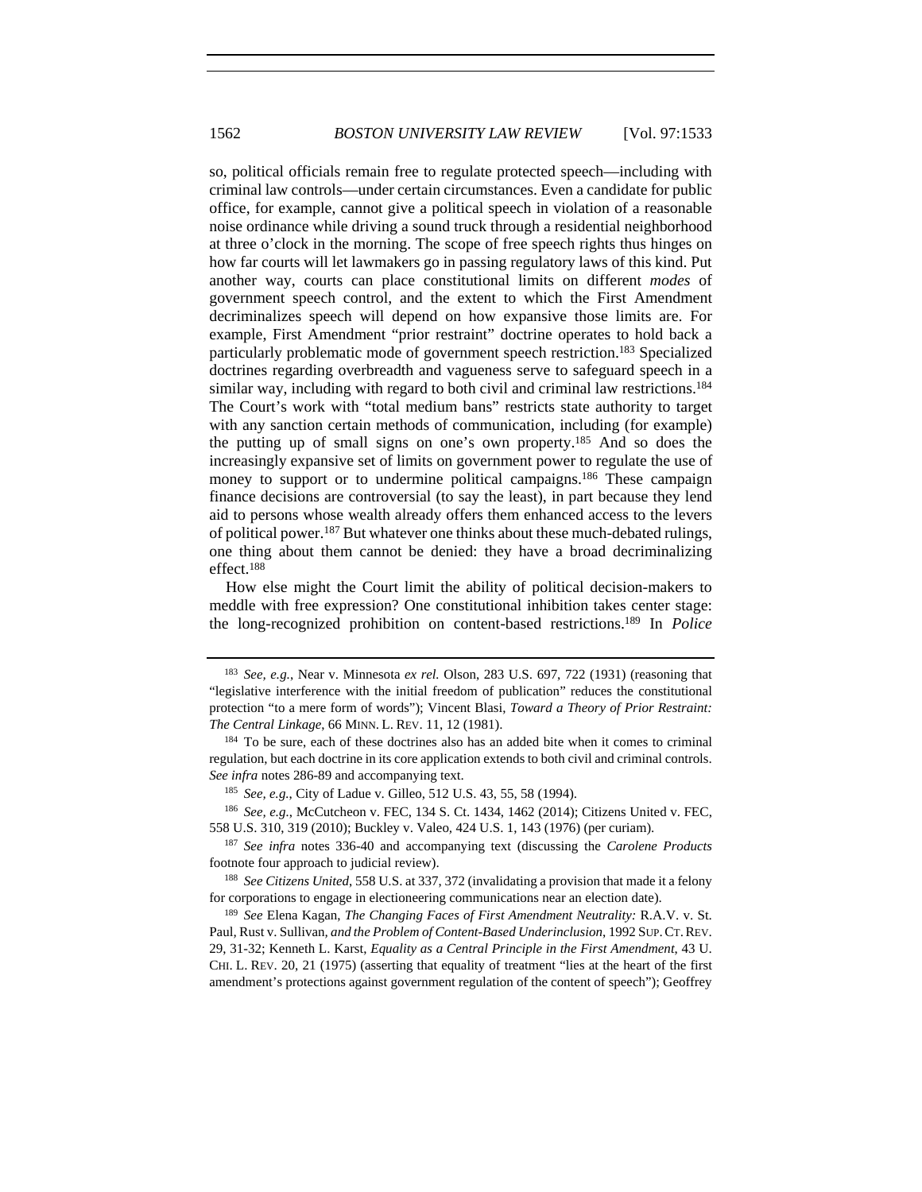so, political officials remain free to regulate protected speech—including with criminal law controls—under certain circumstances. Even a candidate for public office, for example, cannot give a political speech in violation of a reasonable noise ordinance while driving a sound truck through a residential neighborhood at three o'clock in the morning. The scope of free speech rights thus hinges on how far courts will let lawmakers go in passing regulatory laws of this kind. Put another way, courts can place constitutional limits on different *modes* of government speech control, and the extent to which the First Amendment decriminalizes speech will depend on how expansive those limits are. For example, First Amendment "prior restraint" doctrine operates to hold back a particularly problematic mode of government speech restriction.[183] Specialized doctrines regarding overbreadth and vagueness serve to safeguard speech in a similar way, including with regard to both civil and criminal law restrictions.[184] The Court's work with "total medium bans" restricts state authority to target with any sanction certain methods of communication, including (for example) the putting up of small signs on one's own property.[185] And so does the increasingly expansive set of limits on government power to regulate the use of money to support or to undermine political campaigns.[186] These campaign finance decisions are controversial (to say the least), in part because they lend aid to persons whose wealth already offers them enhanced access to the levers of political power.[187] But whatever one thinks about these much-debated rulings, one thing about them cannot be denied: they have a broad decriminalizing effect.[188]

How else might the Court limit the ability of political decision-makers to meddle with free expression? One constitutional inhibition takes center stage: the long-recognized prohibition on content-based restrictions.[189] In *Police*

---

[183] *See, e.g.*, Near v. Minnesota *ex rel.* Olson, 283 U.S. 697, 722 (1931) (reasoning that "legislative interference with the initial freedom of publication" reduces the constitutional protection "to a mere form of words"); Vincent Blasi, *Toward a Theory of Prior Restraint: The Central Linkage*, 66 MINN. L. REV. 11, 12 (1981).

[184] To be sure, each of these doctrines also has an added bite when it comes to criminal regulation, but each doctrine in its core application extends to both civil and criminal controls. *See infra* notes 286-89 and accompanying text.

[185] *See, e.g.*, City of Ladue v. Gilleo, 512 U.S. 43, 55, 58 (1994).

[186] *See, e.g.*, McCutcheon v. FEC, 134 S. Ct. 1434, 1462 (2014); Citizens United v. FEC, 558 U.S. 310, 319 (2010); Buckley v. Valeo, 424 U.S. 1, 143 (1976) (per curiam).

[187] *See infra* notes 336-40 and accompanying text (discussing the *Carolene Products* footnote four approach to judicial review).

[188] *See Citizens United*, 558 U.S. at 337, 372 (invalidating a provision that made it a felony for corporations to engage in electioneering communications near an election date).

[189] *See* Elena Kagan, *The Changing Faces of First Amendment Neutrality:* R.A.V. v. St. Paul, Rust v. Sullivan, *and the Problem of Content-Based Underinclusion*, 1992 SUP. CT. REV. 29, 31-32; Kenneth L. Karst, *Equality as a Central Principle in the First Amendment*, 43 U. CHI. L. REV. 20, 21 (1975) (asserting that equality of treatment "lies at the heart of the first amendment's protections against government regulation of the content of speech"); Geoffrey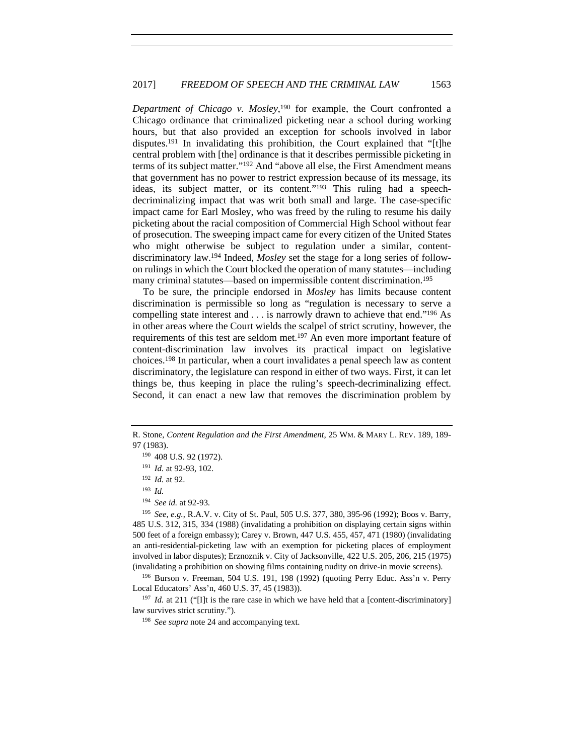*Department of Chicago v. Mosley*,[190] for example, the Court confronted a Chicago ordinance that criminalized picketing near a school during working hours, but that also provided an exception for schools involved in labor disputes.[191] In invalidating this prohibition, the Court explained that "[t]he central problem with [the] ordinance is that it describes permissible picketing in terms of its subject matter."[192] And "above all else, the First Amendment means that government has no power to restrict expression because of its message, its ideas, its subject matter, or its content."[193] This ruling had a speech-decriminalizing impact that was writ both small and large. The case-specific impact came for Earl Mosley, who was freed by the ruling to resume his daily picketing about the racial composition of Commercial High School without fear of prosecution. The sweeping impact came for every citizen of the United States who might otherwise be subject to regulation under a similar, content-discriminatory law.[194] Indeed, *Mosley* set the stage for a long series of follow-on rulings in which the Court blocked the operation of many statutes—including many criminal statutes—based on impermissible content discrimination.[195]

To be sure, the principle endorsed in *Mosley* has limits because content discrimination is permissible so long as "regulation is necessary to serve a compelling state interest and . . . is narrowly drawn to achieve that end."[196] As in other areas where the Court wields the scalpel of strict scrutiny, however, the requirements of this test are seldom met.[197] An even more important feature of content-discrimination law involves its practical impact on legislative choices.[198] In particular, when a court invalidates a penal speech law as content discriminatory, the legislature can respond in either of two ways. First, it can let things be, thus keeping in place the ruling's speech-decriminalizing effect. Second, it can enact a new law that removes the discrimination problem by

---

R. Stone, *Content Regulation and the First Amendment*, 25 WM. & MARY L. REV. 189, 189-97 (1983).

[190] 408 U.S. 92 (1972).

[191] *Id.* at 92-93, 102.

[192] *Id.* at 92.

[193] *Id.*

[194] *See id.* at 92-93.

[195] *See, e.g.*, R.A.V. v. City of St. Paul, 505 U.S. 377, 380, 395-96 (1992); Boos v. Barry, 485 U.S. 312, 315, 334 (1988) (invalidating a prohibition on displaying certain signs within 500 feet of a foreign embassy); Carey v. Brown, 447 U.S. 455, 457, 471 (1980) (invalidating an anti-residential-picketing law with an exemption for picketing places of employment involved in labor disputes); Erznoznik v. City of Jacksonville, 422 U.S. 205, 206, 215 (1975) (invalidating a prohibition on showing films containing nudity on drive-in movie screens).

[196] Burson v. Freeman, 504 U.S. 191, 198 (1992) (quoting Perry Educ. Ass'n v. Perry Local Educators' Ass'n, 460 U.S. 37, 45 (1983)).

[197] *Id.* at 211 ("[I]t is the rare case in which we have held that a [content-discriminatory] law survives strict scrutiny.").

[198] *See supra* note 24 and accompanying text.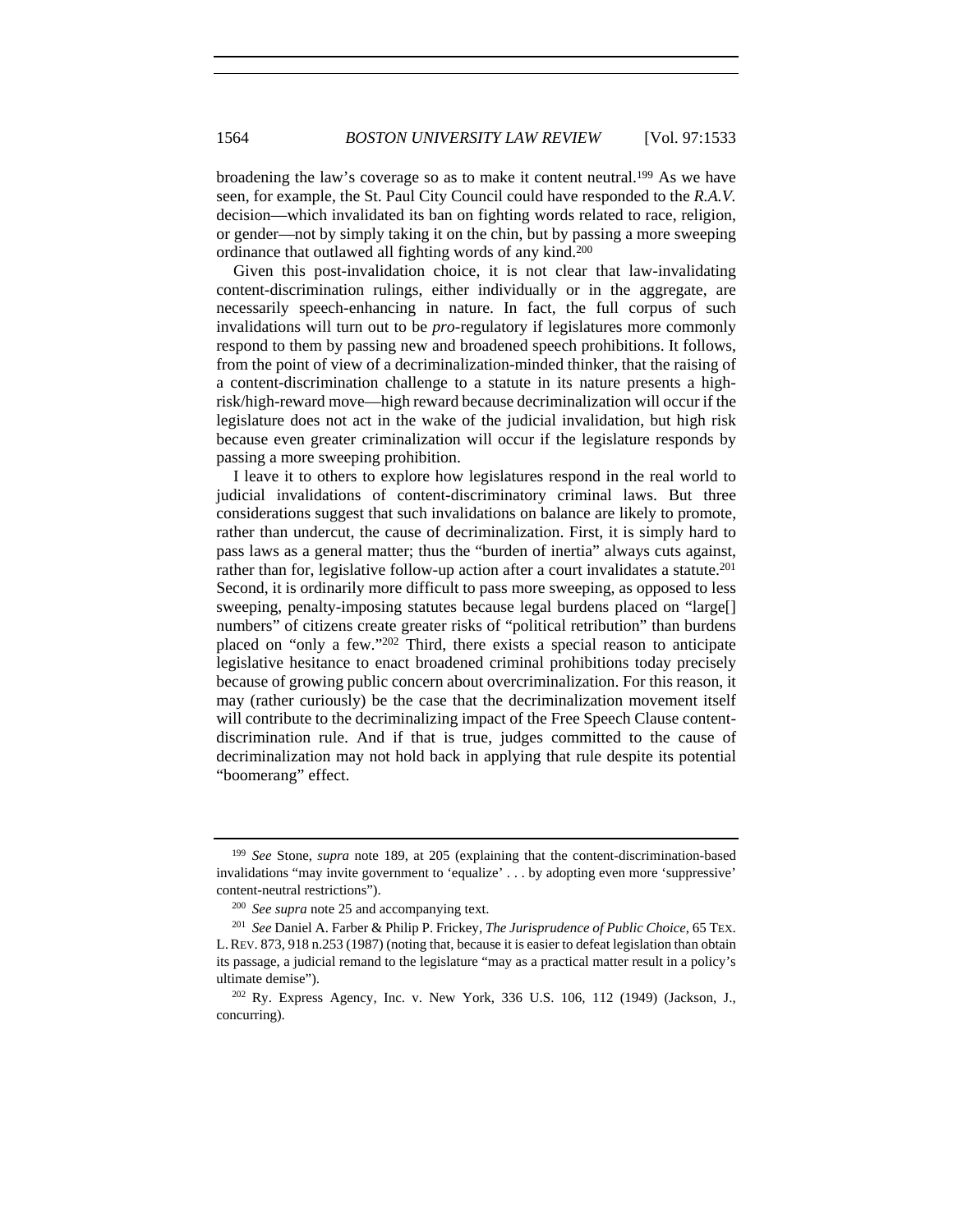broadening the law's coverage so as to make it content neutral.[199] As we have seen, for example, the St. Paul City Council could have responded to the *R.A.V.* decision—which invalidated its ban on fighting words related to race, religion, or gender—not by simply taking it on the chin, but by passing a more sweeping ordinance that outlawed all fighting words of any kind.[200]

Given this post-invalidation choice, it is not clear that law-invalidating content-discrimination rulings, either individually or in the aggregate, are necessarily speech-enhancing in nature. In fact, the full corpus of such invalidations will turn out to be *pro*-regulatory if legislatures more commonly respond to them by passing new and broadened speech prohibitions. It follows, from the point of view of a decriminalization-minded thinker, that the raising of a content-discrimination challenge to a statute in its nature presents a high-risk/high-reward move—high reward because decriminalization will occur if the legislature does not act in the wake of the judicial invalidation, but high risk because even greater criminalization will occur if the legislature responds by passing a more sweeping prohibition.

I leave it to others to explore how legislatures respond in the real world to judicial invalidations of content-discriminatory criminal laws. But three considerations suggest that such invalidations on balance are likely to promote, rather than undercut, the cause of decriminalization. First, it is simply hard to pass laws as a general matter; thus the "burden of inertia" always cuts against, rather than for, legislative follow-up action after a court invalidates a statute.[201] Second, it is ordinarily more difficult to pass more sweeping, as opposed to less sweeping, penalty-imposing statutes because legal burdens placed on "large[] numbers" of citizens create greater risks of "political retribution" than burdens placed on "only a few."[202] Third, there exists a special reason to anticipate legislative hesitance to enact broadened criminal prohibitions today precisely because of growing public concern about overcriminalization. For this reason, it may (rather curiously) be the case that the decriminalization movement itself will contribute to the decriminalizing impact of the Free Speech Clause content-discrimination rule. And if that is true, judges committed to the cause of decriminalization may not hold back in applying that rule despite its potential "boomerang" effect.

---

[199] *See* Stone, *supra* note 189, at 205 (explaining that the content-discrimination-based invalidations "may invite government to 'equalize' . . . by adopting even more 'suppressive' content-neutral restrictions").

[200] *See supra* note 25 and accompanying text.

[201] *See* Daniel A. Farber & Philip P. Frickey, *The Jurisprudence of Public Choice*, 65 TEX. L. REV. 873, 918 n.253 (1987) (noting that, because it is easier to defeat legislation than obtain its passage, a judicial remand to the legislature "may as a practical matter result in a policy's ultimate demise").

[202] Ry. Express Agency, Inc. v. New York, 336 U.S. 106, 112 (1949) (Jackson, J., concurring).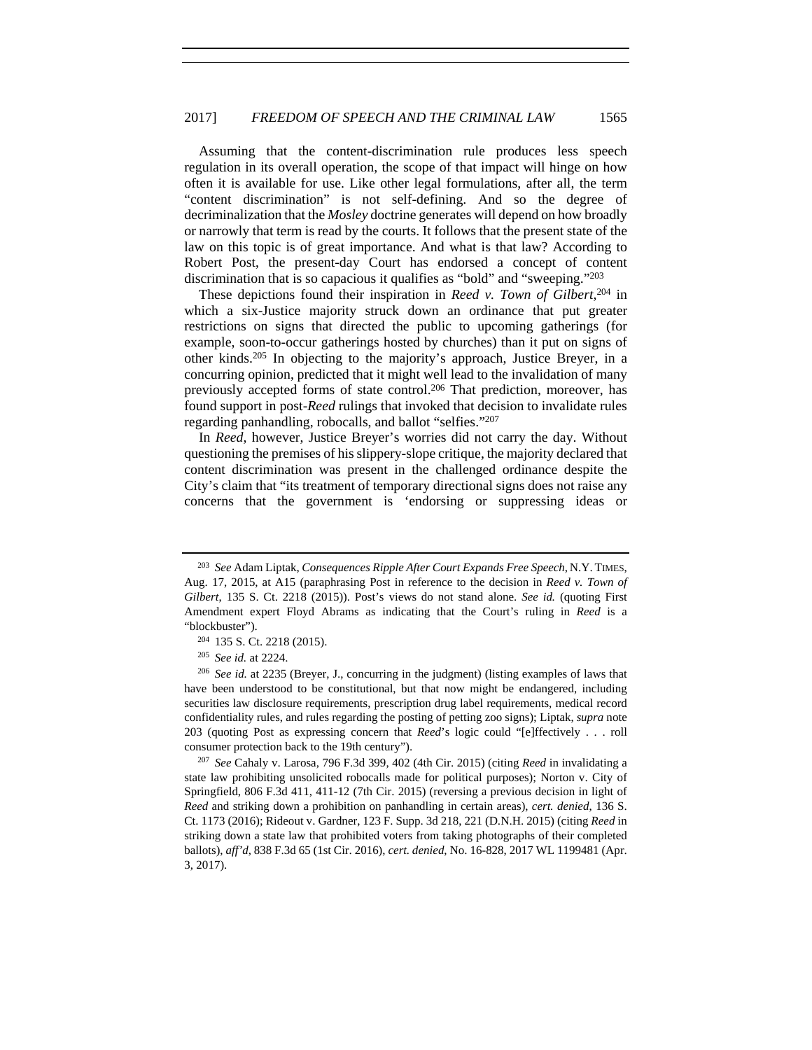Assuming that the content-discrimination rule produces less speech regulation in its overall operation, the scope of that impact will hinge on how often it is available for use. Like other legal formulations, after all, the term "content discrimination" is not self-defining. And so the degree of decriminalization that the *Mosley* doctrine generates will depend on how broadly or narrowly that term is read by the courts. It follows that the present state of the law on this topic is of great importance. And what is that law? According to Robert Post, the present-day Court has endorsed a concept of content discrimination that is so capacious it qualifies as "bold" and "sweeping."[203]

These depictions found their inspiration in *Reed v. Town of Gilbert*,[204] in which a six-Justice majority struck down an ordinance that put greater restrictions on signs that directed the public to upcoming gatherings (for example, soon-to-occur gatherings hosted by churches) than it put on signs of other kinds.[205] In objecting to the majority's approach, Justice Breyer, in a concurring opinion, predicted that it might well lead to the invalidation of many previously accepted forms of state control.[206] That prediction, moreover, has found support in post-*Reed* rulings that invoked that decision to invalidate rules regarding panhandling, robocalls, and ballot "selfies."[207]

In *Reed*, however, Justice Breyer's worries did not carry the day. Without questioning the premises of his slippery-slope critique, the majority declared that content discrimination was present in the challenged ordinance despite the City's claim that "its treatment of temporary directional signs does not raise any concerns that the government is 'endorsing or suppressing ideas or

---

[203] *See* Adam Liptak, *Consequences Ripple After Court Expands Free Speech*, N.Y. TIMES, Aug. 17, 2015, at A15 (paraphrasing Post in reference to the decision in *Reed v. Town of Gilbert*, 135 S. Ct. 2218 (2015)). Post's views do not stand alone. *See id.* (quoting First Amendment expert Floyd Abrams as indicating that the Court's ruling in *Reed* is a "blockbuster").

[204] 135 S. Ct. 2218 (2015).

[205] *See id.* at 2224.

[206] *See id.* at 2235 (Breyer, J., concurring in the judgment) (listing examples of laws that have been understood to be constitutional, but that now might be endangered, including securities law disclosure requirements, prescription drug label requirements, medical record confidentiality rules, and rules regarding the posting of petting zoo signs); Liptak, *supra* note 203 (quoting Post as expressing concern that *Reed*'s logic could "[e]ffectively . . . roll consumer protection back to the 19th century").

[207] *See* Cahaly v. Larosa, 796 F.3d 399, 402 (4th Cir. 2015) (citing *Reed* in invalidating a state law prohibiting unsolicited robocalls made for political purposes); Norton v. City of Springfield, 806 F.3d 411, 411-12 (7th Cir. 2015) (reversing a previous decision in light of *Reed* and striking down a prohibition on panhandling in certain areas), *cert. denied*, 136 S. Ct. 1173 (2016); Rideout v. Gardner, 123 F. Supp. 3d 218, 221 (D.N.H. 2015) (citing *Reed* in striking down a state law that prohibited voters from taking photographs of their completed ballots), *aff'd*, 838 F.3d 65 (1st Cir. 2016), *cert. denied*, No. 16-828, 2017 WL 1199481 (Apr. 3, 2017).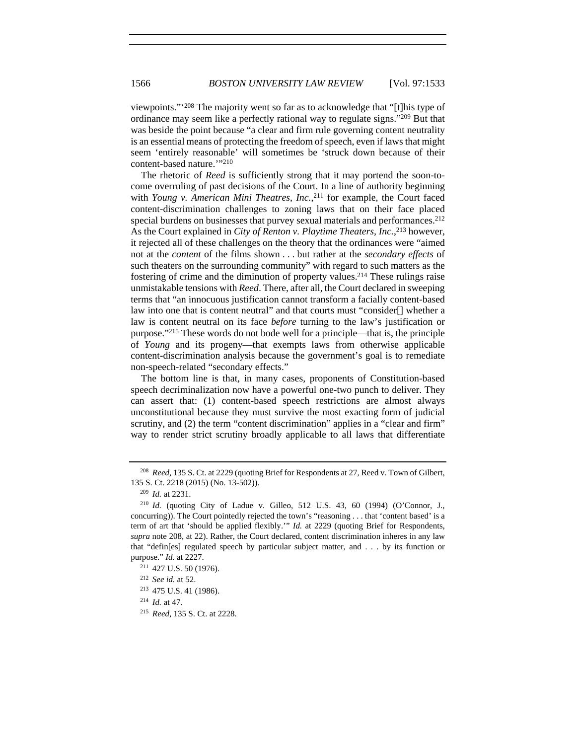viewpoints."'[208] The majority went so far as to acknowledge that "[t]his type of ordinance may seem like a perfectly rational way to regulate signs."[209] But that was beside the point because "a clear and firm rule governing content neutrality is an essential means of protecting the freedom of speech, even if laws that might seem 'entirely reasonable' will sometimes be 'struck down because of their content-based nature.'"[210]

The rhetoric of *Reed* is sufficiently strong that it may portend the soon-to-come overruling of past decisions of the Court. In a line of authority beginning with *Young v. American Mini Theatres, Inc.*,[211] for example, the Court faced content-discrimination challenges to zoning laws that on their face placed special burdens on businesses that purvey sexual materials and performances.[212] As the Court explained in *City of Renton v. Playtime Theaters, Inc.*,[213] however, it rejected all of these challenges on the theory that the ordinances were "aimed not at the *content* of the films shown . . . but rather at the *secondary effects* of such theaters on the surrounding community" with regard to such matters as the fostering of crime and the diminution of property values.[214] These rulings raise unmistakable tensions with *Reed*. There, after all, the Court declared in sweeping terms that "an innocuous justification cannot transform a facially content-based law into one that is content neutral" and that courts must "consider[] whether a law is content neutral on its face *before* turning to the law's justification or purpose."[215] These words do not bode well for a principle—that is, the principle of *Young* and its progeny—that exempts laws from otherwise applicable content-discrimination analysis because the government's goal is to remediate non-speech-related "secondary effects."

The bottom line is that, in many cases, proponents of Constitution-based speech decriminalization now have a powerful one-two punch to deliver. They can assert that: (1) content-based speech restrictions are almost always unconstitutional because they must survive the most exacting form of judicial scrutiny, and (2) the term "content discrimination" applies in a "clear and firm" way to render strict scrutiny broadly applicable to all laws that differentiate

---

[208] *Reed*, 135 S. Ct. at 2229 (quoting Brief for Respondents at 27, Reed v. Town of Gilbert, 135 S. Ct. 2218 (2015) (No. 13-502)).

[209] *Id.* at 2231.

[210] *Id.* (quoting City of Ladue v. Gilleo, 512 U.S. 43, 60 (1994) (O'Connor, J., concurring)). The Court pointedly rejected the town's "reasoning . . . that 'content based' is a term of art that 'should be applied flexibly.'" *Id.* at 2229 (quoting Brief for Respondents, *supra* note 208, at 22). Rather, the Court declared, content discrimination inheres in any law that "defin[es] regulated speech by particular subject matter, and . . . by its function or purpose." *Id.* at 2227.

[211] 427 U.S. 50 (1976).

[212] *See id.* at 52.

[213] 475 U.S. 41 (1986).

[214] *Id.* at 47.

[215] *Reed*, 135 S. Ct. at 2228.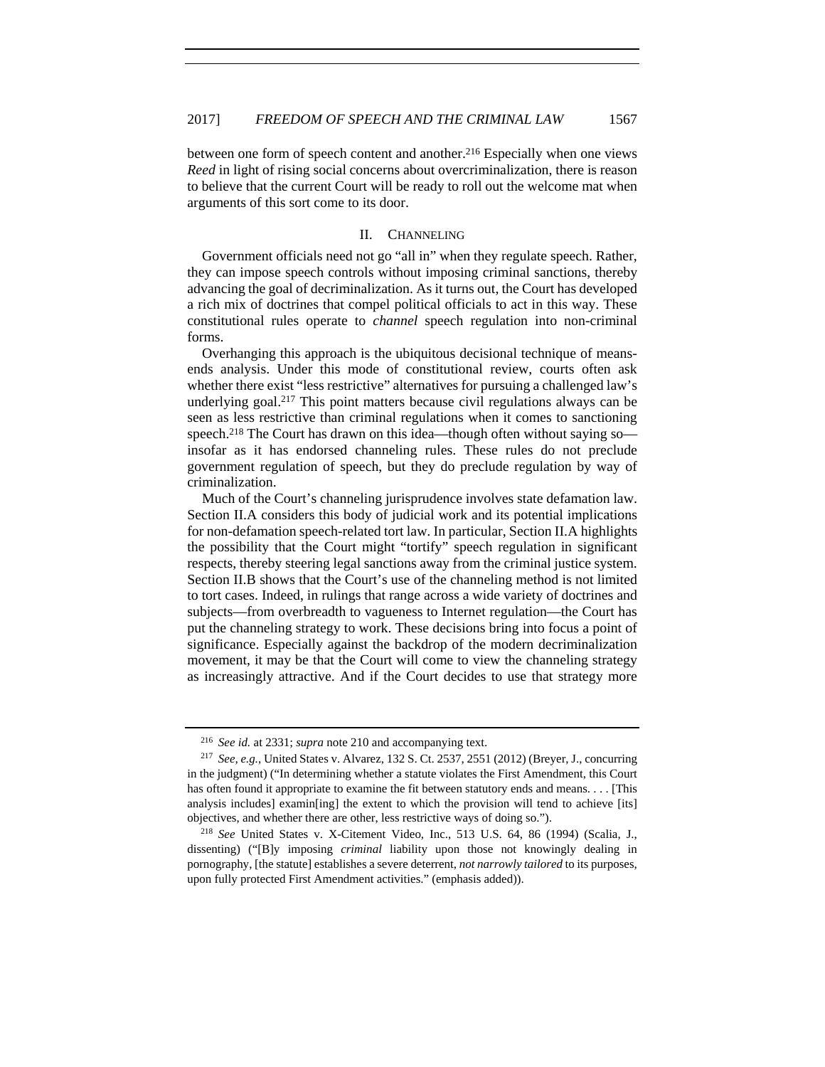between one form of speech content and another.[216] Especially when one views *Reed* in light of rising social concerns about overcriminalization, there is reason to believe that the current Court will be ready to roll out the welcome mat when arguments of this sort come to its door.

## II. CHANNELING

Government officials need not go "all in" when they regulate speech. Rather, they can impose speech controls without imposing criminal sanctions, thereby advancing the goal of decriminalization. As it turns out, the Court has developed a rich mix of doctrines that compel political officials to act in this way. These constitutional rules operate to *channel* speech regulation into non-criminal forms.

Overhanging this approach is the ubiquitous decisional technique of means-ends analysis. Under this mode of constitutional review, courts often ask whether there exist "less restrictive" alternatives for pursuing a challenged law's underlying goal.[217] This point matters because civil regulations always can be seen as less restrictive than criminal regulations when it comes to sanctioning speech.[218] The Court has drawn on this idea—though often without saying so—insofar as it has endorsed channeling rules. These rules do not preclude government regulation of speech, but they do preclude regulation by way of criminalization.

Much of the Court's channeling jurisprudence involves state defamation law. Section II.A considers this body of judicial work and its potential implications for non-defamation speech-related tort law. In particular, Section II.A highlights the possibility that the Court might "tortify" speech regulation in significant respects, thereby steering legal sanctions away from the criminal justice system. Section II.B shows that the Court's use of the channeling method is not limited to tort cases. Indeed, in rulings that range across a wide variety of doctrines and subjects—from overbreadth to vagueness to Internet regulation—the Court has put the channeling strategy to work. These decisions bring into focus a point of significance. Especially against the backdrop of the modern decriminalization movement, it may be that the Court will come to view the channeling strategy as increasingly attractive. And if the Court decides to use that strategy more

---

[216] *See id.* at 2331; *supra* note 210 and accompanying text.

[217] *See, e.g.*, United States v. Alvarez, 132 S. Ct. 2537, 2551 (2012) (Breyer, J., concurring in the judgment) ("In determining whether a statute violates the First Amendment, this Court has often found it appropriate to examine the fit between statutory ends and means. . . . [This analysis includes] examin[ing] the extent to which the provision will tend to achieve [its] objectives, and whether there are other, less restrictive ways of doing so.").

[218] *See* United States v. X-Citement Video, Inc., 513 U.S. 64, 86 (1994) (Scalia, J., dissenting) ("[B]y imposing *criminal* liability upon those not knowingly dealing in pornography, [the statute] establishes a severe deterrent, *not narrowly tailored* to its purposes, upon fully protected First Amendment activities." (emphasis added)).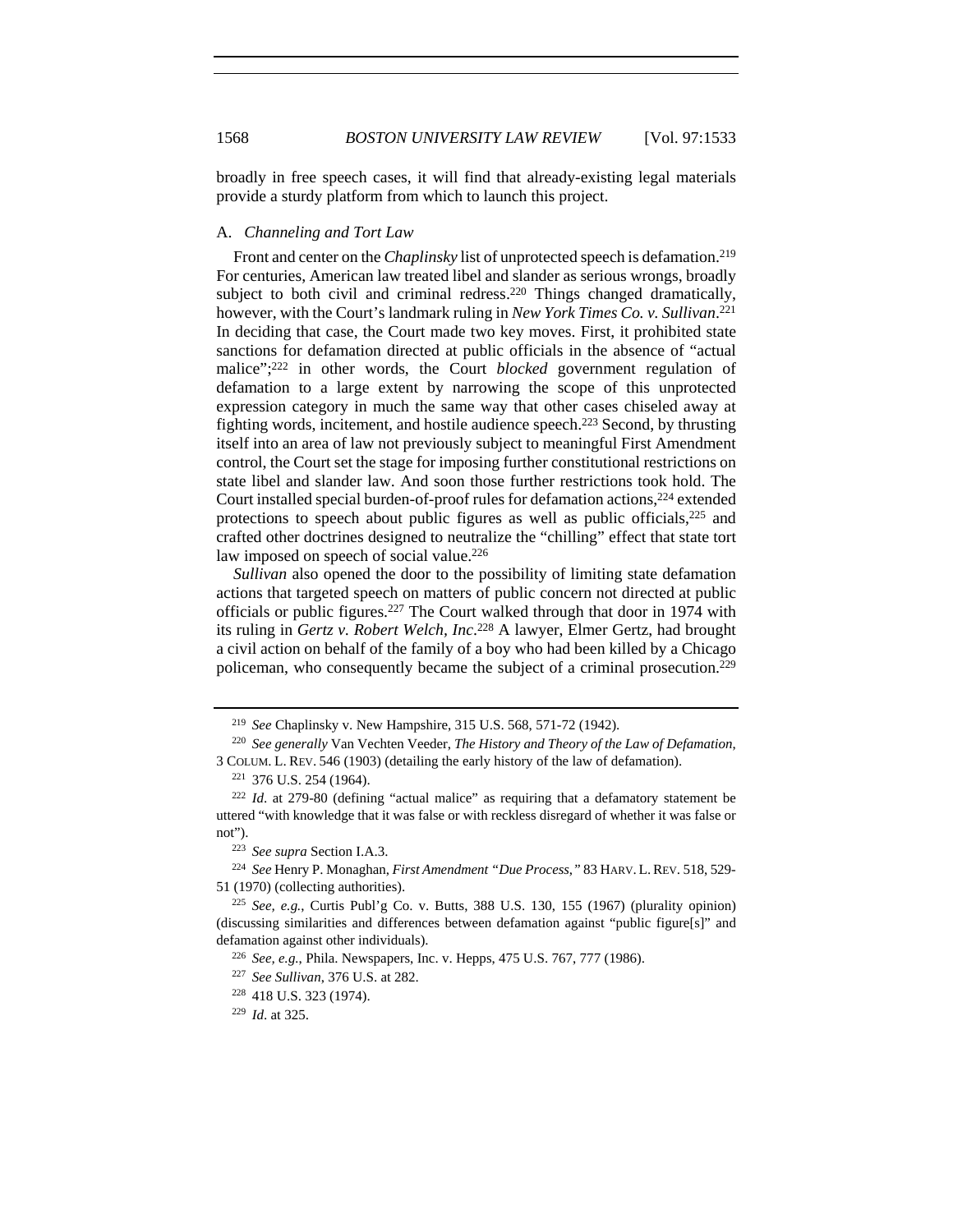broadly in free speech cases, it will find that already-existing legal materials provide a sturdy platform from which to launch this project.

### A. *Channeling and Tort Law*

Front and center on the *Chaplinsky* list of unprotected speech is defamation.[219] For centuries, American law treated libel and slander as serious wrongs, broadly subject to both civil and criminal redress.[220] Things changed dramatically, however, with the Court's landmark ruling in *New York Times Co. v. Sullivan*.[221] In deciding that case, the Court made two key moves. First, it prohibited state sanctions for defamation directed at public officials in the absence of "actual malice";[222] in other words, the Court *blocked* government regulation of defamation to a large extent by narrowing the scope of this unprotected expression category in much the same way that other cases chiseled away at fighting words, incitement, and hostile audience speech.[223] Second, by thrusting itself into an area of law not previously subject to meaningful First Amendment control, the Court set the stage for imposing further constitutional restrictions on state libel and slander law. And soon those further restrictions took hold. The Court installed special burden-of-proof rules for defamation actions,[224] extended protections to speech about public figures as well as public officials,[225] and crafted other doctrines designed to neutralize the "chilling" effect that state tort law imposed on speech of social value.[226]

*Sullivan* also opened the door to the possibility of limiting state defamation actions that targeted speech on matters of public concern not directed at public officials or public figures.[227] The Court walked through that door in 1974 with its ruling in *Gertz v. Robert Welch, Inc*.[228] A lawyer, Elmer Gertz, had brought a civil action on behalf of the family of a boy who had been killed by a Chicago policeman, who consequently became the subject of a criminal prosecution.[229]

---

[219] *See* Chaplinsky v. New Hampshire, 315 U.S. 568, 571-72 (1942).

[220] *See generally* Van Vechten Veeder, *The History and Theory of the Law of Defamation*, 3 COLUM. L. REV. 546 (1903) (detailing the early history of the law of defamation).

[221] 376 U.S. 254 (1964).

[222] *Id*. at 279-80 (defining "actual malice" as requiring that a defamatory statement be uttered "with knowledge that it was false or with reckless disregard of whether it was false or not").

[223] *See supra* Section I.A.3.

[224] *See* Henry P. Monaghan, *First Amendment "Due Process*,*"* 83 HARV. L. REV. 518, 529-51 (1970) (collecting authorities).

[225] *See, e.g.*, Curtis Publ'g Co. v. Butts, 388 U.S. 130, 155 (1967) (plurality opinion) (discussing similarities and differences between defamation against "public figure[s]" and defamation against other individuals).

[226] *See, e.g.*, Phila. Newspapers, Inc. v. Hepps, 475 U.S. 767, 777 (1986).

[227] *See Sullivan*, 376 U.S. at 282.

[228] 418 U.S. 323 (1974).

[229] *Id*. at 325.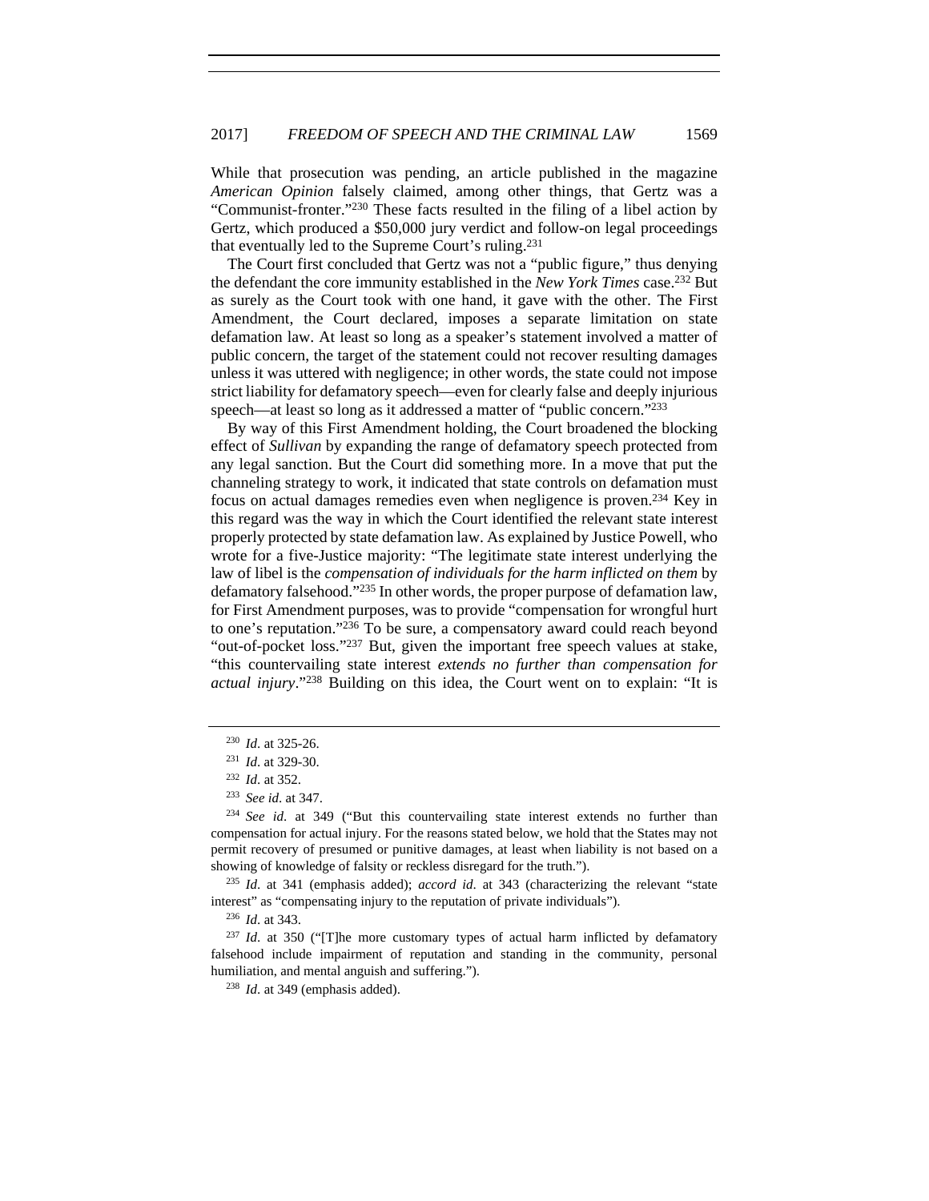While that prosecution was pending, an article published in the magazine *American Opinion* falsely claimed, among other things, that Gertz was a "Communist-fronter."[230] These facts resulted in the filing of a libel action by Gertz, which produced a $50,000 jury verdict and follow-on legal proceedings that eventually led to the Supreme Court's ruling.[231]

The Court first concluded that Gertz was not a "public figure," thus denying the defendant the core immunity established in the *New York Times* case.[232] But as surely as the Court took with one hand, it gave with the other. The First Amendment, the Court declared, imposes a separate limitation on state defamation law. At least so long as a speaker's statement involved a matter of public concern, the target of the statement could not recover resulting damages unless it was uttered with negligence; in other words, the state could not impose strict liability for defamatory speech—even for clearly false and deeply injurious speech—at least so long as it addressed a matter of "public concern."[233]

By way of this First Amendment holding, the Court broadened the blocking effect of *Sullivan* by expanding the range of defamatory speech protected from any legal sanction. But the Court did something more. In a move that put the channeling strategy to work, it indicated that state controls on defamation must focus on actual damages remedies even when negligence is proven.[234] Key in this regard was the way in which the Court identified the relevant state interest properly protected by state defamation law. As explained by Justice Powell, who wrote for a five-Justice majority: "The legitimate state interest underlying the law of libel is the *compensation of individuals for the harm inflicted on them* by defamatory falsehood."[235] In other words, the proper purpose of defamation law, for First Amendment purposes, was to provide "compensation for wrongful hurt to one's reputation."[236] To be sure, a compensatory award could reach beyond "out-of-pocket loss."[237] But, given the important free speech values at stake, "this countervailing state interest *extends no further than compensation for actual injury*."[238] Building on this idea, the Court went on to explain: "It is

---

[230] *Id*. at 325-26.

[231] *Id*. at 329-30.

[232] *Id*. at 352.

[233] *See id*. at 347.

[234] *See id.* at 349 ("But this countervailing state interest extends no further than compensation for actual injury. For the reasons stated below, we hold that the States may not permit recovery of presumed or punitive damages, at least when liability is not based on a showing of knowledge of falsity or reckless disregard for the truth.").

[235] *Id*. at 341 (emphasis added); *accord id*. at 343 (characterizing the relevant "state interest" as "compensating injury to the reputation of private individuals").

[236] *Id*. at 343.

[237] *Id*. at 350 ("[T]he more customary types of actual harm inflicted by defamatory falsehood include impairment of reputation and standing in the community, personal humiliation, and mental anguish and suffering.").

[238] *Id*. at 349 (emphasis added).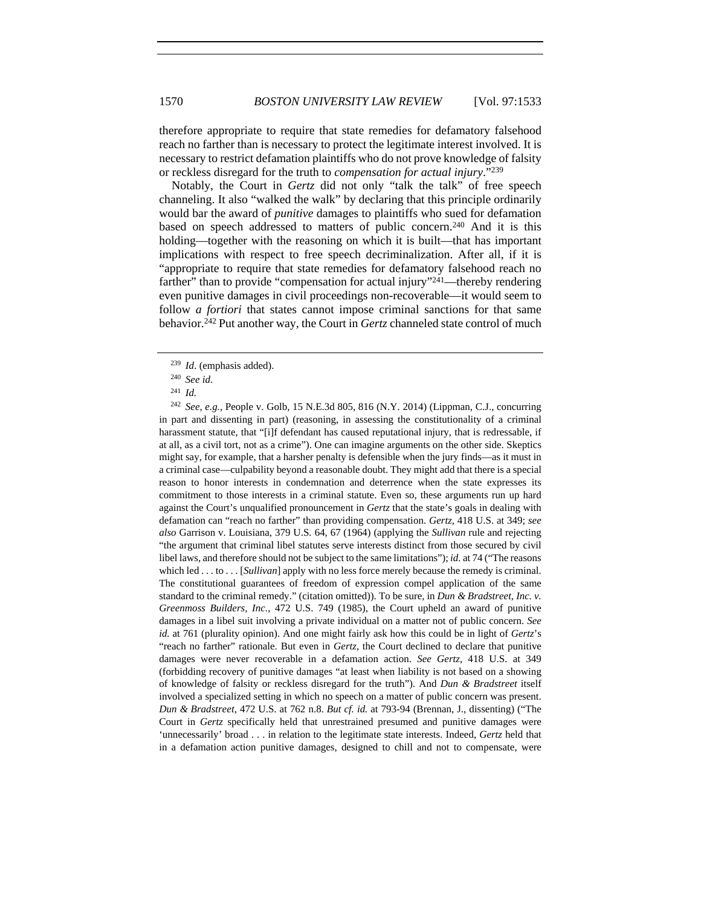therefore appropriate to require that state remedies for defamatory falsehood reach no farther than is necessary to protect the legitimate interest involved. It is necessary to restrict defamation plaintiffs who do not prove knowledge of falsity or reckless disregard for the truth to *compensation for actual injury*."[239]

Notably, the Court in *Gertz* did not only "talk the talk" of free speech channeling. It also "walked the walk" by declaring that this principle ordinarily would bar the award of *punitive* damages to plaintiffs who sued for defamation based on speech addressed to matters of public concern.[240] And it is this holding—together with the reasoning on which it is built—that has important implications with respect to free speech decriminalization. After all, if it is "appropriate to require that state remedies for defamatory falsehood reach no farther" than to provide "compensation for actual injury"[241]—thereby rendering even punitive damages in civil proceedings non-recoverable—it would seem to follow *a fortiori* that states cannot impose criminal sanctions for that same behavior.[242] Put another way, the Court in *Gertz* channeled state control of much

---

[239] *Id*. (emphasis added).

[240] *See id*.

[241] *Id.*

[242] *See, e.g.*, People v. Golb, 15 N.E.3d 805, 816 (N.Y. 2014) (Lippman, C.J., concurring in part and dissenting in part) (reasoning, in assessing the constitutionality of a criminal harassment statute, that "[i]f defendant has caused reputational injury, that is redressable, if at all, as a civil tort, not as a crime"). One can imagine arguments on the other side. Skeptics might say, for example, that a harsher penalty is defensible when the jury finds—as it must in a criminal case—culpability beyond a reasonable doubt. They might add that there is a special reason to honor interests in condemnation and deterrence when the state expresses its commitment to those interests in a criminal statute. Even so, these arguments run up hard against the Court's unqualified pronouncement in *Gertz* that the state's goals in dealing with defamation can "reach no farther" than providing compensation. *Gertz*, 418 U.S. at 349; *see also* Garrison v. Louisiana, 379 U.S. 64, 67 (1964) (applying the *Sullivan* rule and rejecting "the argument that criminal libel statutes serve interests distinct from those secured by civil libel laws, and therefore should not be subject to the same limitations"); *id.* at 74 ("The reasons which led . . . to . . . [*Sullivan*] apply with no less force merely because the remedy is criminal. The constitutional guarantees of freedom of expression compel application of the same standard to the criminal remedy." (citation omitted)). To be sure, in *Dun & Bradstreet, Inc. v. Greenmoss Builders, Inc.*, 472 U.S. 749 (1985), the Court upheld an award of punitive damages in a libel suit involving a private individual on a matter not of public concern. *See id.* at 761 (plurality opinion). And one might fairly ask how this could be in light of *Gertz*'s "reach no farther" rationale. But even in *Gertz*, the Court declined to declare that punitive damages were never recoverable in a defamation action. *See Gertz*, 418 U.S. at 349 (forbidding recovery of punitive damages "at least when liability is not based on a showing of knowledge of falsity or reckless disregard for the truth"). And *Dun & Bradstreet* itself involved a specialized setting in which no speech on a matter of public concern was present. *Dun & Bradstreet*, 472 U.S. at 762 n.8. *But cf. id.* at 793-94 (Brennan, J., dissenting) ("The Court in *Gertz* specifically held that unrestrained presumed and punitive damages were 'unnecessarily' broad . . . in relation to the legitimate state interests. Indeed, *Gertz* held that in a defamation action punitive damages, designed to chill and not to compensate, were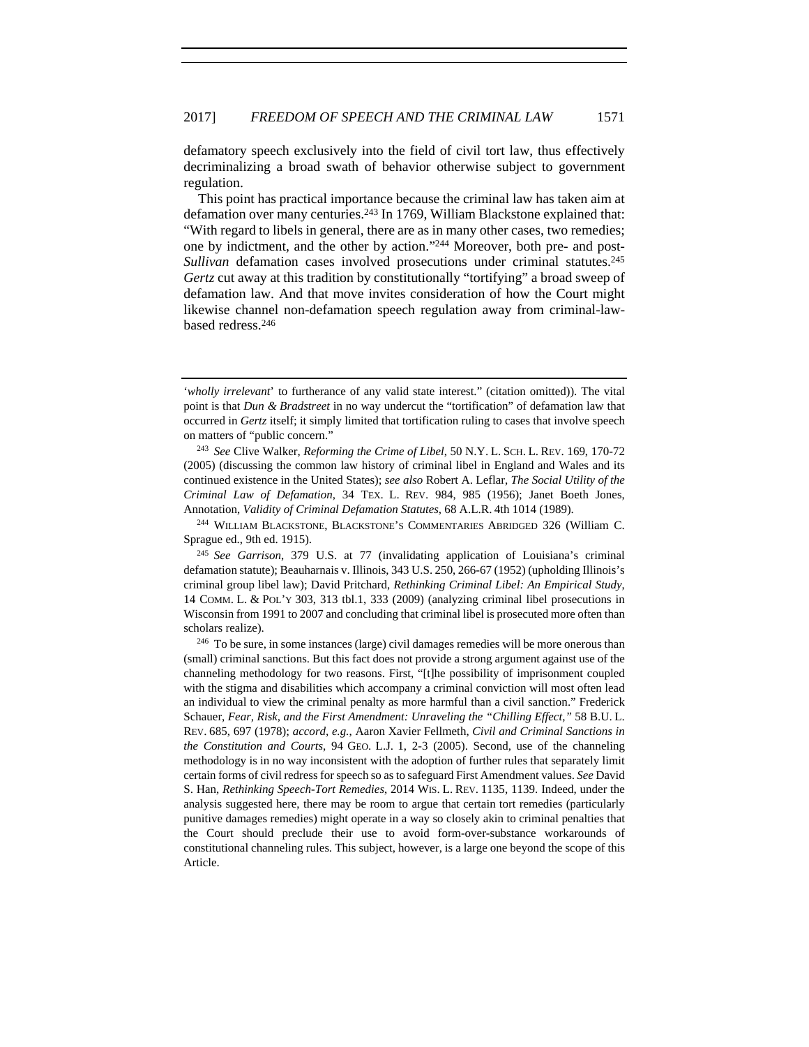defamatory speech exclusively into the field of civil tort law, thus effectively decriminalizing a broad swath of behavior otherwise subject to government regulation.

This point has practical importance because the criminal law has taken aim at defamation over many centuries.[243] In 1769, William Blackstone explained that: "With regard to libels in general, there are as in many other cases, two remedies; one by indictment, and the other by action."[244] Moreover, both pre- and post-*Sullivan* defamation cases involved prosecutions under criminal statutes.[245] *Gertz* cut away at this tradition by constitutionally "tortifying" a broad sweep of defamation law. And that move invites consideration of how the Court might likewise channel non-defamation speech regulation away from criminal-law-based redress.[246]

---

'*wholly irrelevant*' to furtherance of any valid state interest." (citation omitted)). The vital point is that *Dun & Bradstreet* in no way undercut the "tortification" of defamation law that occurred in *Gertz* itself; it simply limited that tortification ruling to cases that involve speech on matters of "public concern."

[243] *See* Clive Walker, *Reforming the Crime of Libel*, 50 N.Y. L. SCH. L. REV. 169, 170-72 (2005) (discussing the common law history of criminal libel in England and Wales and its continued existence in the United States); *see also* Robert A. Leflar, *The Social Utility of the Criminal Law of Defamation*, 34 TEX. L. REV. 984, 985 (1956); Janet Boeth Jones, Annotation, *Validity of Criminal Defamation Statutes*, 68 A.L.R. 4th 1014 (1989).

[244] WILLIAM BLACKSTONE, BLACKSTONE'S COMMENTARIES ABRIDGED 326 (William C. Sprague ed., 9th ed. 1915).

[245] *See Garrison*, 379 U.S. at 77 (invalidating application of Louisiana's criminal defamation statute); Beauharnais v. Illinois, 343 U.S. 250, 266-67 (1952) (upholding Illinois's criminal group libel law); David Pritchard, *Rethinking Criminal Libel: An Empirical Study*, 14 COMM. L. & POL'Y 303, 313 tbl.1, 333 (2009) (analyzing criminal libel prosecutions in Wisconsin from 1991 to 2007 and concluding that criminal libel is prosecuted more often than scholars realize).

[246] To be sure, in some instances (large) civil damages remedies will be more onerous than (small) criminal sanctions. But this fact does not provide a strong argument against use of the channeling methodology for two reasons. First, "[t]he possibility of imprisonment coupled with the stigma and disabilities which accompany a criminal conviction will most often lead an individual to view the criminal penalty as more harmful than a civil sanction." Frederick Schauer, *Fear, Risk, and the First Amendment: Unraveling the "Chilling Effect,"* 58 B.U. L. REV. 685, 697 (1978); *accord, e.g.*, Aaron Xavier Fellmeth, *Civil and Criminal Sanctions in the Constitution and Courts*, 94 GEO. L.J. 1, 2-3 (2005). Second, use of the channeling methodology is in no way inconsistent with the adoption of further rules that separately limit certain forms of civil redress for speech so as to safeguard First Amendment values. *See* David S. Han, *Rethinking Speech-Tort Remedies*, 2014 WIS. L. REV. 1135, 1139. Indeed, under the analysis suggested here, there may be room to argue that certain tort remedies (particularly punitive damages remedies) might operate in a way so closely akin to criminal penalties that the Court should preclude their use to avoid form-over-substance workarounds of constitutional channeling rules. This subject, however, is a large one beyond the scope of this Article.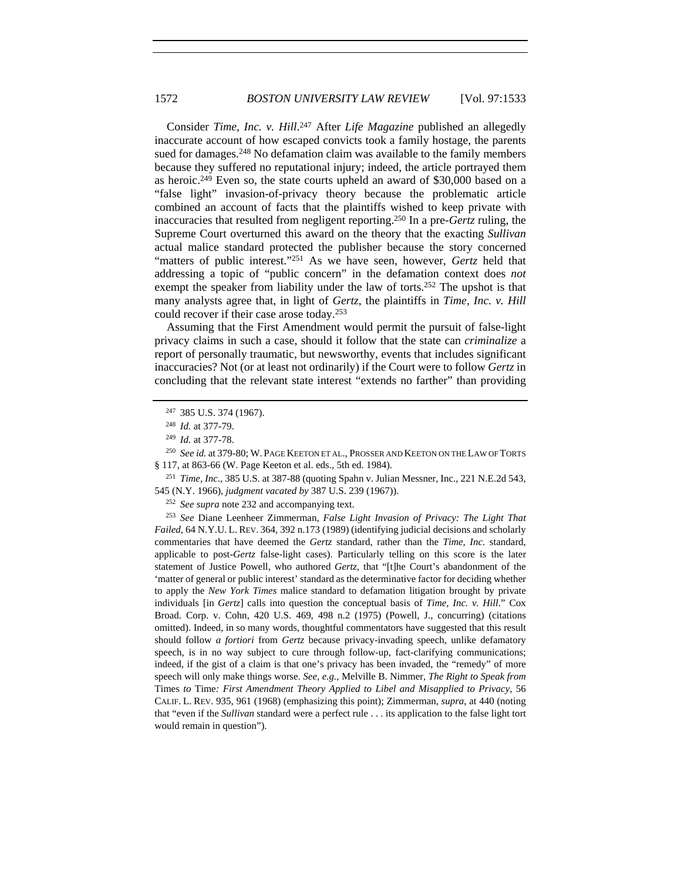Consider *Time, Inc. v. Hill*.[247] After *Life Magazine* published an allegedly inaccurate account of how escaped convicts took a family hostage, the parents sued for damages.[248] No defamation claim was available to the family members because they suffered no reputational injury; indeed, the article portrayed them as heroic.[249] Even so, the state courts upheld an award of $30,000 based on a "false light" invasion-of-privacy theory because the problematic article combined an account of facts that the plaintiffs wished to keep private with inaccuracies that resulted from negligent reporting.[250] In a pre-*Gertz* ruling, the Supreme Court overturned this award on the theory that the exacting *Sullivan* actual malice standard protected the publisher because the story concerned "matters of public interest."[251] As we have seen, however, *Gertz* held that addressing a topic of "public concern" in the defamation context does *not* exempt the speaker from liability under the law of torts.[252] The upshot is that many analysts agree that, in light of *Gertz*, the plaintiffs in *Time, Inc. v. Hill* could recover if their case arose today.[253]

Assuming that the First Amendment would permit the pursuit of false-light privacy claims in such a case, should it follow that the state can *criminalize* a report of personally traumatic, but newsworthy, events that includes significant inaccuracies? Not (or at least not ordinarily) if the Court were to follow *Gertz* in concluding that the relevant state interest "extends no farther" than providing

---

[247] 385 U.S. 374 (1967).

[248] *Id.* at 377-79.

[249] *Id.* at 377-78.

[250] *See id.* at 379-80; W. PAGE KEETON ET AL., PROSSER AND KEETON ON THE LAW OF TORTS § 117, at 863-66 (W. Page Keeton et al. eds., 5th ed. 1984).

[251] *Time, Inc*., 385 U.S. at 387-88 (quoting Spahn v. Julian Messner, Inc., 221 N.E.2d 543, 545 (N.Y. 1966), *judgment vacated by* 387 U.S. 239 (1967)).

[252] *See supra* note 232 and accompanying text.

[253] *See* Diane Leenheer Zimmerman, *False Light Invasion of Privacy: The Light That Failed*, 64 N.Y.U. L. REV. 364, 392 n.173 (1989) (identifying judicial decisions and scholarly commentaries that have deemed the *Gertz* standard, rather than the *Time, Inc*. standard, applicable to post-*Gertz* false-light cases). Particularly telling on this score is the later statement of Justice Powell, who authored *Gertz*, that "[t]he Court's abandonment of the 'matter of general or public interest' standard as the determinative factor for deciding whether to apply the *New York Times* malice standard to defamation litigation brought by private individuals [in *Gertz*] calls into question the conceptual basis of *Time, Inc. v. Hill*." Cox Broad. Corp. v. Cohn, 420 U.S. 469, 498 n.2 (1975) (Powell, J., concurring) (citations omitted). Indeed, in so many words, thoughtful commentators have suggested that this result should follow *a fortiori* from *Gertz* because privacy-invading speech, unlike defamatory speech, is in no way subject to cure through follow-up, fact-clarifying communications; indeed, if the gist of a claim is that one's privacy has been invaded, the "remedy" of more speech will only make things worse. *See, e.g.*, Melville B. Nimmer, *The Right to Speak from* Times *to* Time*: First Amendment Theory Applied to Libel and Misapplied to Privacy*, 56 CALIF. L. REV. 935, 961 (1968) (emphasizing this point); Zimmerman, *supra*, at 440 (noting that "even if the *Sullivan* standard were a perfect rule . . . its application to the false light tort would remain in question").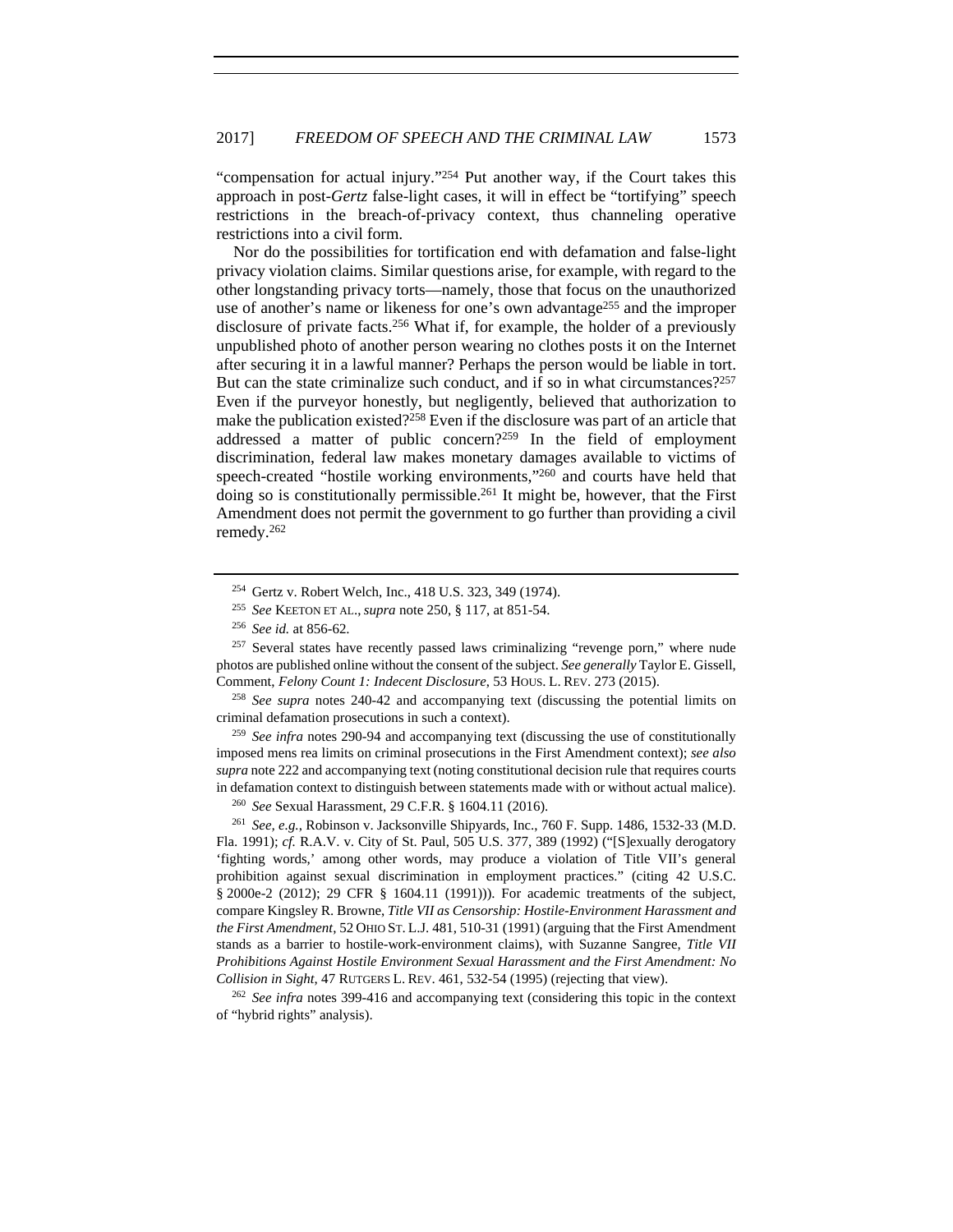"compensation for actual injury."[254] Put another way, if the Court takes this approach in post-*Gertz* false-light cases, it will in effect be "tortifying" speech restrictions in the breach-of-privacy context, thus channeling operative restrictions into a civil form.

Nor do the possibilities for tortification end with defamation and false-light privacy violation claims. Similar questions arise, for example, with regard to the other longstanding privacy torts—namely, those that focus on the unauthorized use of another's name or likeness for one's own advantage[255] and the improper disclosure of private facts.[256] What if, for example, the holder of a previously unpublished photo of another person wearing no clothes posts it on the Internet after securing it in a lawful manner? Perhaps the person would be liable in tort. But can the state criminalize such conduct, and if so in what circumstances?[257] Even if the purveyor honestly, but negligently, believed that authorization to make the publication existed?[258] Even if the disclosure was part of an article that addressed a matter of public concern?[259] In the field of employment discrimination, federal law makes monetary damages available to victims of speech-created "hostile working environments,"[260] and courts have held that doing so is constitutionally permissible.[261] It might be, however, that the First Amendment does not permit the government to go further than providing a civil remedy.[262]

---

[254] Gertz v. Robert Welch, Inc., 418 U.S. 323, 349 (1974).

[255] *See* KEETON ET AL., *supra* note 250, § 117, at 851-54.

[256] *See id.* at 856-62.

[257] Several states have recently passed laws criminalizing "revenge porn," where nude photos are published online without the consent of the subject. *See generally* Taylor E. Gissell, Comment, *Felony Count 1: Indecent Disclosure*, 53 HOUS. L. REV. 273 (2015).

[258] *See supra* notes 240-42 and accompanying text (discussing the potential limits on criminal defamation prosecutions in such a context).

[259] *See infra* notes 290-94 and accompanying text (discussing the use of constitutionally imposed mens rea limits on criminal prosecutions in the First Amendment context); *see also supra* note 222 and accompanying text (noting constitutional decision rule that requires courts in defamation context to distinguish between statements made with or without actual malice).

[260] *See* Sexual Harassment, 29 C.F.R. § 1604.11 (2016).

[261] *See, e.g.*, Robinson v. Jacksonville Shipyards, Inc., 760 F. Supp. 1486, 1532-33 (M.D. Fla. 1991); *cf.* R.A.V. v. City of St. Paul, 505 U.S. 377, 389 (1992) ("[S]exually derogatory 'fighting words,' among other words, may produce a violation of Title VII's general prohibition against sexual discrimination in employment practices." (citing 42 U.S.C. § 2000e-2 (2012); 29 CFR § 1604.11 (1991))). For academic treatments of the subject, compare Kingsley R. Browne, *Title VII as Censorship: Hostile-Environment Harassment and the First Amendment*, 52 OHIO ST. L.J. 481, 510-31 (1991) (arguing that the First Amendment stands as a barrier to hostile-work-environment claims), with Suzanne Sangree, *Title VII Prohibitions Against Hostile Environment Sexual Harassment and the First Amendment: No Collision in Sight*, 47 RUTGERS L. REV. 461, 532-54 (1995) (rejecting that view).

[262] *See infra* notes 399-416 and accompanying text (considering this topic in the context of "hybrid rights" analysis).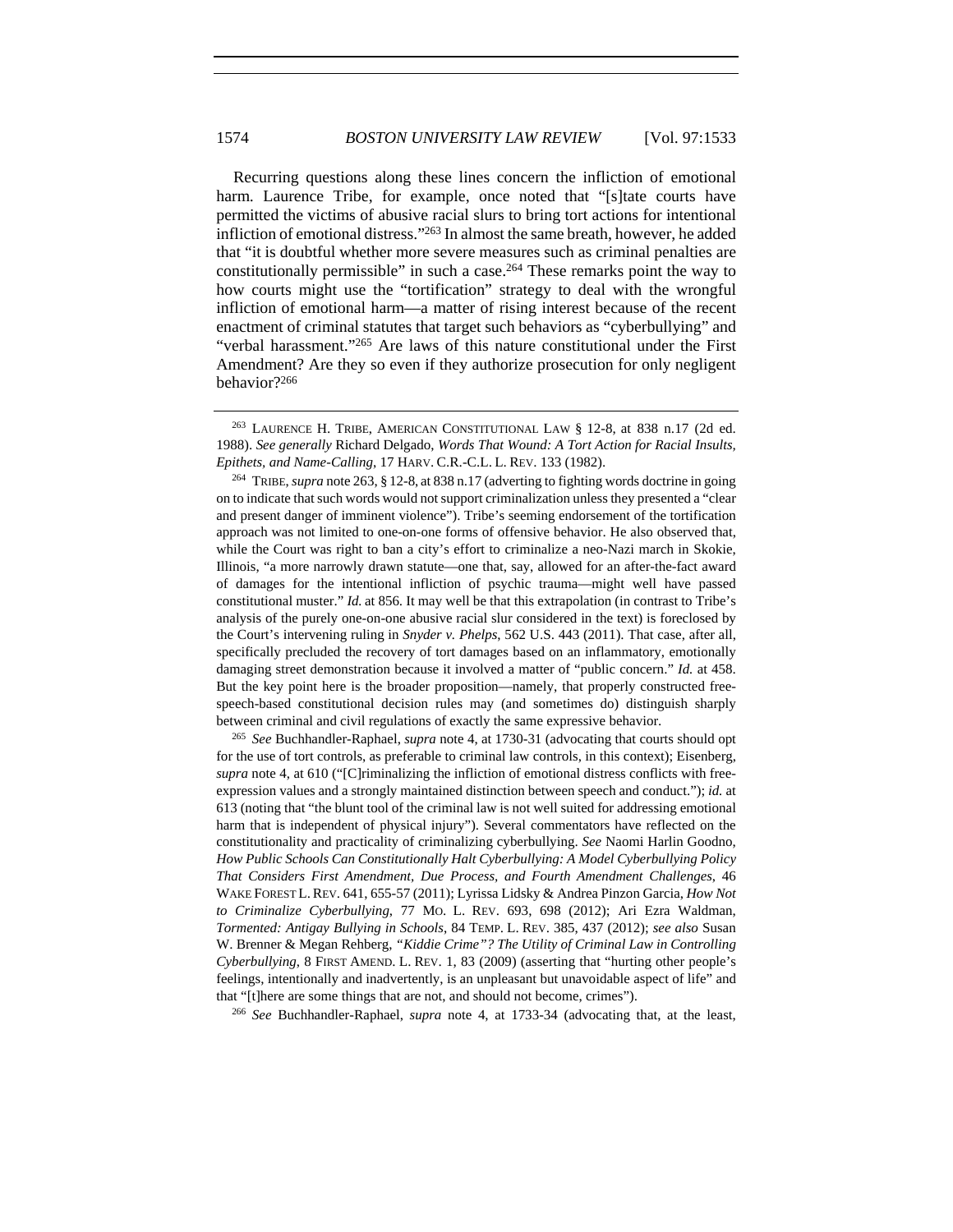Recurring questions along these lines concern the infliction of emotional harm. Laurence Tribe, for example, once noted that "[s]tate courts have permitted the victims of abusive racial slurs to bring tort actions for intentional infliction of emotional distress."[263] In almost the same breath, however, he added that "it is doubtful whether more severe measures such as criminal penalties are constitutionally permissible" in such a case.[264] These remarks point the way to how courts might use the "tortification" strategy to deal with the wrongful infliction of emotional harm—a matter of rising interest because of the recent enactment of criminal statutes that target such behaviors as "cyberbullying" and "verbal harassment."[265] Are laws of this nature constitutional under the First Amendment? Are they so even if they authorize prosecution for only negligent behavior?[266]

---

[263] LAURENCE H. TRIBE, AMERICAN CONSTITUTIONAL LAW § 12-8, at 838 n.17 (2d ed. 1988). *See generally* Richard Delgado, *Words That Wound: A Tort Action for Racial Insults, Epithets, and Name-Calling*, 17 HARV. C.R.-C.L. L. REV. 133 (1982).

[264] TRIBE, *supra* note 263, § 12-8, at 838 n.17 (adverting to fighting words doctrine in going on to indicate that such words would not support criminalization unless they presented a "clear and present danger of imminent violence"). Tribe's seeming endorsement of the tortification approach was not limited to one-on-one forms of offensive behavior. He also observed that, while the Court was right to ban a city's effort to criminalize a neo-Nazi march in Skokie, Illinois, "a more narrowly drawn statute—one that, say, allowed for an after-the-fact award of damages for the intentional infliction of psychic trauma—might well have passed constitutional muster." *Id.* at 856. It may well be that this extrapolation (in contrast to Tribe's analysis of the purely one-on-one abusive racial slur considered in the text) is foreclosed by the Court's intervening ruling in *Snyder v. Phelps*, 562 U.S. 443 (2011). That case, after all, specifically precluded the recovery of tort damages based on an inflammatory, emotionally damaging street demonstration because it involved a matter of "public concern." *Id.* at 458. But the key point here is the broader proposition—namely, that properly constructed free-speech-based constitutional decision rules may (and sometimes do) distinguish sharply between criminal and civil regulations of exactly the same expressive behavior.

[265] *See* Buchhandler-Raphael, *supra* note 4, at 1730-31 (advocating that courts should opt for the use of tort controls, as preferable to criminal law controls, in this context); Eisenberg, *supra* note 4, at 610 ("[C]riminalizing the infliction of emotional distress conflicts with free-expression values and a strongly maintained distinction between speech and conduct."); *id.* at 613 (noting that "the blunt tool of the criminal law is not well suited for addressing emotional harm that is independent of physical injury"). Several commentators have reflected on the constitutionality and practicality of criminalizing cyberbullying. *See* Naomi Harlin Goodno, *How Public Schools Can Constitutionally Halt Cyberbullying: A Model Cyberbullying Policy That Considers First Amendment, Due Process, and Fourth Amendment Challenges*, 46 WAKE FOREST L. REV. 641, 655-57 (2011); Lyrissa Lidsky & Andrea Pinzon Garcia, *How Not to Criminalize Cyberbullying*, 77 MO. L. REV. 693, 698 (2012); Ari Ezra Waldman, *Tormented: Antigay Bullying in Schools*, 84 TEMP. L. REV. 385, 437 (2012); *see also* Susan W. Brenner & Megan Rehberg, *"Kiddie Crime"? The Utility of Criminal Law in Controlling Cyberbullying*, 8 FIRST AMEND. L. REV. 1, 83 (2009) (asserting that "hurting other people's feelings, intentionally and inadvertently, is an unpleasant but unavoidable aspect of life" and that "[t]here are some things that are not, and should not become, crimes").

[266] *See* Buchhandler-Raphael, *supra* note 4, at 1733-34 (advocating that, at the least,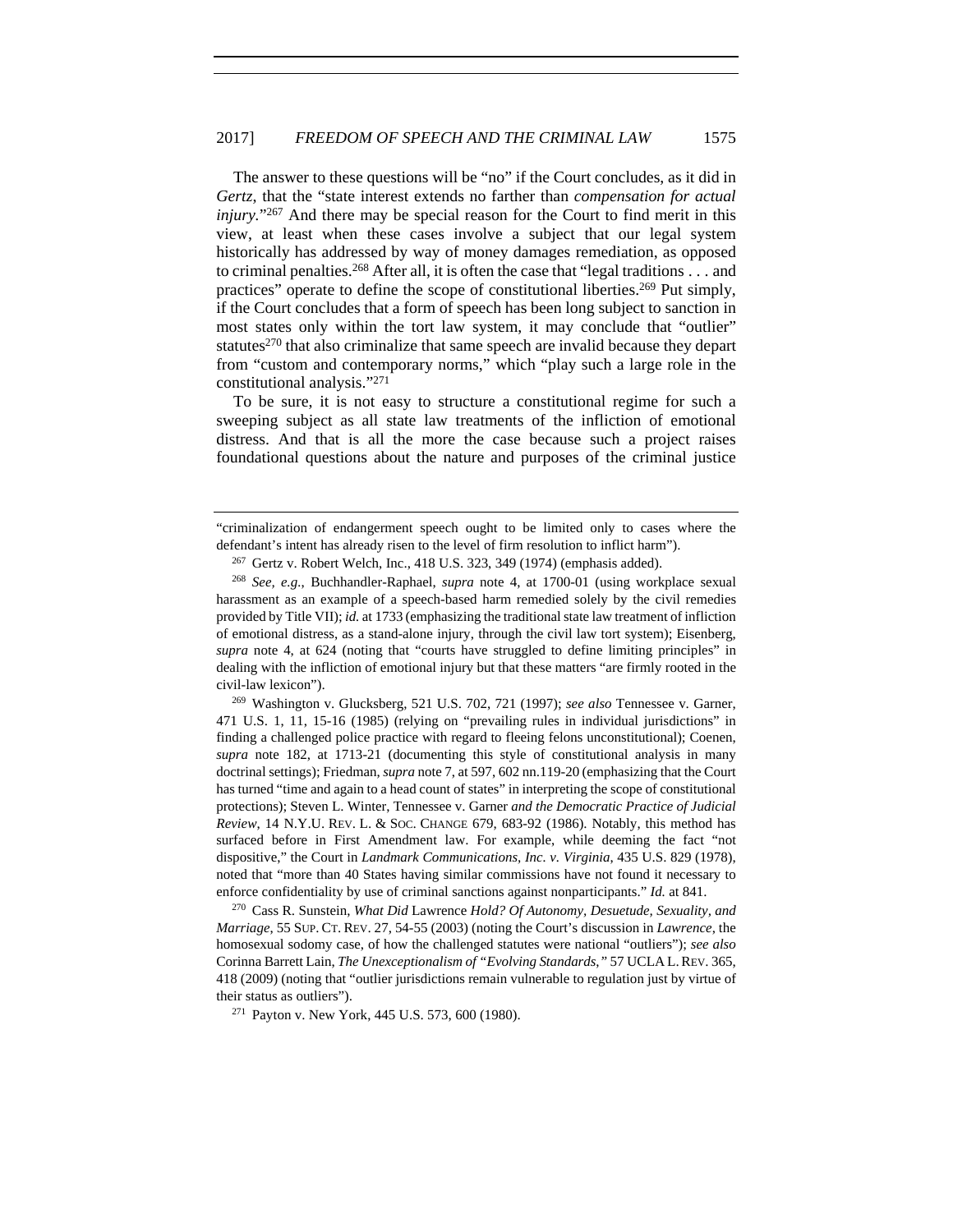The answer to these questions will be "no" if the Court concludes, as it did in *Gertz*, that the "state interest extends no farther than *compensation for actual injury*."[267] And there may be special reason for the Court to find merit in this view, at least when these cases involve a subject that our legal system historically has addressed by way of money damages remediation, as opposed to criminal penalties.[268] After all, it is often the case that "legal traditions . . . and practices" operate to define the scope of constitutional liberties.[269] Put simply, if the Court concludes that a form of speech has been long subject to sanction in most states only within the tort law system, it may conclude that "outlier" statutes[270] that also criminalize that same speech are invalid because they depart from "custom and contemporary norms," which "play such a large role in the constitutional analysis."[271]

To be sure, it is not easy to structure a constitutional regime for such a sweeping subject as all state law treatments of the infliction of emotional distress. And that is all the more the case because such a project raises foundational questions about the nature and purposes of the criminal justice

---

"criminalization of endangerment speech ought to be limited only to cases where the defendant's intent has already risen to the level of firm resolution to inflict harm").

[267] Gertz v. Robert Welch, Inc., 418 U.S. 323, 349 (1974) (emphasis added).

[268] *See, e.g.*, Buchhandler-Raphael, *supra* note 4, at 1700-01 (using workplace sexual harassment as an example of a speech-based harm remedied solely by the civil remedies provided by Title VII); *id.* at 1733 (emphasizing the traditional state law treatment of infliction of emotional distress, as a stand-alone injury, through the civil law tort system); Eisenberg, *supra* note 4, at 624 (noting that "courts have struggled to define limiting principles" in dealing with the infliction of emotional injury but that these matters "are firmly rooted in the civil-law lexicon").

[269] Washington v. Glucksberg, 521 U.S. 702, 721 (1997); *see also* Tennessee v. Garner, 471 U.S. 1, 11, 15-16 (1985) (relying on "prevailing rules in individual jurisdictions" in finding a challenged police practice with regard to fleeing felons unconstitutional); Coenen, *supra* note 182, at 1713-21 (documenting this style of constitutional analysis in many doctrinal settings); Friedman, *supra* note 7, at 597, 602 nn.119-20 (emphasizing that the Court has turned "time and again to a head count of states" in interpreting the scope of constitutional protections); Steven L. Winter, *Tennessee v. Garner and the Democratic Practice of Judicial Review*, 14 N.Y.U. REV. L. & SOC. CHANGE 679, 683-92 (1986). Notably, this method has surfaced before in First Amendment law. For example, while deeming the fact "not dispositive," the Court in *Landmark Communications, Inc. v. Virginia*, 435 U.S. 829 (1978), noted that "more than 40 States having similar commissions have not found it necessary to enforce confidentiality by use of criminal sanctions against nonparticipants." *Id.* at 841.

[270] Cass R. Sunstein, *What Did Lawrence Hold? Of Autonomy, Desuetude, Sexuality, and Marriage*, 55 SUP. CT. REV. 27, 54-55 (2003) (noting the Court's discussion in *Lawrence*, the homosexual sodomy case, of how the challenged statutes were national "outliers"); *see also* Corinna Barrett Lain, *The Unexceptionalism of "Evolving Standards*,*"* 57 UCLA L. REV. 365, 418 (2009) (noting that "outlier jurisdictions remain vulnerable to regulation just by virtue of their status as outliers").

[271] Payton v. New York, 445 U.S. 573, 600 (1980).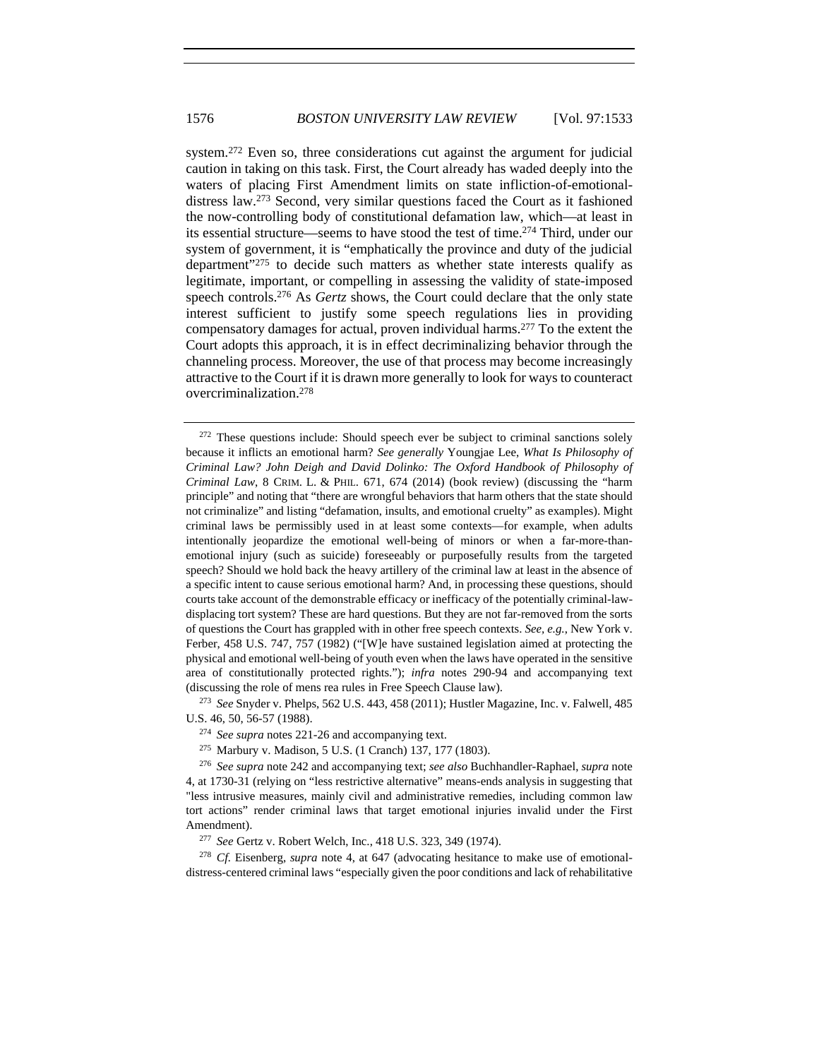system.[272] Even so, three considerations cut against the argument for judicial caution in taking on this task. First, the Court already has waded deeply into the waters of placing First Amendment limits on state infliction-of-emotional-distress law.[273] Second, very similar questions faced the Court as it fashioned the now-controlling body of constitutional defamation law, which—at least in its essential structure—seems to have stood the test of time.[274] Third, under our system of government, it is "emphatically the province and duty of the judicial department"[275] to decide such matters as whether state interests qualify as legitimate, important, or compelling in assessing the validity of state-imposed speech controls.[276] As *Gertz* shows, the Court could declare that the only state interest sufficient to justify some speech regulations lies in providing compensatory damages for actual, proven individual harms.[277] To the extent the Court adopts this approach, it is in effect decriminalizing behavior through the channeling process. Moreover, the use of that process may become increasingly attractive to the Court if it is drawn more generally to look for ways to counteract overcriminalization.[278]

---

[272] These questions include: Should speech ever be subject to criminal sanctions solely because it inflicts an emotional harm? *See generally* Youngjae Lee, *What Is Philosophy of Criminal Law? John Deigh and David Dolinko: The Oxford Handbook of Philosophy of Criminal Law*, 8 CRIM. L. & PHIL. 671, 674 (2014) (book review) (discussing the "harm principle" and noting that "there are wrongful behaviors that harm others that the state should not criminalize" and listing "defamation, insults, and emotional cruelty" as examples). Might criminal laws be permissibly used in at least some contexts—for example, when adults intentionally jeopardize the emotional well-being of minors or when a far-more-than-emotional injury (such as suicide) foreseeably or purposefully results from the targeted speech? Should we hold back the heavy artillery of the criminal law at least in the absence of a specific intent to cause serious emotional harm? And, in processing these questions, should courts take account of the demonstrable efficacy or inefficacy of the potentially criminal-law-displacing tort system? These are hard questions. But they are not far-removed from the sorts of questions the Court has grappled with in other free speech contexts. *See, e.g.*, New York v. Ferber, 458 U.S. 747, 757 (1982) ("[W]e have sustained legislation aimed at protecting the physical and emotional well-being of youth even when the laws have operated in the sensitive area of constitutionally protected rights."); *infra* notes 290-94 and accompanying text (discussing the role of mens rea rules in Free Speech Clause law).

[273] *See* Snyder v. Phelps, 562 U.S. 443, 458 (2011); Hustler Magazine, Inc. v. Falwell, 485 U.S. 46, 50, 56-57 (1988).

[274] *See supra* notes 221-26 and accompanying text.

[275] Marbury v. Madison, 5 U.S. (1 Cranch) 137, 177 (1803).

[276] *See supra* note 242 and accompanying text; *see also* Buchhandler-Raphael, *supra* note 4, at 1730-31 (relying on "less restrictive alternative" means-ends analysis in suggesting that "less intrusive measures, mainly civil and administrative remedies, including common law tort actions" render criminal laws that target emotional injuries invalid under the First Amendment).

[277] *See* Gertz v. Robert Welch, Inc., 418 U.S. 323, 349 (1974).

[278] *Cf.* Eisenberg, *supra* note 4, at 647 (advocating hesitance to make use of emotional-distress-centered criminal laws "especially given the poor conditions and lack of rehabilitative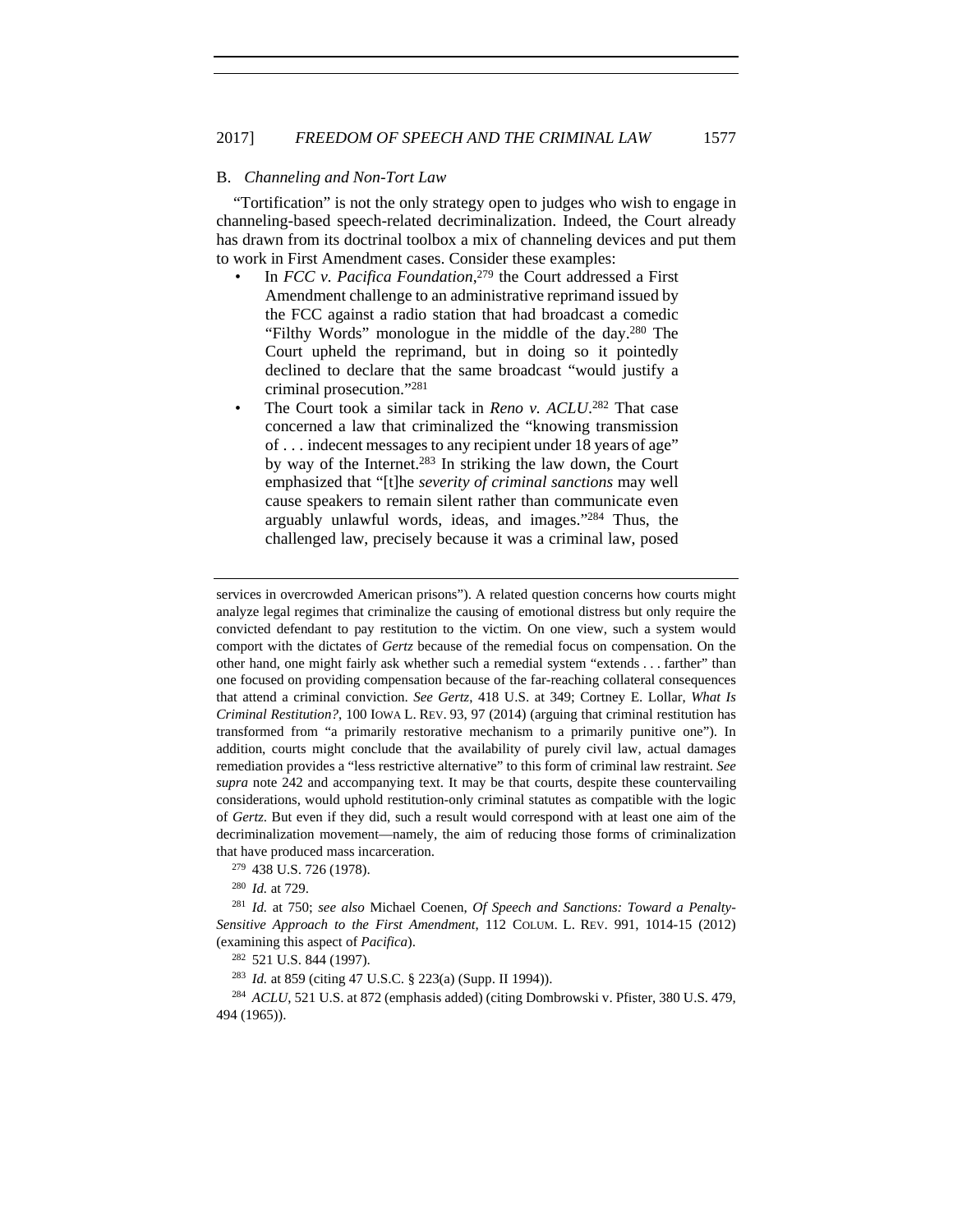### B. *Channeling and Non-Tort Law*

"Tortification" is not the only strategy open to judges who wish to engage in channeling-based speech-related decriminalization. Indeed, the Court already has drawn from its doctrinal toolbox a mix of channeling devices and put them to work in First Amendment cases. Consider these examples:

- In *FCC v. Pacifica Foundation*,[279] the Court addressed a First Amendment challenge to an administrative reprimand issued by the FCC against a radio station that had broadcast a comedic "Filthy Words" monologue in the middle of the day.[280] The Court upheld the reprimand, but in doing so it pointedly declined to declare that the same broadcast "would justify a criminal prosecution."[281]
- The Court took a similar tack in *Reno v. ACLU*.[282] That case concerned a law that criminalized the "knowing transmission of . . . indecent messages to any recipient under 18 years of age" by way of the Internet.[283] In striking the law down, the Court emphasized that "[t]he *severity of criminal sanctions* may well cause speakers to remain silent rather than communicate even arguably unlawful words, ideas, and images."[284] Thus, the challenged law, precisely because it was a criminal law, posed

---

services in overcrowded American prisons"). A related question concerns how courts might analyze legal regimes that criminalize the causing of emotional distress but only require the convicted defendant to pay restitution to the victim. On one view, such a system would comport with the dictates of *Gertz* because of the remedial focus on compensation. On the other hand, one might fairly ask whether such a remedial system "extends . . . farther" than one focused on providing compensation because of the far-reaching collateral consequences that attend a criminal conviction. *See Gertz*, 418 U.S. at 349; Cortney E. Lollar, *What Is Criminal Restitution?*, 100 IOWA L. REV. 93, 97 (2014) (arguing that criminal restitution has transformed from "a primarily restorative mechanism to a primarily punitive one"). In addition, courts might conclude that the availability of purely civil law, actual damages remediation provides a "less restrictive alternative" to this form of criminal law restraint. *See supra* note 242 and accompanying text. It may be that courts, despite these countervailing considerations, would uphold restitution-only criminal statutes as compatible with the logic of *Gertz*. But even if they did, such a result would correspond with at least one aim of the decriminalization movement—namely, the aim of reducing those forms of criminalization that have produced mass incarceration.

[279] 438 U.S. 726 (1978).

[280] *Id.* at 729.

[281] *Id.* at 750; *see also* Michael Coenen, *Of Speech and Sanctions: Toward a Penalty-Sensitive Approach to the First Amendment*, 112 COLUM. L. REV. 991, 1014-15 (2012) (examining this aspect of *Pacifica*).

[282] 521 U.S. 844 (1997).

[283] *Id.* at 859 (citing 47 U.S.C. § 223(a) (Supp. II 1994)).

[284] *ACLU*, 521 U.S. at 872 (emphasis added) (citing Dombrowski v. Pfister, 380 U.S. 479, 494 (1965)).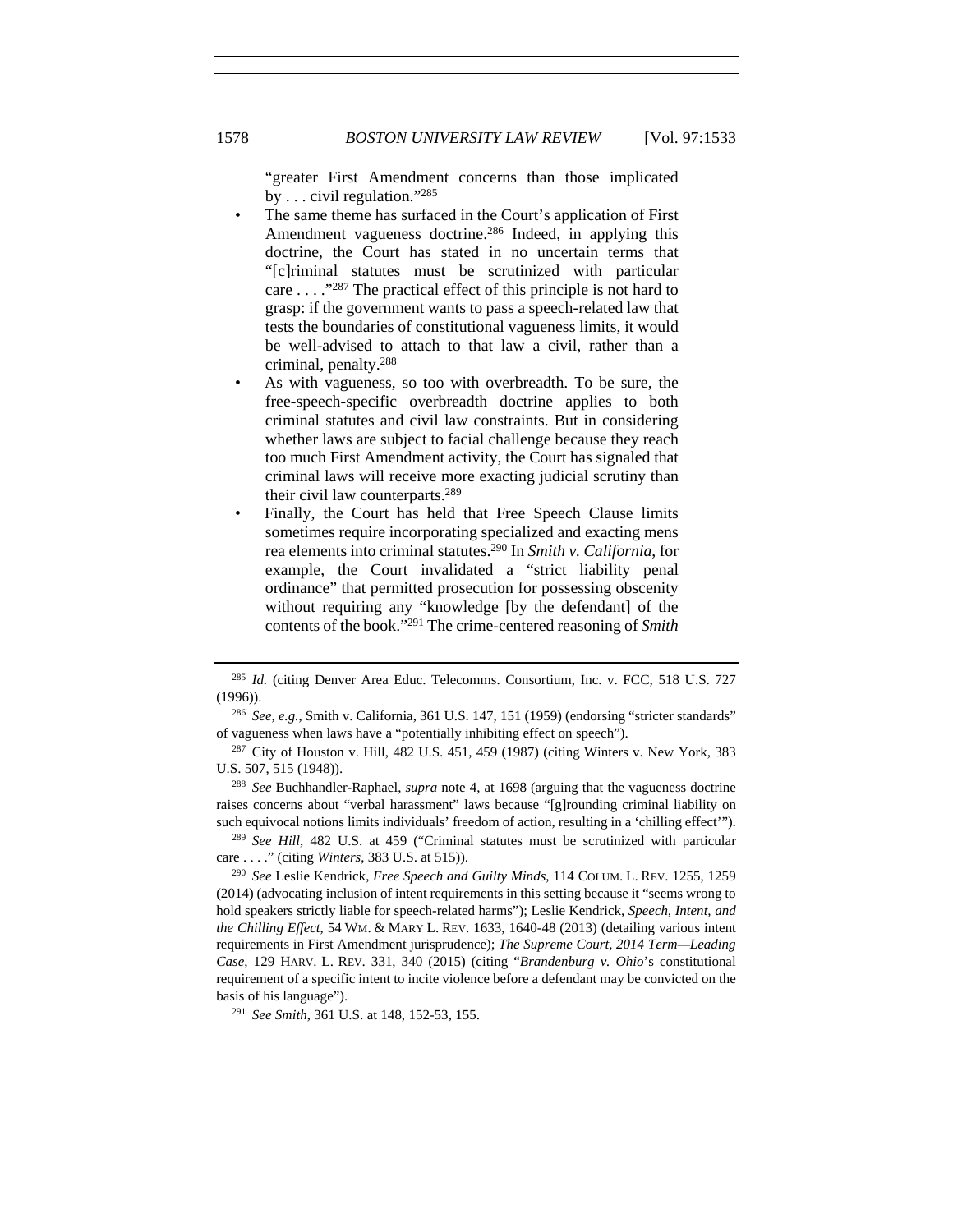"greater First Amendment concerns than those implicated by . . . civil regulation."[285]

- The same theme has surfaced in the Court's application of First Amendment vagueness doctrine.[286] Indeed, in applying this doctrine, the Court has stated in no uncertain terms that "[c]riminal statutes must be scrutinized with particular care . . . ."[287] The practical effect of this principle is not hard to grasp: if the government wants to pass a speech-related law that tests the boundaries of constitutional vagueness limits, it would be well-advised to attach to that law a civil, rather than a criminal, penalty.[288]
- As with vagueness, so too with overbreadth. To be sure, the free-speech-specific overbreadth doctrine applies to both criminal statutes and civil law constraints. But in considering whether laws are subject to facial challenge because they reach too much First Amendment activity, the Court has signaled that criminal laws will receive more exacting judicial scrutiny than their civil law counterparts.[289]
- Finally, the Court has held that Free Speech Clause limits sometimes require incorporating specialized and exacting mens rea elements into criminal statutes.[290] In *Smith v. California*, for example, the Court invalidated a "strict liability penal ordinance" that permitted prosecution for possessing obscenity without requiring any "knowledge [by the defendant] of the contents of the book."[291] The crime-centered reasoning of *Smith*

---

[285] *Id.* (citing Denver Area Educ. Telecomms. Consortium, Inc. v. FCC, 518 U.S. 727 (1996)).

[286] *See, e.g.*, Smith v. California, 361 U.S. 147, 151 (1959) (endorsing "stricter standards" of vagueness when laws have a "potentially inhibiting effect on speech").

[287] City of Houston v. Hill, 482 U.S. 451, 459 (1987) (citing Winters v. New York, 383 U.S. 507, 515 (1948)).

[288] *See* Buchhandler-Raphael, *supra* note 4, at 1698 (arguing that the vagueness doctrine raises concerns about "verbal harassment" laws because "[g]rounding criminal liability on such equivocal notions limits individuals' freedom of action, resulting in a 'chilling effect'").

[289] *See Hill*, 482 U.S. at 459 ("Criminal statutes must be scrutinized with particular care . . . ." (citing *Winters*, 383 U.S. at 515)).

[290] *See* Leslie Kendrick, *Free Speech and Guilty Minds*, 114 COLUM. L. REV. 1255, 1259 (2014) (advocating inclusion of intent requirements in this setting because it "seems wrong to hold speakers strictly liable for speech-related harms"); Leslie Kendrick, *Speech, Intent, and the Chilling Effect*, 54 WM. & MARY L. REV. 1633, 1640-48 (2013) (detailing various intent requirements in First Amendment jurisprudence); *The Supreme Court, 2014 Term—Leading Case*, 129 HARV. L. REV. 331, 340 (2015) (citing "*Brandenburg v. Ohio*'s constitutional requirement of a specific intent to incite violence before a defendant may be convicted on the basis of his language").

[291] *See Smith*, 361 U.S. at 148, 152-53, 155.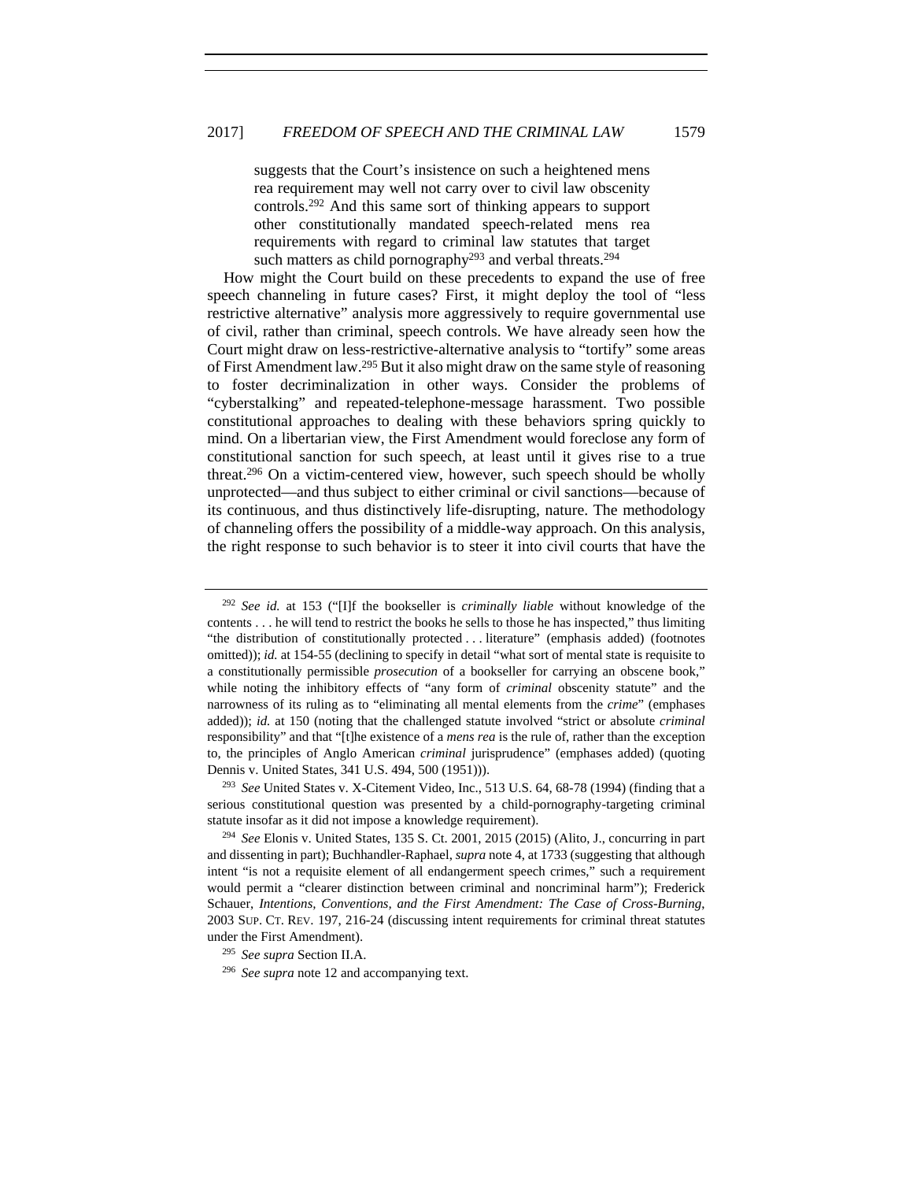suggests that the Court's insistence on such a heightened mens rea requirement may well not carry over to civil law obscenity controls.[292] And this same sort of thinking appears to support other constitutionally mandated speech-related mens rea requirements with regard to criminal law statutes that target such matters as child pornography[293] and verbal threats.[294]

How might the Court build on these precedents to expand the use of free speech channeling in future cases? First, it might deploy the tool of "less restrictive alternative" analysis more aggressively to require governmental use of civil, rather than criminal, speech controls. We have already seen how the Court might draw on less-restrictive-alternative analysis to "tortify" some areas of First Amendment law.[295] But it also might draw on the same style of reasoning to foster decriminalization in other ways. Consider the problems of "cyberstalking" and repeated-telephone-message harassment. Two possible constitutional approaches to dealing with these behaviors spring quickly to mind. On a libertarian view, the First Amendment would foreclose any form of constitutional sanction for such speech, at least until it gives rise to a true threat.[296] On a victim-centered view, however, such speech should be wholly unprotected—and thus subject to either criminal or civil sanctions—because of its continuous, and thus distinctively life-disrupting, nature. The methodology of channeling offers the possibility of a middle-way approach. On this analysis, the right response to such behavior is to steer it into civil courts that have the

---

[292] *See id.* at 153 ("[I]f the bookseller is *criminally liable* without knowledge of the contents . . . he will tend to restrict the books he sells to those he has inspected," thus limiting "the distribution of constitutionally protected . . . literature" (emphasis added) (footnotes omitted)); *id.* at 154-55 (declining to specify in detail "what sort of mental state is requisite to a constitutionally permissible *prosecution* of a bookseller for carrying an obscene book," while noting the inhibitory effects of "any form of *criminal* obscenity statute" and the narrowness of its ruling as to "eliminating all mental elements from the *crime*" (emphases added)); *id.* at 150 (noting that the challenged statute involved "strict or absolute *criminal* responsibility" and that "[t]he existence of a *mens rea* is the rule of, rather than the exception to, the principles of Anglo American *criminal* jurisprudence" (emphases added) (quoting Dennis v. United States, 341 U.S. 494, 500 (1951))).

[293] *See* United States v. X-Citement Video, Inc., 513 U.S. 64, 68-78 (1994) (finding that a serious constitutional question was presented by a child-pornography-targeting criminal statute insofar as it did not impose a knowledge requirement).

[294] *See* Elonis v. United States, 135 S. Ct. 2001, 2015 (2015) (Alito, J., concurring in part and dissenting in part); Buchhandler-Raphael, *supra* note 4, at 1733 (suggesting that although intent "is not a requisite element of all endangerment speech crimes," such a requirement would permit a "clearer distinction between criminal and noncriminal harm"); Frederick Schauer, *Intentions, Conventions, and the First Amendment: The Case of Cross-Burning*, 2003 SUP. CT. REV. 197, 216-24 (discussing intent requirements for criminal threat statutes under the First Amendment).

[295] *See supra* Section II.A.

[296] *See supra* note 12 and accompanying text.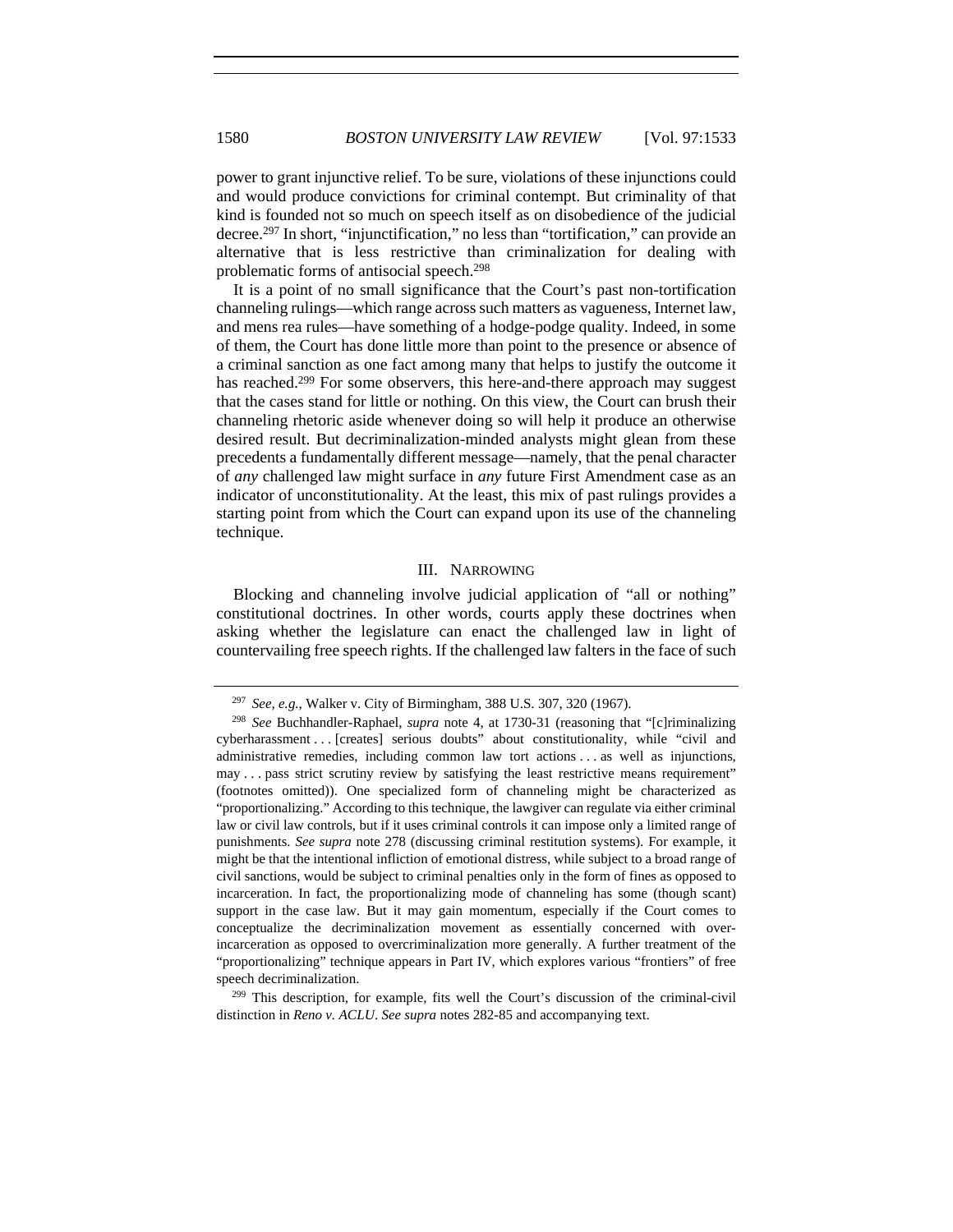power to grant injunctive relief. To be sure, violations of these injunctions could and would produce convictions for criminal contempt. But criminality of that kind is founded not so much on speech itself as on disobedience of the judicial decree.[297] In short, "injunctification," no less than "tortification," can provide an alternative that is less restrictive than criminalization for dealing with problematic forms of antisocial speech.[298]

It is a point of no small significance that the Court's past non-tortification channeling rulings—which range across such matters as vagueness, Internet law, and mens rea rules—have something of a hodge-podge quality. Indeed, in some of them, the Court has done little more than point to the presence or absence of a criminal sanction as one fact among many that helps to justify the outcome it has reached.[299] For some observers, this here-and-there approach may suggest that the cases stand for little or nothing. On this view, the Court can brush their channeling rhetoric aside whenever doing so will help it produce an otherwise desired result. But decriminalization-minded analysts might glean from these precedents a fundamentally different message—namely, that the penal character of *any* challenged law might surface in *any* future First Amendment case as an indicator of unconstitutionality. At the least, this mix of past rulings provides a starting point from which the Court can expand upon its use of the channeling technique.

## III. NARROWING

Blocking and channeling involve judicial application of "all or nothing" constitutional doctrines. In other words, courts apply these doctrines when asking whether the legislature can enact the challenged law in light of countervailing free speech rights. If the challenged law falters in the face of such

---

[297] *See, e.g.*, Walker v. City of Birmingham, 388 U.S. 307, 320 (1967).

[298] *See* Buchhandler-Raphael, *supra* note 4, at 1730-31 (reasoning that "[c]riminalizing cyberharassment . . . [creates] serious doubts" about constitutionality, while "civil and administrative remedies, including common law tort actions . . . as well as injunctions, may . . . pass strict scrutiny review by satisfying the least restrictive means requirement" (footnotes omitted)). One specialized form of channeling might be characterized as "proportionalizing." According to this technique, the lawgiver can regulate via either criminal law or civil law controls, but if it uses criminal controls it can impose only a limited range of punishments. *See supra* note 278 (discussing criminal restitution systems). For example, it might be that the intentional infliction of emotional distress, while subject to a broad range of civil sanctions, would be subject to criminal penalties only in the form of fines as opposed to incarceration. In fact, the proportionalizing mode of channeling has some (though scant) support in the case law. But it may gain momentum, especially if the Court comes to conceptualize the decriminalization movement as essentially concerned with over-incarceration as opposed to overcriminalization more generally. A further treatment of the "proportionalizing" technique appears in Part IV, which explores various "frontiers" of free speech decriminalization.

[299] This description, for example, fits well the Court's discussion of the criminal-civil distinction in *Reno v. ACLU*. *See supra* notes 282-85 and accompanying text.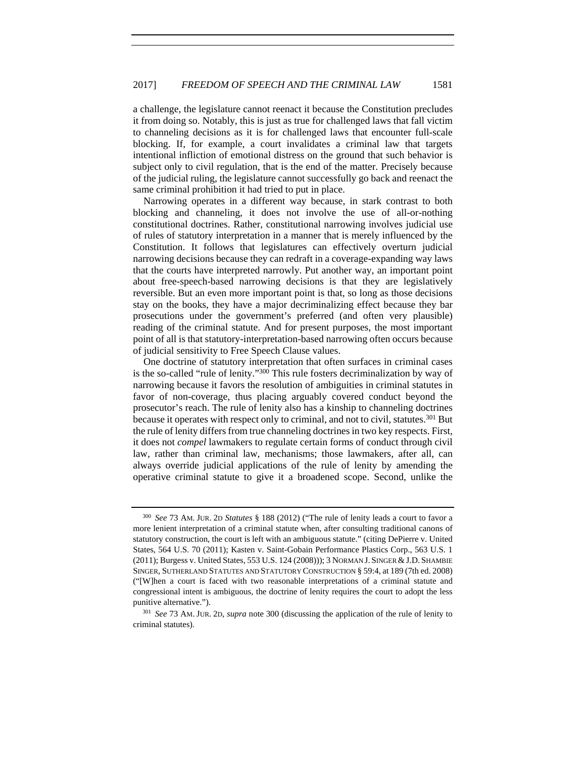a challenge, the legislature cannot reenact it because the Constitution precludes it from doing so. Notably, this is just as true for challenged laws that fall victim to channeling decisions as it is for challenged laws that encounter full-scale blocking. If, for example, a court invalidates a criminal law that targets intentional infliction of emotional distress on the ground that such behavior is subject only to civil regulation, that is the end of the matter. Precisely because of the judicial ruling, the legislature cannot successfully go back and reenact the same criminal prohibition it had tried to put in place.

Narrowing operates in a different way because, in stark contrast to both blocking and channeling, it does not involve the use of all-or-nothing constitutional doctrines. Rather, constitutional narrowing involves judicial use of rules of statutory interpretation in a manner that is merely influenced by the Constitution. It follows that legislatures can effectively overturn judicial narrowing decisions because they can redraft in a coverage-expanding way laws that the courts have interpreted narrowly. Put another way, an important point about free-speech-based narrowing decisions is that they are legislatively reversible. But an even more important point is that, so long as those decisions stay on the books, they have a major decriminalizing effect because they bar prosecutions under the government's preferred (and often very plausible) reading of the criminal statute. And for present purposes, the most important point of all is that statutory-interpretation-based narrowing often occurs because of judicial sensitivity to Free Speech Clause values.

One doctrine of statutory interpretation that often surfaces in criminal cases is the so-called "rule of lenity."[300] This rule fosters decriminalization by way of narrowing because it favors the resolution of ambiguities in criminal statutes in favor of non-coverage, thus placing arguably covered conduct beyond the prosecutor's reach. The rule of lenity also has a kinship to channeling doctrines because it operates with respect only to criminal, and not to civil, statutes.[301] But the rule of lenity differs from true channeling doctrines in two key respects. First, it does not *compel* lawmakers to regulate certain forms of conduct through civil law, rather than criminal law, mechanisms; those lawmakers, after all, can always override judicial applications of the rule of lenity by amending the operative criminal statute to give it a broadened scope. Second, unlike the

---

[300] *See* 73 AM. JUR. 2D *Statutes* § 188 (2012) ("The rule of lenity leads a court to favor a more lenient interpretation of a criminal statute when, after consulting traditional canons of statutory construction, the court is left with an ambiguous statute." (citing DePierre v. United States, 564 U.S. 70 (2011); Kasten v. Saint-Gobain Performance Plastics Corp., 563 U.S. 1 (2011); Burgess v. United States, 553 U.S. 124 (2008))); 3 NORMAN J. SINGER & J.D. SHAMBIE SINGER, SUTHERLAND STATUTES AND STATUTORY CONSTRUCTION § 59:4, at 189 (7th ed. 2008) ("[W]hen a court is faced with two reasonable interpretations of a criminal statute and congressional intent is ambiguous, the doctrine of lenity requires the court to adopt the less punitive alternative.").

[301] *See* 73 AM. JUR. 2D, *supra* note 300 (discussing the application of the rule of lenity to criminal statutes).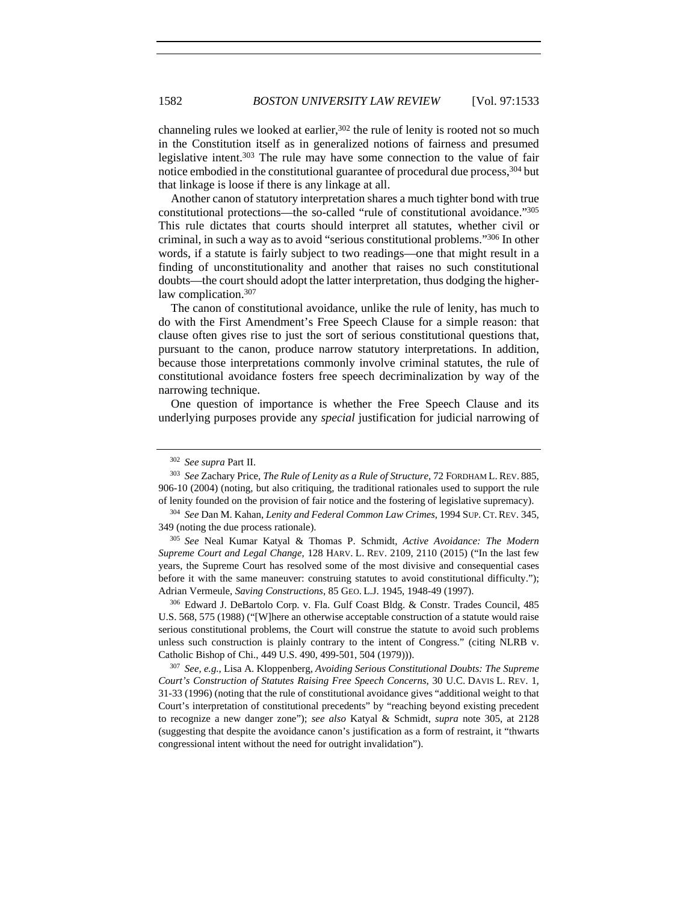channeling rules we looked at earlier,[302] the rule of lenity is rooted not so much in the Constitution itself as in generalized notions of fairness and presumed legislative intent.[303] The rule may have some connection to the value of fair notice embodied in the constitutional guarantee of procedural due process,[304] but that linkage is loose if there is any linkage at all.

Another canon of statutory interpretation shares a much tighter bond with true constitutional protections—the so-called "rule of constitutional avoidance."[305] This rule dictates that courts should interpret all statutes, whether civil or criminal, in such a way as to avoid "serious constitutional problems."[306] In other words, if a statute is fairly subject to two readings—one that might result in a finding of unconstitutionality and another that raises no such constitutional doubts—the court should adopt the latter interpretation, thus dodging the higher-law complication.[307]

The canon of constitutional avoidance, unlike the rule of lenity, has much to do with the First Amendment's Free Speech Clause for a simple reason: that clause often gives rise to just the sort of serious constitutional questions that, pursuant to the canon, produce narrow statutory interpretations. In addition, because those interpretations commonly involve criminal statutes, the rule of constitutional avoidance fosters free speech decriminalization by way of the narrowing technique.

One question of importance is whether the Free Speech Clause and its underlying purposes provide any *special* justification for judicial narrowing of

---

[302] *See supra* Part II.

[303] *See* Zachary Price, *The Rule of Lenity as a Rule of Structure*, 72 FORDHAM L. REV. 885, 906-10 (2004) (noting, but also critiquing, the traditional rationales used to support the rule of lenity founded on the provision of fair notice and the fostering of legislative supremacy).

[304] *See* Dan M. Kahan, *Lenity and Federal Common Law Crimes*, 1994 SUP. CT. REV. 345, 349 (noting the due process rationale).

[305] *See* Neal Kumar Katyal & Thomas P. Schmidt, *Active Avoidance: The Modern Supreme Court and Legal Change*, 128 HARV. L. REV. 2109, 2110 (2015) ("In the last few years, the Supreme Court has resolved some of the most divisive and consequential cases before it with the same maneuver: construing statutes to avoid constitutional difficulty."); Adrian Vermeule, *Saving Constructions*, 85 GEO. L.J. 1945, 1948-49 (1997).

[306] Edward J. DeBartolo Corp. v. Fla. Gulf Coast Bldg. & Constr. Trades Council, 485 U.S. 568, 575 (1988) ("[W]here an otherwise acceptable construction of a statute would raise serious constitutional problems, the Court will construe the statute to avoid such problems unless such construction is plainly contrary to the intent of Congress." (citing NLRB v. Catholic Bishop of Chi., 449 U.S. 490, 499-501, 504 (1979))).

[307] *See, e.g.*, Lisa A. Kloppenberg, *Avoiding Serious Constitutional Doubts: The Supreme Court's Construction of Statutes Raising Free Speech Concerns*, 30 U.C. DAVIS L. REV. 1, 31-33 (1996) (noting that the rule of constitutional avoidance gives "additional weight to that Court's interpretation of constitutional precedents" by "reaching beyond existing precedent to recognize a new danger zone"); *see also* Katyal & Schmidt, *supra* note 305, at 2128 (suggesting that despite the avoidance canon's justification as a form of restraint, it "thwarts congressional intent without the need for outright invalidation").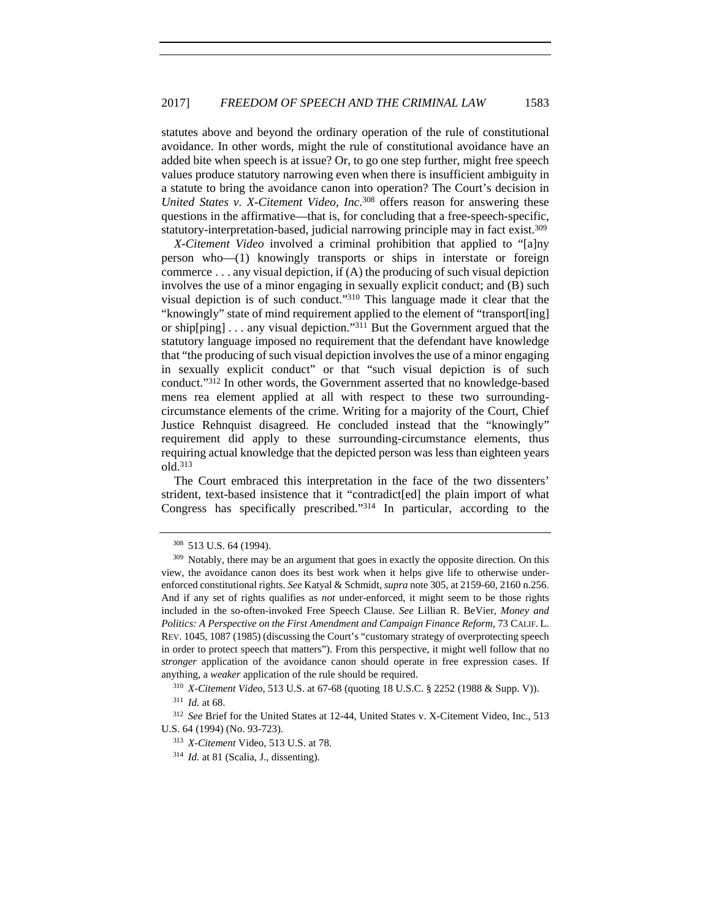statutes above and beyond the ordinary operation of the rule of constitutional avoidance. In other words, might the rule of constitutional avoidance have an added bite when speech is at issue? Or, to go one step further, might free speech values produce statutory narrowing even when there is insufficient ambiguity in a statute to bring the avoidance canon into operation? The Court's decision in *United States v. X-Citement Video, Inc.*[308] offers reason for answering these questions in the affirmative—that is, for concluding that a free-speech-specific, statutory-interpretation-based, judicial narrowing principle may in fact exist.[309]

*X-Citement Video* involved a criminal prohibition that applied to "[a]ny person who—(1) knowingly transports or ships in interstate or foreign commerce . . . any visual depiction, if (A) the producing of such visual depiction involves the use of a minor engaging in sexually explicit conduct; and (B) such visual depiction is of such conduct."[310] This language made it clear that the "knowingly" state of mind requirement applied to the element of "transport[ing] or ship[ping] . . . any visual depiction."[311] But the Government argued that the statutory language imposed no requirement that the defendant have knowledge that "the producing of such visual depiction involves the use of a minor engaging in sexually explicit conduct" or that "such visual depiction is of such conduct."[312] In other words, the Government asserted that no knowledge-based mens rea element applied at all with respect to these two surrounding-circumstance elements of the crime. Writing for a majority of the Court, Chief Justice Rehnquist disagreed. He concluded instead that the "knowingly" requirement did apply to these surrounding-circumstance elements, thus requiring actual knowledge that the depicted person was less than eighteen years old.[313]

The Court embraced this interpretation in the face of the two dissenters' strident, text-based insistence that it "contradict[ed] the plain import of what Congress has specifically prescribed."[314] In particular, according to the

---

[308] 513 U.S. 64 (1994).

[309] Notably, there may be an argument that goes in exactly the opposite direction. On this view, the avoidance canon does its best work when it helps give life to otherwise under-enforced constitutional rights. *See* Katyal & Schmidt, *supra* note 305, at 2159-60, 2160 n.256. And if any set of rights qualifies as *not* under-enforced, it might seem to be those rights included in the so-often-invoked Free Speech Clause. *See* Lillian R. BeVier, *Money and Politics: A Perspective on the First Amendment and Campaign Finance Reform*, 73 CALIF. L. REV. 1045, 1087 (1985) (discussing the Court's "customary strategy of overprotecting speech in order to protect speech that matters"). From this perspective, it might well follow that no *stronger* application of the avoidance canon should operate in free expression cases. If anything, a *weaker* application of the rule should be required.

[310] *X-Citement Video*, 513 U.S. at 67-68 (quoting 18 U.S.C. § 2252 (1988 & Supp. V)).

[311] *Id.* at 68.

[312] *See* Brief for the United States at 12-44, United States v. X-Citement Video, Inc., 513 U.S. 64 (1994) (No. 93-723).

[313] *X-Citement* Video, 513 U.S. at 78.

[314] *Id.* at 81 (Scalia, J., dissenting).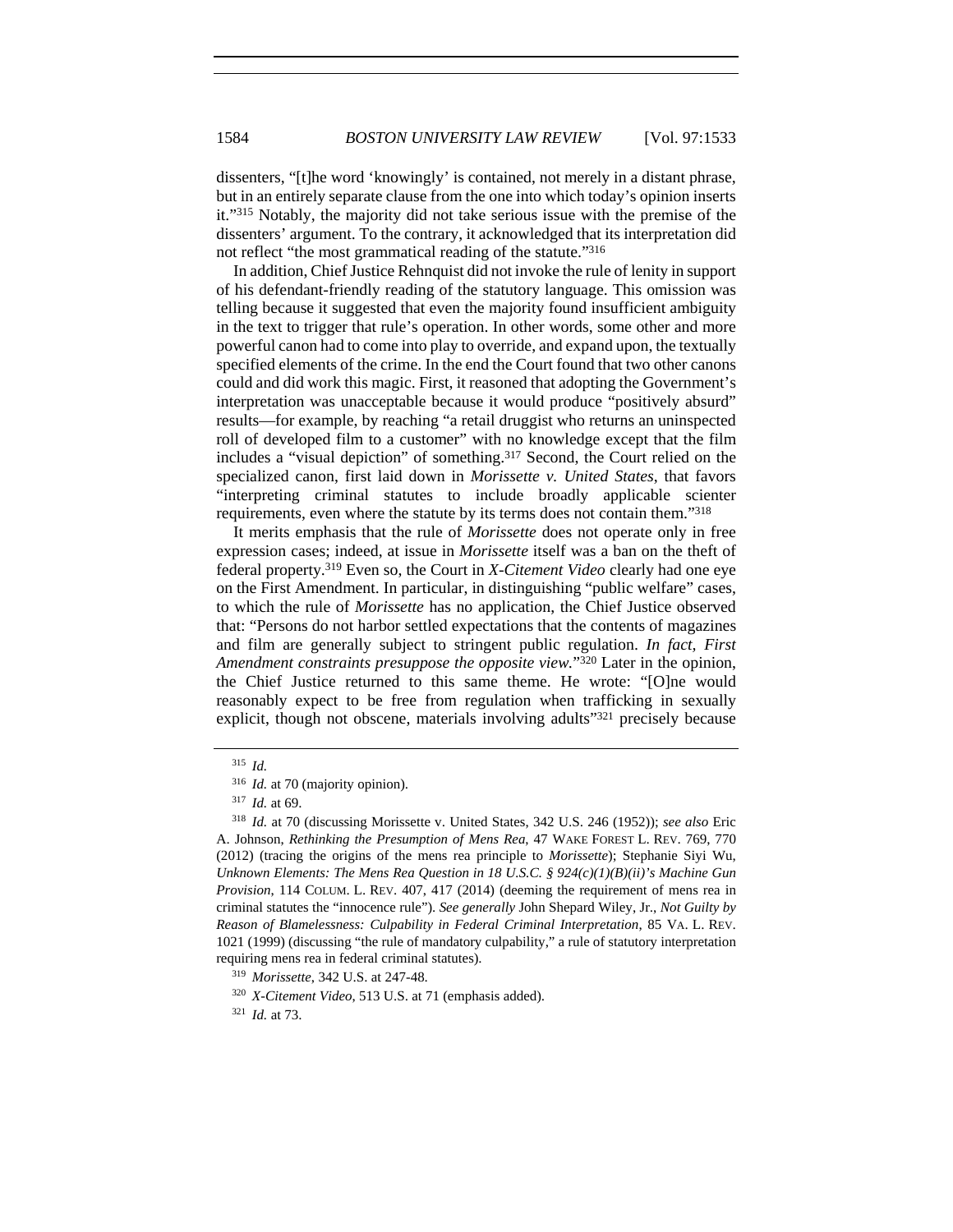dissenters, "[t]he word 'knowingly' is contained, not merely in a distant phrase, but in an entirely separate clause from the one into which today's opinion inserts it."[315] Notably, the majority did not take serious issue with the premise of the dissenters' argument. To the contrary, it acknowledged that its interpretation did not reflect "the most grammatical reading of the statute."[316]

In addition, Chief Justice Rehnquist did not invoke the rule of lenity in support of his defendant-friendly reading of the statutory language. This omission was telling because it suggested that even the majority found insufficient ambiguity in the text to trigger that rule's operation. In other words, some other and more powerful canon had to come into play to override, and expand upon, the textually specified elements of the crime. In the end the Court found that two other canons could and did work this magic. First, it reasoned that adopting the Government's interpretation was unacceptable because it would produce "positively absurd" results—for example, by reaching "a retail druggist who returns an uninspected roll of developed film to a customer" with no knowledge except that the film includes a "visual depiction" of something.[317] Second, the Court relied on the specialized canon, first laid down in *Morissette v. United States*, that favors "interpreting criminal statutes to include broadly applicable scienter requirements, even where the statute by its terms does not contain them."[318]

It merits emphasis that the rule of *Morissette* does not operate only in free expression cases; indeed, at issue in *Morissette* itself was a ban on the theft of federal property.[319] Even so, the Court in *X-Citement Video* clearly had one eye on the First Amendment. In particular, in distinguishing "public welfare" cases, to which the rule of *Morissette* has no application, the Chief Justice observed that: "Persons do not harbor settled expectations that the contents of magazines and film are generally subject to stringent public regulation. *In fact, First Amendment constraints presuppose the opposite view.*"[320] Later in the opinion, the Chief Justice returned to this same theme. He wrote: "[O]ne would reasonably expect to be free from regulation when trafficking in sexually explicit, though not obscene, materials involving adults"[321] precisely because

---

[315] *Id.*

[316] *Id.* at 70 (majority opinion).

[317] *Id.* at 69.

[318] *Id.* at 70 (discussing Morissette v. United States, 342 U.S. 246 (1952)); *see also* Eric A. Johnson, *Rethinking the Presumption of Mens Rea*, 47 WAKE FOREST L. REV. 769, 770 (2012) (tracing the origins of the mens rea principle to *Morissette*); Stephanie Siyi Wu, *Unknown Elements: The Mens Rea Question in 18 U.S.C. § 924(c)(1)(B)(ii)'s Machine Gun Provision*, 114 COLUM. L. REV. 407, 417 (2014) (deeming the requirement of mens rea in criminal statutes the "innocence rule"). *See generally* John Shepard Wiley, Jr., *Not Guilty by Reason of Blamelessness: Culpability in Federal Criminal Interpretation*, 85 VA. L. REV. 1021 (1999) (discussing "the rule of mandatory culpability," a rule of statutory interpretation requiring mens rea in federal criminal statutes).

[319] *Morissette*, 342 U.S. at 247-48.

[320] *X-Citement Video*, 513 U.S. at 71 (emphasis added).

[321] *Id.* at 73.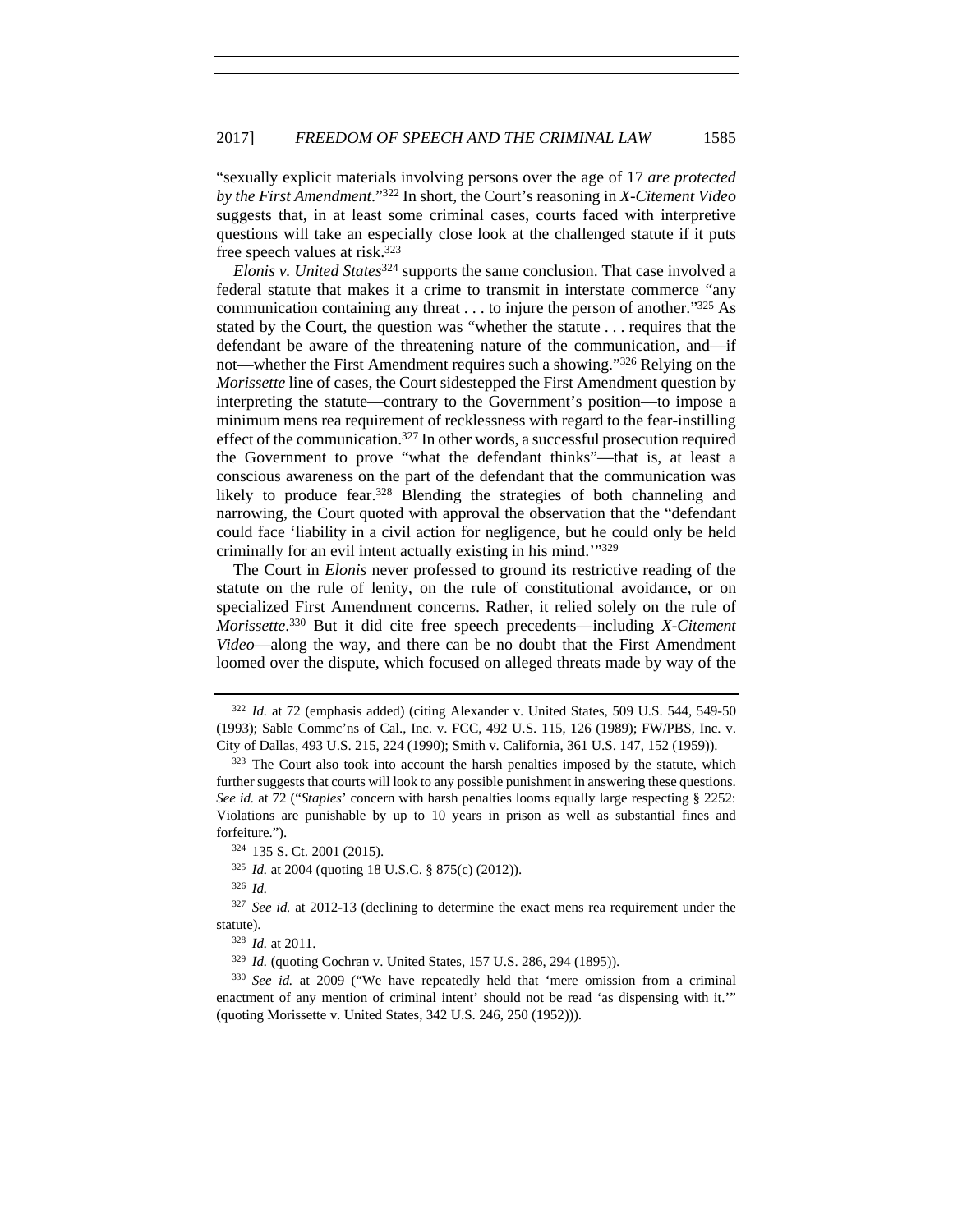"sexually explicit materials involving persons over the age of 17 *are protected by the First Amendment*."[322] In short, the Court's reasoning in *X-Citement Video* suggests that, in at least some criminal cases, courts faced with interpretive questions will take an especially close look at the challenged statute if it puts free speech values at risk.[323]

*Elonis v. United States*[324] supports the same conclusion. That case involved a federal statute that makes it a crime to transmit in interstate commerce "any communication containing any threat . . . to injure the person of another."[325] As stated by the Court, the question was "whether the statute . . . requires that the defendant be aware of the threatening nature of the communication, and—if not—whether the First Amendment requires such a showing."[326] Relying on the *Morissette* line of cases, the Court sidestepped the First Amendment question by interpreting the statute—contrary to the Government's position—to impose a minimum mens rea requirement of recklessness with regard to the fear-instilling effect of the communication.[327] In other words, a successful prosecution required the Government to prove "what the defendant thinks"—that is, at least a conscious awareness on the part of the defendant that the communication was likely to produce fear.[328] Blending the strategies of both channeling and narrowing, the Court quoted with approval the observation that the "defendant could face 'liability in a civil action for negligence, but he could only be held criminally for an evil intent actually existing in his mind.'"[329]

The Court in *Elonis* never professed to ground its restrictive reading of the statute on the rule of lenity, on the rule of constitutional avoidance, or on specialized First Amendment concerns. Rather, it relied solely on the rule of *Morissette*.[330] But it did cite free speech precedents—including *X-Citement Video*—along the way, and there can be no doubt that the First Amendment loomed over the dispute, which focused on alleged threats made by way of the

---

[322] *Id.* at 72 (emphasis added) (citing Alexander v. United States, 509 U.S. 544, 549-50 (1993); Sable Commc'ns of Cal., Inc. v. FCC, 492 U.S. 115, 126 (1989); FW/PBS, Inc. v. City of Dallas, 493 U.S. 215, 224 (1990); Smith v. California, 361 U.S. 147, 152 (1959)).

[323] The Court also took into account the harsh penalties imposed by the statute, which further suggests that courts will look to any possible punishment in answering these questions. *See id.* at 72 ("*Staples*' concern with harsh penalties looms equally large respecting § 2252: Violations are punishable by up to 10 years in prison as well as substantial fines and forfeiture.").

[324] 135 S. Ct. 2001 (2015).

[325] *Id.* at 2004 (quoting 18 U.S.C. § 875(c) (2012)).

[326] *Id.*

[327] *See id.* at 2012-13 (declining to determine the exact mens rea requirement under the statute).

[328] *Id.* at 2011.

[329] *Id.* (quoting Cochran v. United States, 157 U.S. 286, 294 (1895)).

[330] *See id.* at 2009 ("We have repeatedly held that 'mere omission from a criminal enactment of any mention of criminal intent' should not be read 'as dispensing with it.'" (quoting Morissette v. United States, 342 U.S. 246, 250 (1952))).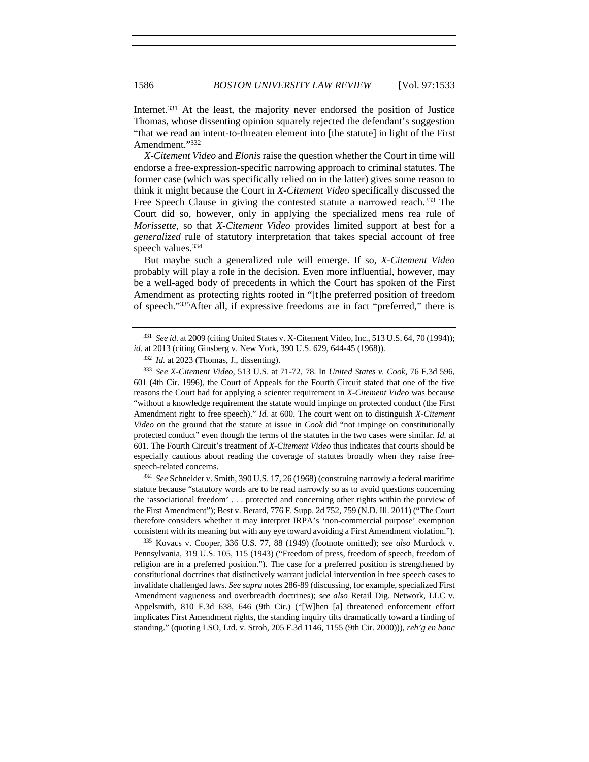Internet.[331] At the least, the majority never endorsed the position of Justice Thomas, whose dissenting opinion squarely rejected the defendant's suggestion "that we read an intent-to-threaten element into [the statute] in light of the First Amendment."[332]

*X-Citement Video* and *Elonis* raise the question whether the Court in time will endorse a free-expression-specific narrowing approach to criminal statutes. The former case (which was specifically relied on in the latter) gives some reason to think it might because the Court in *X-Citement Video* specifically discussed the Free Speech Clause in giving the contested statute a narrowed reach.[333] The Court did so, however, only in applying the specialized mens rea rule of *Morissette*, so that *X-Citement Video* provides limited support at best for a *generalized* rule of statutory interpretation that takes special account of free speech values.[334]

But maybe such a generalized rule will emerge. If so, *X-Citement Video* probably will play a role in the decision. Even more influential, however, may be a well-aged body of precedents in which the Court has spoken of the First Amendment as protecting rights rooted in "[t]he preferred position of freedom of speech."[335]After all, if expressive freedoms are in fact "preferred," there is

---

[331] *See id*. at 2009 (citing United States v. X-Citement Video, Inc., 513 U.S. 64, 70 (1994)); *id.* at 2013 (citing Ginsberg v. New York, 390 U.S. 629, 644-45 (1968)).

[332] *Id.* at 2023 (Thomas, J., dissenting).

[333] *See X-Citement Video*, 513 U.S. at 71-72, 78. In *United States v. Cook*, 76 F.3d 596, 601 (4th Cir. 1996), the Court of Appeals for the Fourth Circuit stated that one of the five reasons the Court had for applying a scienter requirement in *X-Citement Video* was because "without a knowledge requirement the statute would impinge on protected conduct (the First Amendment right to free speech)." *Id.* at 600. The court went on to distinguish *X-Citement Video* on the ground that the statute at issue in *Cook* did "not impinge on constitutionally protected conduct" even though the terms of the statutes in the two cases were similar. *Id.* at 601. The Fourth Circuit's treatment of *X-Citement Video* thus indicates that courts should be especially cautious about reading the coverage of statutes broadly when they raise free-speech-related concerns.

[334] *See* Schneider v. Smith, 390 U.S. 17, 26 (1968) (construing narrowly a federal maritime statute because "statutory words are to be read narrowly so as to avoid questions concerning the 'associational freedom' . . . protected and concerning other rights within the purview of the First Amendment"); Best v. Berard, 776 F. Supp. 2d 752, 759 (N.D. Ill. 2011) ("The Court therefore considers whether it may interpret IRPA's 'non-commercial purpose' exemption consistent with its meaning but with any eye toward avoiding a First Amendment violation.").

[335] Kovacs v. Cooper, 336 U.S. 77, 88 (1949) (footnote omitted); *see also* Murdock v. Pennsylvania, 319 U.S. 105, 115 (1943) ("Freedom of press, freedom of speech, freedom of religion are in a preferred position."). The case for a preferred position is strengthened by constitutional doctrines that distinctively warrant judicial intervention in free speech cases to invalidate challenged laws. *See supra* notes 286-89 (discussing, for example, specialized First Amendment vagueness and overbreadth doctrines); *see also* Retail Dig. Network, LLC v. Appelsmith, 810 F.3d 638, 646 (9th Cir.) ("[W]hen [a] threatened enforcement effort implicates First Amendment rights, the standing inquiry tilts dramatically toward a finding of standing." (quoting LSO, Ltd. v. Stroh, 205 F.3d 1146, 1155 (9th Cir. 2000))), *reh'g en banc*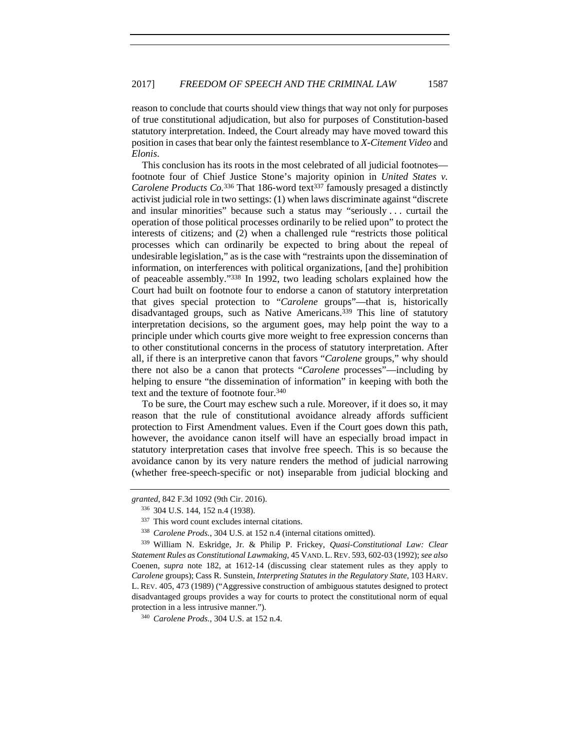reason to conclude that courts should view things that way not only for purposes of true constitutional adjudication, but also for purposes of Constitution-based statutory interpretation. Indeed, the Court already may have moved toward this position in cases that bear only the faintest resemblance to *X-Citement Video* and *Elonis*.

This conclusion has its roots in the most celebrated of all judicial footnotes—footnote four of Chief Justice Stone's majority opinion in *United States v. Carolene Products Co.*[336] That 186-word text[337] famously presaged a distinctly activist judicial role in two settings: (1) when laws discriminate against "discrete and insular minorities" because such a status may "seriously . . . curtail the operation of those political processes ordinarily to be relied upon" to protect the interests of citizens; and (2) when a challenged rule "restricts those political processes which can ordinarily be expected to bring about the repeal of undesirable legislation," as is the case with "restraints upon the dissemination of information, on interferences with political organizations, [and the] prohibition of peaceable assembly."[338] In 1992, two leading scholars explained how the Court had built on footnote four to endorse a canon of statutory interpretation that gives special protection to "*Carolene* groups"—that is, historically disadvantaged groups, such as Native Americans.[339] This line of statutory interpretation decisions, so the argument goes, may help point the way to a principle under which courts give more weight to free expression concerns than to other constitutional concerns in the process of statutory interpretation. After all, if there is an interpretive canon that favors "*Carolene* groups," why should there not also be a canon that protects "*Carolene* processes"—including by helping to ensure "the dissemination of information" in keeping with both the text and the texture of footnote four.[340]

To be sure, the Court may eschew such a rule. Moreover, if it does so, it may reason that the rule of constitutional avoidance already affords sufficient protection to First Amendment values. Even if the Court goes down this path, however, the avoidance canon itself will have an especially broad impact in statutory interpretation cases that involve free speech. This is so because the avoidance canon by its very nature renders the method of judicial narrowing (whether free-speech-specific or not) inseparable from judicial blocking and

---

*granted*, 842 F.3d 1092 (9th Cir. 2016).

[336] 304 U.S. 144, 152 n.4 (1938).

[337] This word count excludes internal citations.

[338] *Carolene Prods.*, 304 U.S. at 152 n.4 (internal citations omitted).

[339] William N. Eskridge, Jr. & Philip P. Frickey, *Quasi-Constitutional Law: Clear Statement Rules as Constitutional Lawmaking*, 45 VAND. L. REV. 593, 602-03 (1992); *see also* Coenen, *supra* note 182, at 1612-14 (discussing clear statement rules as they apply to *Carolene* groups); Cass R. Sunstein, *Interpreting Statutes in the Regulatory State*, 103 HARV. L. REV. 405, 473 (1989) ("Aggressive construction of ambiguous statutes designed to protect disadvantaged groups provides a way for courts to protect the constitutional norm of equal protection in a less intrusive manner.").

[340] *Carolene Prods.*, 304 U.S. at 152 n.4.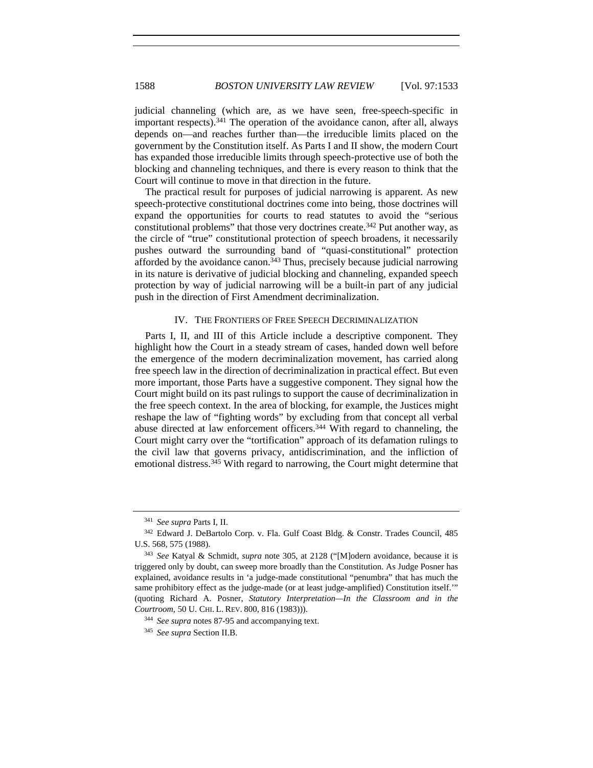judicial channeling (which are, as we have seen, free-speech-specific in important respects).[341] The operation of the avoidance canon, after all, always depends on—and reaches further than—the irreducible limits placed on the government by the Constitution itself. As Parts I and II show, the modern Court has expanded those irreducible limits through speech-protective use of both the blocking and channeling techniques, and there is every reason to think that the Court will continue to move in that direction in the future.

The practical result for purposes of judicial narrowing is apparent. As new speech-protective constitutional doctrines come into being, those doctrines will expand the opportunities for courts to read statutes to avoid the "serious constitutional problems" that those very doctrines create.[342] Put another way, as the circle of "true" constitutional protection of speech broadens, it necessarily pushes outward the surrounding band of "quasi-constitutional" protection afforded by the avoidance canon.[343] Thus, precisely because judicial narrowing in its nature is derivative of judicial blocking and channeling, expanded speech protection by way of judicial narrowing will be a built-in part of any judicial push in the direction of First Amendment decriminalization.

## IV. The Frontiers of Free Speech Decriminalization

Parts I, II, and III of this Article include a descriptive component. They highlight how the Court in a steady stream of cases, handed down well before the emergence of the modern decriminalization movement, has carried along free speech law in the direction of decriminalization in practical effect. But even more important, those Parts have a suggestive component. They signal how the Court might build on its past rulings to support the cause of decriminalization in the free speech context. In the area of blocking, for example, the Justices might reshape the law of "fighting words" by excluding from that concept all verbal abuse directed at law enforcement officers.[344] With regard to channeling, the Court might carry over the "tortification" approach of its defamation rulings to the civil law that governs privacy, antidiscrimination, and the infliction of emotional distress.[345] With regard to narrowing, the Court might determine that

---

[341] *See supra* Parts I, II.

[342] Edward J. DeBartolo Corp. v. Fla. Gulf Coast Bldg. & Constr. Trades Council, 485 U.S. 568, 575 (1988).

[343] *See* Katyal & Schmidt, *supra* note 305, at 2128 ("[M]odern avoidance, because it is triggered only by doubt, can sweep more broadly than the Constitution. As Judge Posner has explained, avoidance results in 'a judge-made constitutional "penumbra" that has much the same prohibitory effect as the judge-made (or at least judge-amplified) Constitution itself.'" (quoting Richard A. Posner, *Statutory Interpretation—In the Classroom and in the Courtroom*, 50 U. CHI. L. REV. 800, 816 (1983))).

[344] *See supra* notes 87-95 and accompanying text.

[345] *See supra* Section II.B.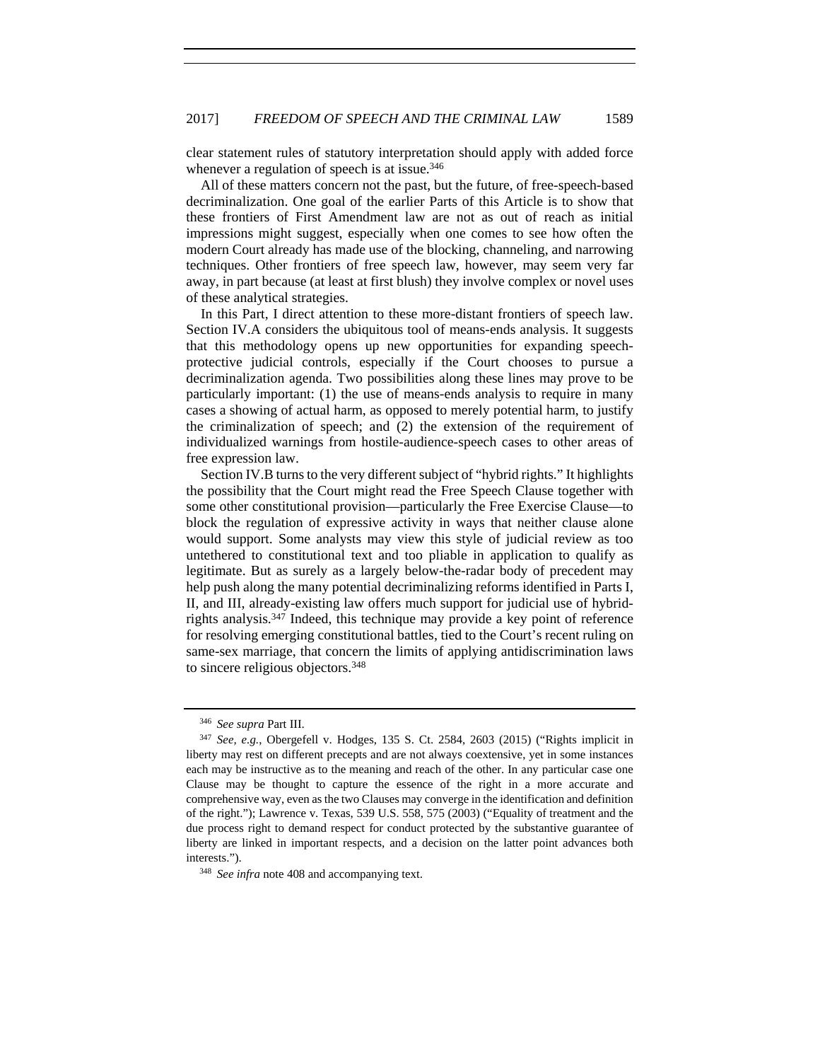clear statement rules of statutory interpretation should apply with added force whenever a regulation of speech is at issue.[346]

All of these matters concern not the past, but the future, of free-speech-based decriminalization. One goal of the earlier Parts of this Article is to show that these frontiers of First Amendment law are not as out of reach as initial impressions might suggest, especially when one comes to see how often the modern Court already has made use of the blocking, channeling, and narrowing techniques. Other frontiers of free speech law, however, may seem very far away, in part because (at least at first blush) they involve complex or novel uses of these analytical strategies.

In this Part, I direct attention to these more-distant frontiers of speech law. Section IV.A considers the ubiquitous tool of means-ends analysis. It suggests that this methodology opens up new opportunities for expanding speech-protective judicial controls, especially if the Court chooses to pursue a decriminalization agenda. Two possibilities along these lines may prove to be particularly important: (1) the use of means-ends analysis to require in many cases a showing of actual harm, as opposed to merely potential harm, to justify the criminalization of speech; and (2) the extension of the requirement of individualized warnings from hostile-audience-speech cases to other areas of free expression law.

Section IV.B turns to the very different subject of "hybrid rights." It highlights the possibility that the Court might read the Free Speech Clause together with some other constitutional provision—particularly the Free Exercise Clause—to block the regulation of expressive activity in ways that neither clause alone would support. Some analysts may view this style of judicial review as too untethered to constitutional text and too pliable in application to qualify as legitimate. But as surely as a largely below-the-radar body of precedent may help push along the many potential decriminalizing reforms identified in Parts I, II, and III, already-existing law offers much support for judicial use of hybrid-rights analysis.[347] Indeed, this technique may provide a key point of reference for resolving emerging constitutional battles, tied to the Court's recent ruling on same-sex marriage, that concern the limits of applying antidiscrimination laws to sincere religious objectors.[348]

---

[346] *See supra* Part III.

[347] *See, e.g.*, Obergefell v. Hodges, 135 S. Ct. 2584, 2603 (2015) ("Rights implicit in liberty may rest on different precepts and are not always coextensive, yet in some instances each may be instructive as to the meaning and reach of the other. In any particular case one Clause may be thought to capture the essence of the right in a more accurate and comprehensive way, even as the two Clauses may converge in the identification and definition of the right."); Lawrence v. Texas, 539 U.S. 558, 575 (2003) ("Equality of treatment and the due process right to demand respect for conduct protected by the substantive guarantee of liberty are linked in important respects, and a decision on the latter point advances both interests.").

[348] *See infra* note 408 and accompanying text.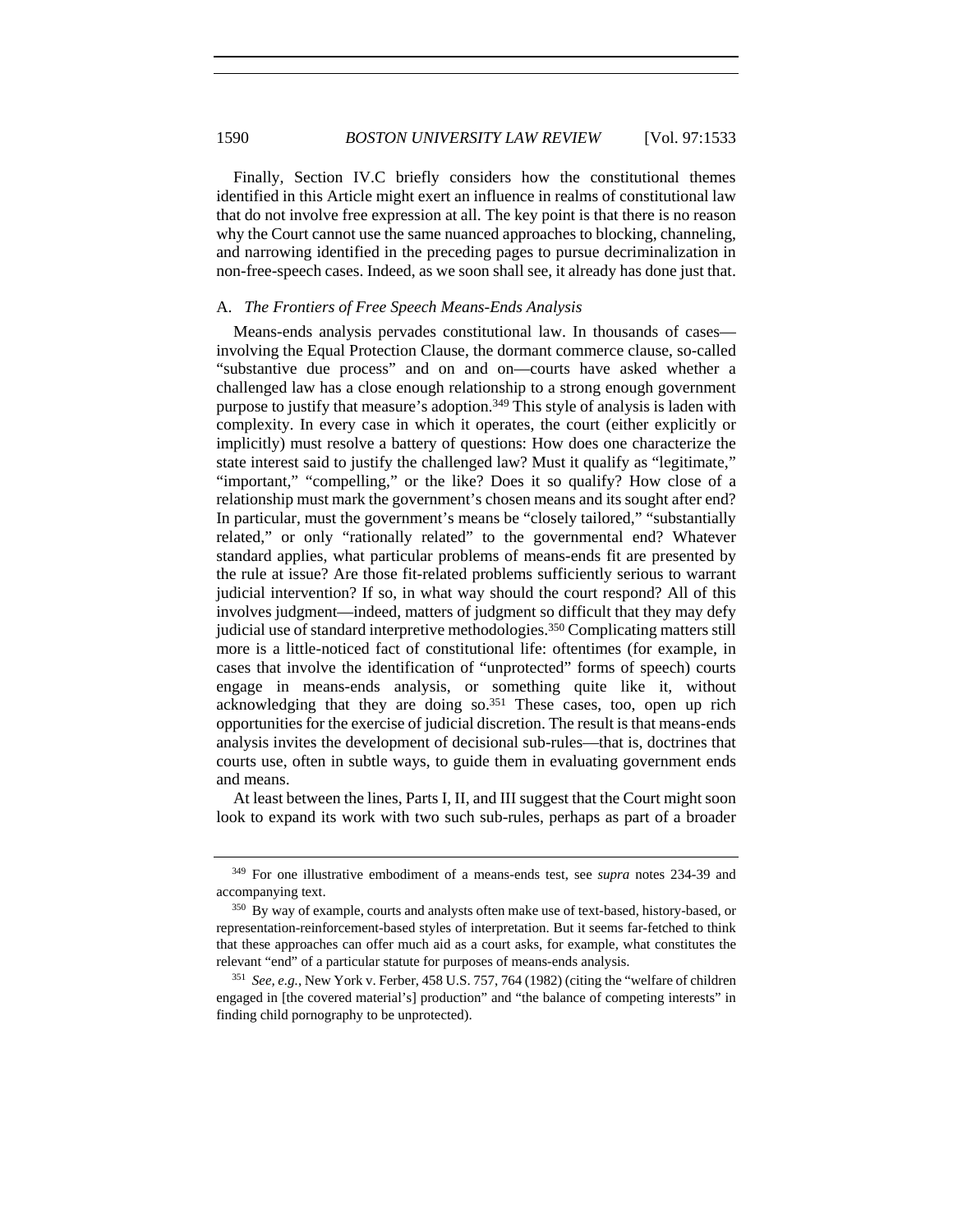Finally, Section IV.C briefly considers how the constitutional themes identified in this Article might exert an influence in realms of constitutional law that do not involve free expression at all. The key point is that there is no reason why the Court cannot use the same nuanced approaches to blocking, channeling, and narrowing identified in the preceding pages to pursue decriminalization in non-free-speech cases. Indeed, as we soon shall see, it already has done just that.

## A. *The Frontiers of Free Speech Means-Ends Analysis*

Means-ends analysis pervades constitutional law. In thousands of cases—involving the Equal Protection Clause, the dormant commerce clause, so-called "substantive due process" and on and on—courts have asked whether a challenged law has a close enough relationship to a strong enough government purpose to justify that measure's adoption.[349] This style of analysis is laden with complexity. In every case in which it operates, the court (either explicitly or implicitly) must resolve a battery of questions: How does one characterize the state interest said to justify the challenged law? Must it qualify as "legitimate," "important," "compelling," or the like? Does it so qualify? How close of a relationship must mark the government's chosen means and its sought after end? In particular, must the government's means be "closely tailored," "substantially related," or only "rationally related" to the governmental end? Whatever standard applies, what particular problems of means-ends fit are presented by the rule at issue? Are those fit-related problems sufficiently serious to warrant judicial intervention? If so, in what way should the court respond? All of this involves judgment—indeed, matters of judgment so difficult that they may defy judicial use of standard interpretive methodologies.[350] Complicating matters still more is a little-noticed fact of constitutional life: oftentimes (for example, in cases that involve the identification of "unprotected" forms of speech) courts engage in means-ends analysis, or something quite like it, without acknowledging that they are doing so.[351] These cases, too, open up rich opportunities for the exercise of judicial discretion. The result is that means-ends analysis invites the development of decisional sub-rules—that is, doctrines that courts use, often in subtle ways, to guide them in evaluating government ends and means.

At least between the lines, Parts I, II, and III suggest that the Court might soon look to expand its work with two such sub-rules, perhaps as part of a broader

---

[349] For one illustrative embodiment of a means-ends test, see *supra* notes 234-39 and accompanying text.

[350] By way of example, courts and analysts often make use of text-based, history-based, or representation-reinforcement-based styles of interpretation. But it seems far-fetched to think that these approaches can offer much aid as a court asks, for example, what constitutes the relevant "end" of a particular statute for purposes of means-ends analysis.

[351] *See, e.g.*, New York v. Ferber, 458 U.S. 757, 764 (1982) (citing the "welfare of children engaged in [the covered material's] production" and "the balance of competing interests" in finding child pornography to be unprotected).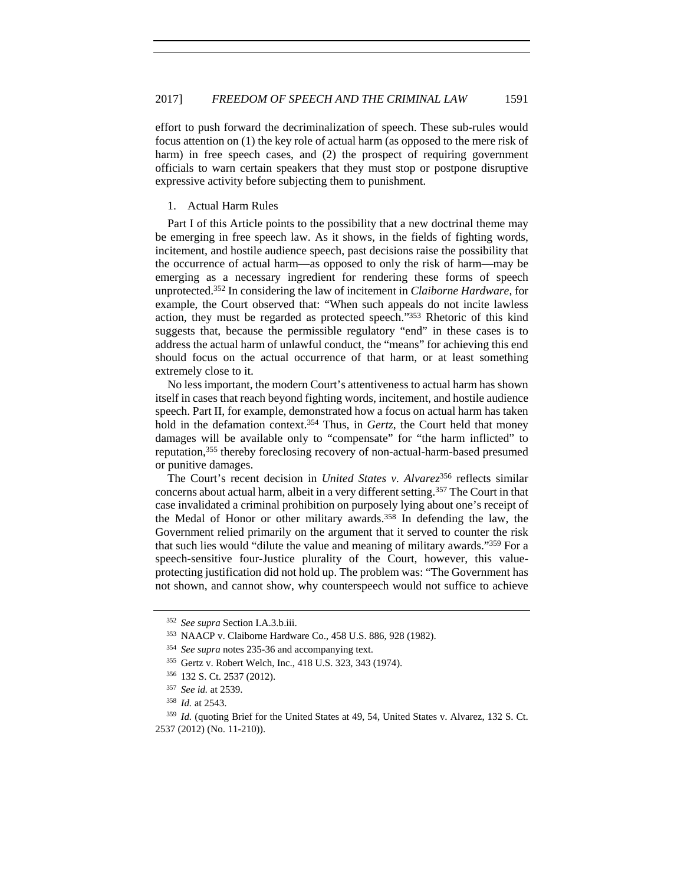effort to push forward the decriminalization of speech. These sub-rules would focus attention on (1) the key role of actual harm (as opposed to the mere risk of harm) in free speech cases, and (2) the prospect of requiring government officials to warn certain speakers that they must stop or postpone disruptive expressive activity before subjecting them to punishment.

1. Actual Harm Rules

Part I of this Article points to the possibility that a new doctrinal theme may be emerging in free speech law. As it shows, in the fields of fighting words, incitement, and hostile audience speech, past decisions raise the possibility that the occurrence of actual harm—as opposed to only the risk of harm—may be emerging as a necessary ingredient for rendering these forms of speech unprotected.[352] In considering the law of incitement in *Claiborne Hardware*, for example, the Court observed that: "When such appeals do not incite lawless action, they must be regarded as protected speech."[353] Rhetoric of this kind suggests that, because the permissible regulatory "end" in these cases is to address the actual harm of unlawful conduct, the "means" for achieving this end should focus on the actual occurrence of that harm, or at least something extremely close to it.

No less important, the modern Court's attentiveness to actual harm has shown itself in cases that reach beyond fighting words, incitement, and hostile audience speech. Part II, for example, demonstrated how a focus on actual harm has taken hold in the defamation context.[354] Thus, in *Gertz*, the Court held that money damages will be available only to "compensate" for "the harm inflicted" to reputation,[355] thereby foreclosing recovery of non-actual-harm-based presumed or punitive damages.

The Court's recent decision in *United States v. Alvarez*[356] reflects similar concerns about actual harm, albeit in a very different setting.[357] The Court in that case invalidated a criminal prohibition on purposely lying about one's receipt of the Medal of Honor or other military awards.[358] In defending the law, the Government relied primarily on the argument that it served to counter the risk that such lies would "dilute the value and meaning of military awards."[359] For a speech-sensitive four-Justice plurality of the Court, however, this value-protecting justification did not hold up. The problem was: "The Government has not shown, and cannot show, why counterspeech would not suffice to achieve

---

[352] *See supra* Section I.A.3.b.iii.

[353] NAACP v. Claiborne Hardware Co., 458 U.S. 886, 928 (1982).

[354] *See supra* notes 235-36 and accompanying text.

[355] Gertz v. Robert Welch, Inc., 418 U.S. 323, 343 (1974).

[356] 132 S. Ct. 2537 (2012).

[357] *See id.* at 2539.

[358] *Id.* at 2543.

[359] *Id.* (quoting Brief for the United States at 49, 54, United States v. Alvarez, 132 S. Ct. 2537 (2012) (No. 11-210)).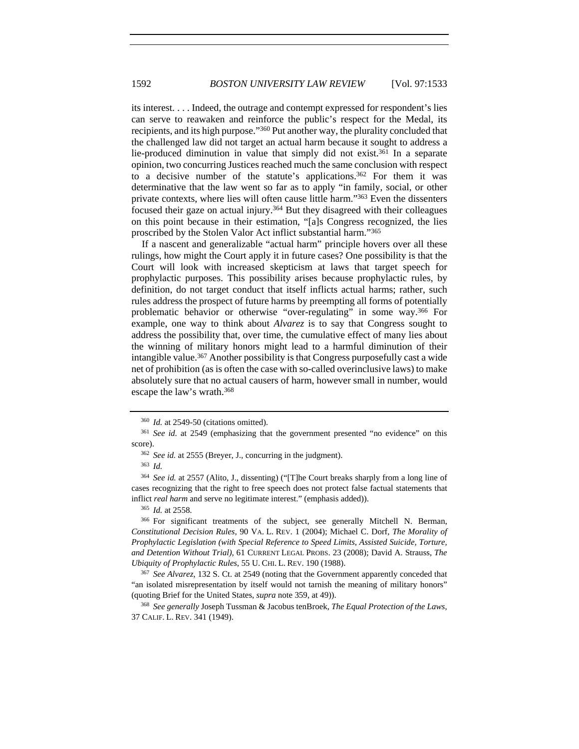its interest. . . . Indeed, the outrage and contempt expressed for respondent's lies can serve to reawaken and reinforce the public's respect for the Medal, its recipients, and its high purpose."[360] Put another way, the plurality concluded that the challenged law did not target an actual harm because it sought to address a lie-produced diminution in value that simply did not exist.[361] In a separate opinion, two concurring Justices reached much the same conclusion with respect to a decisive number of the statute's applications.[362] For them it was determinative that the law went so far as to apply "in family, social, or other private contexts, where lies will often cause little harm."[363] Even the dissenters focused their gaze on actual injury.[364] But they disagreed with their colleagues on this point because in their estimation, "[a]s Congress recognized, the lies proscribed by the Stolen Valor Act inflict substantial harm."[365]

If a nascent and generalizable "actual harm" principle hovers over all these rulings, how might the Court apply it in future cases? One possibility is that the Court will look with increased skepticism at laws that target speech for prophylactic purposes. This possibility arises because prophylactic rules, by definition, do not target conduct that itself inflicts actual harms; rather, such rules address the prospect of future harms by preempting all forms of potentially problematic behavior or otherwise "over-regulating" in some way.[366] For example, one way to think about *Alvarez* is to say that Congress sought to address the possibility that, over time, the cumulative effect of many lies about the winning of military honors might lead to a harmful diminution of their intangible value.[367] Another possibility is that Congress purposefully cast a wide net of prohibition (as is often the case with so-called overinclusive laws) to make absolutely sure that no actual causers of harm, however small in number, would escape the law's wrath.[368]

---

[360] *Id.* at 2549-50 (citations omitted).

[361] *See id.* at 2549 (emphasizing that the government presented "no evidence" on this score).

[362] *See id.* at 2555 (Breyer, J., concurring in the judgment).

[363] *Id.*

[364] *See id.* at 2557 (Alito, J., dissenting) ("[T]he Court breaks sharply from a long line of cases recognizing that the right to free speech does not protect false factual statements that inflict *real harm* and serve no legitimate interest." (emphasis added)).

[365] *Id.* at 2558.

[366] For significant treatments of the subject, see generally Mitchell N. Berman, *Constitutional Decision Rules*, 90 VA. L. REV. 1 (2004); Michael C. Dorf, *The Morality of Prophylactic Legislation (with Special Reference to Speed Limits, Assisted Suicide, Torture, and Detention Without Trial)*, 61 CURRENT LEGAL PROBS. 23 (2008); David A. Strauss, *The Ubiquity of Prophylactic Rules*, 55 U. CHI. L. REV. 190 (1988).

[367] *See Alvarez*, 132 S. Ct. at 2549 (noting that the Government apparently conceded that "an isolated misrepresentation by itself would not tarnish the meaning of military honors" (quoting Brief for the United States, *supra* note 359, at 49)).

[368] *See generally* Joseph Tussman & Jacobus tenBroek, *The Equal Protection of the Laws*, 37 CALIF. L. REV. 341 (1949).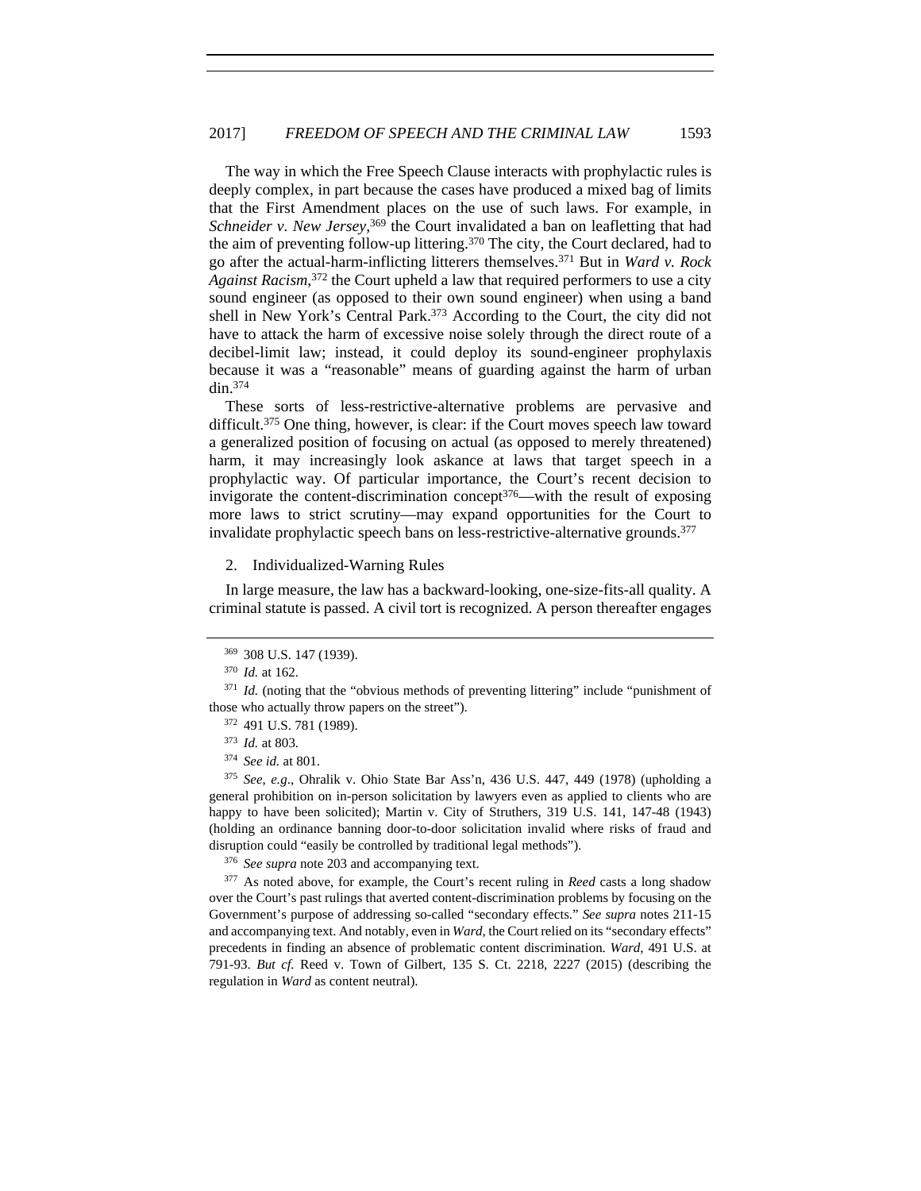The way in which the Free Speech Clause interacts with prophylactic rules is deeply complex, in part because the cases have produced a mixed bag of limits that the First Amendment places on the use of such laws. For example, in *Schneider v. New Jersey*,[369] the Court invalidated a ban on leafletting that had the aim of preventing follow-up littering.[370] The city, the Court declared, had to go after the actual-harm-inflicting litterers themselves.[371] But in *Ward v. Rock Against Racism*,[372] the Court upheld a law that required performers to use a city sound engineer (as opposed to their own sound engineer) when using a band shell in New York's Central Park.[373] According to the Court, the city did not have to attack the harm of excessive noise solely through the direct route of a decibel-limit law; instead, it could deploy its sound-engineer prophylaxis because it was a "reasonable" means of guarding against the harm of urban din.[374]

These sorts of less-restrictive-alternative problems are pervasive and difficult.[375] One thing, however, is clear: if the Court moves speech law toward a generalized position of focusing on actual (as opposed to merely threatened) harm, it may increasingly look askance at laws that target speech in a prophylactic way. Of particular importance, the Court's recent decision to invigorate the content-discrimination concept[376]—with the result of exposing more laws to strict scrutiny—may expand opportunities for the Court to invalidate prophylactic speech bans on less-restrictive-alternative grounds.[377]

### 2. Individualized-Warning Rules

In large measure, the law has a backward-looking, one-size-fits-all quality. A criminal statute is passed. A civil tort is recognized. A person thereafter engages

---

[369] 308 U.S. 147 (1939).

[370] *Id.* at 162.

[371] *Id.* (noting that the "obvious methods of preventing littering" include "punishment of those who actually throw papers on the street").

[372] 491 U.S. 781 (1989).

[373] *Id.* at 803.

[374] *See id.* at 801.

[375] *See, e.g.*, Ohralik v. Ohio State Bar Ass'n, 436 U.S. 447, 449 (1978) (upholding a general prohibition on in-person solicitation by lawyers even as applied to clients who are happy to have been solicited); Martin v. City of Struthers, 319 U.S. 141, 147-48 (1943) (holding an ordinance banning door-to-door solicitation invalid where risks of fraud and disruption could "easily be controlled by traditional legal methods").

[376] *See supra* note 203 and accompanying text.

[377] As noted above, for example, the Court's recent ruling in *Reed* casts a long shadow over the Court's past rulings that averted content-discrimination problems by focusing on the Government's purpose of addressing so-called "secondary effects." *See supra* notes 211-15 and accompanying text. And notably, even in *Ward*, the Court relied on its "secondary effects" precedents in finding an absence of problematic content discrimination. *Ward*, 491 U.S. at 791-93. *But cf.* Reed v. Town of Gilbert, 135 S. Ct. 2218, 2227 (2015) (describing the regulation in *Ward* as content neutral).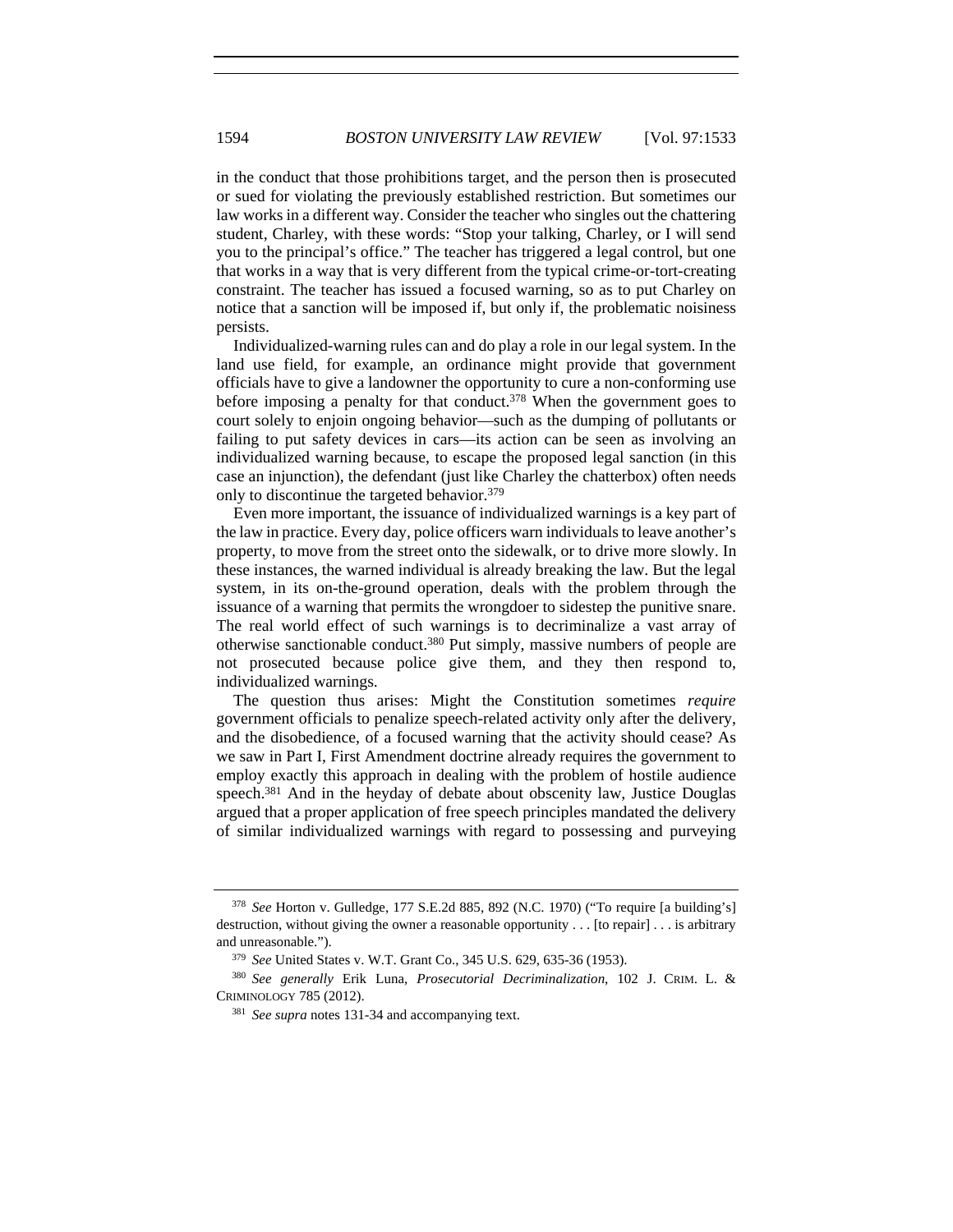in the conduct that those prohibitions target, and the person then is prosecuted or sued for violating the previously established restriction. But sometimes our law works in a different way. Consider the teacher who singles out the chattering student, Charley, with these words: "Stop your talking, Charley, or I will send you to the principal's office." The teacher has triggered a legal control, but one that works in a way that is very different from the typical crime-or-tort-creating constraint. The teacher has issued a focused warning, so as to put Charley on notice that a sanction will be imposed if, but only if, the problematic noisiness persists.

Individualized-warning rules can and do play a role in our legal system. In the land use field, for example, an ordinance might provide that government officials have to give a landowner the opportunity to cure a non-conforming use before imposing a penalty for that conduct.[378] When the government goes to court solely to enjoin ongoing behavior—such as the dumping of pollutants or failing to put safety devices in cars—its action can be seen as involving an individualized warning because, to escape the proposed legal sanction (in this case an injunction), the defendant (just like Charley the chatterbox) often needs only to discontinue the targeted behavior.[379]

Even more important, the issuance of individualized warnings is a key part of the law in practice. Every day, police officers warn individuals to leave another's property, to move from the street onto the sidewalk, or to drive more slowly. In these instances, the warned individual is already breaking the law. But the legal system, in its on-the-ground operation, deals with the problem through the issuance of a warning that permits the wrongdoer to sidestep the punitive snare. The real world effect of such warnings is to decriminalize a vast array of otherwise sanctionable conduct.[380] Put simply, massive numbers of people are not prosecuted because police give them, and they then respond to, individualized warnings.

The question thus arises: Might the Constitution sometimes *require* government officials to penalize speech-related activity only after the delivery, and the disobedience, of a focused warning that the activity should cease? As we saw in Part I, First Amendment doctrine already requires the government to employ exactly this approach in dealing with the problem of hostile audience speech.[381] And in the heyday of debate about obscenity law, Justice Douglas argued that a proper application of free speech principles mandated the delivery of similar individualized warnings with regard to possessing and purveying

---

[378] *See* Horton v. Gulledge, 177 S.E.2d 885, 892 (N.C. 1970) ("To require [a building's] destruction, without giving the owner a reasonable opportunity . . . [to repair] . . . is arbitrary and unreasonable.").

[379] *See* United States v. W.T. Grant Co., 345 U.S. 629, 635-36 (1953).

[380] *See generally* Erik Luna, *Prosecutorial Decriminalization*, 102 J. CRIM. L. & CRIMINOLOGY 785 (2012).

[381] *See supra* notes 131-34 and accompanying text.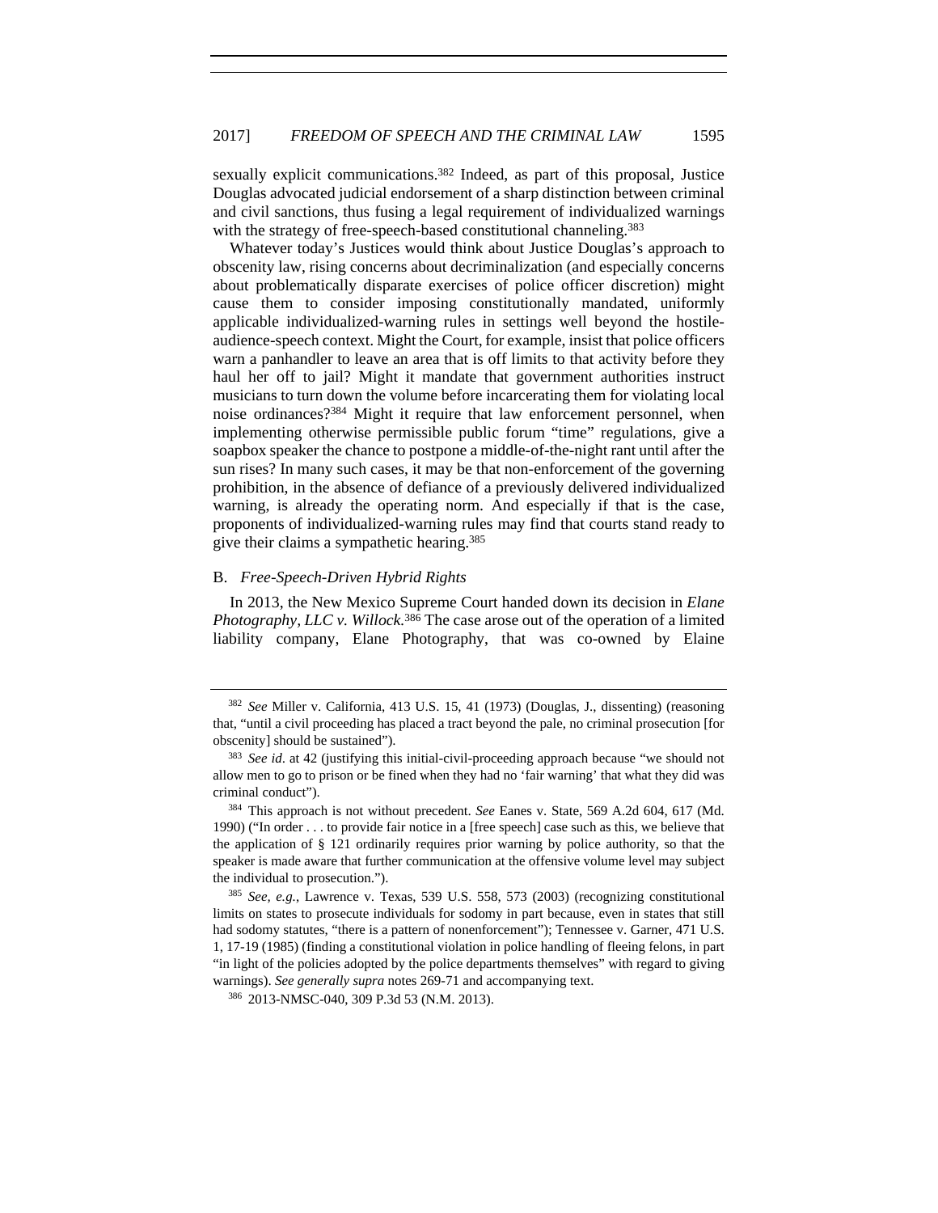sexually explicit communications.[382] Indeed, as part of this proposal, Justice Douglas advocated judicial endorsement of a sharp distinction between criminal and civil sanctions, thus fusing a legal requirement of individualized warnings with the strategy of free-speech-based constitutional channeling.[383]

Whatever today's Justices would think about Justice Douglas's approach to obscenity law, rising concerns about decriminalization (and especially concerns about problematically disparate exercises of police officer discretion) might cause them to consider imposing constitutionally mandated, uniformly applicable individualized-warning rules in settings well beyond the hostile-audience-speech context. Might the Court, for example, insist that police officers warn a panhandler to leave an area that is off limits to that activity before they haul her off to jail? Might it mandate that government authorities instruct musicians to turn down the volume before incarcerating them for violating local noise ordinances?[384] Might it require that law enforcement personnel, when implementing otherwise permissible public forum "time" regulations, give a soapbox speaker the chance to postpone a middle-of-the-night rant until after the sun rises? In many such cases, it may be that non-enforcement of the governing prohibition, in the absence of defiance of a previously delivered individualized warning, is already the operating norm. And especially if that is the case, proponents of individualized-warning rules may find that courts stand ready to give their claims a sympathetic hearing.[385]

### B. *Free-Speech-Driven Hybrid Rights*

In 2013, the New Mexico Supreme Court handed down its decision in *Elane Photography, LLC v. Willock*.[386] The case arose out of the operation of a limited liability company, Elane Photography, that was co-owned by Elaine

---

[382] *See* Miller v. California, 413 U.S. 15, 41 (1973) (Douglas, J., dissenting) (reasoning that, "until a civil proceeding has placed a tract beyond the pale, no criminal prosecution [for obscenity] should be sustained").

[383] *See id*. at 42 (justifying this initial-civil-proceeding approach because "we should not allow men to go to prison or be fined when they had no 'fair warning' that what they did was criminal conduct").

[384] This approach is not without precedent. *See* Eanes v. State, 569 A.2d 604, 617 (Md. 1990) ("In order . . . to provide fair notice in a [free speech] case such as this, we believe that the application of § 121 ordinarily requires prior warning by police authority, so that the speaker is made aware that further communication at the offensive volume level may subject the individual to prosecution.").

[385] *See, e.g.*, Lawrence v. Texas, 539 U.S. 558, 573 (2003) (recognizing constitutional limits on states to prosecute individuals for sodomy in part because, even in states that still had sodomy statutes, "there is a pattern of nonenforcement"); Tennessee v. Garner, 471 U.S. 1, 17-19 (1985) (finding a constitutional violation in police handling of fleeing felons, in part "in light of the policies adopted by the police departments themselves" with regard to giving warnings). *See generally supra* notes 269-71 and accompanying text.

[386] 2013-NMSC-040, 309 P.3d 53 (N.M. 2013).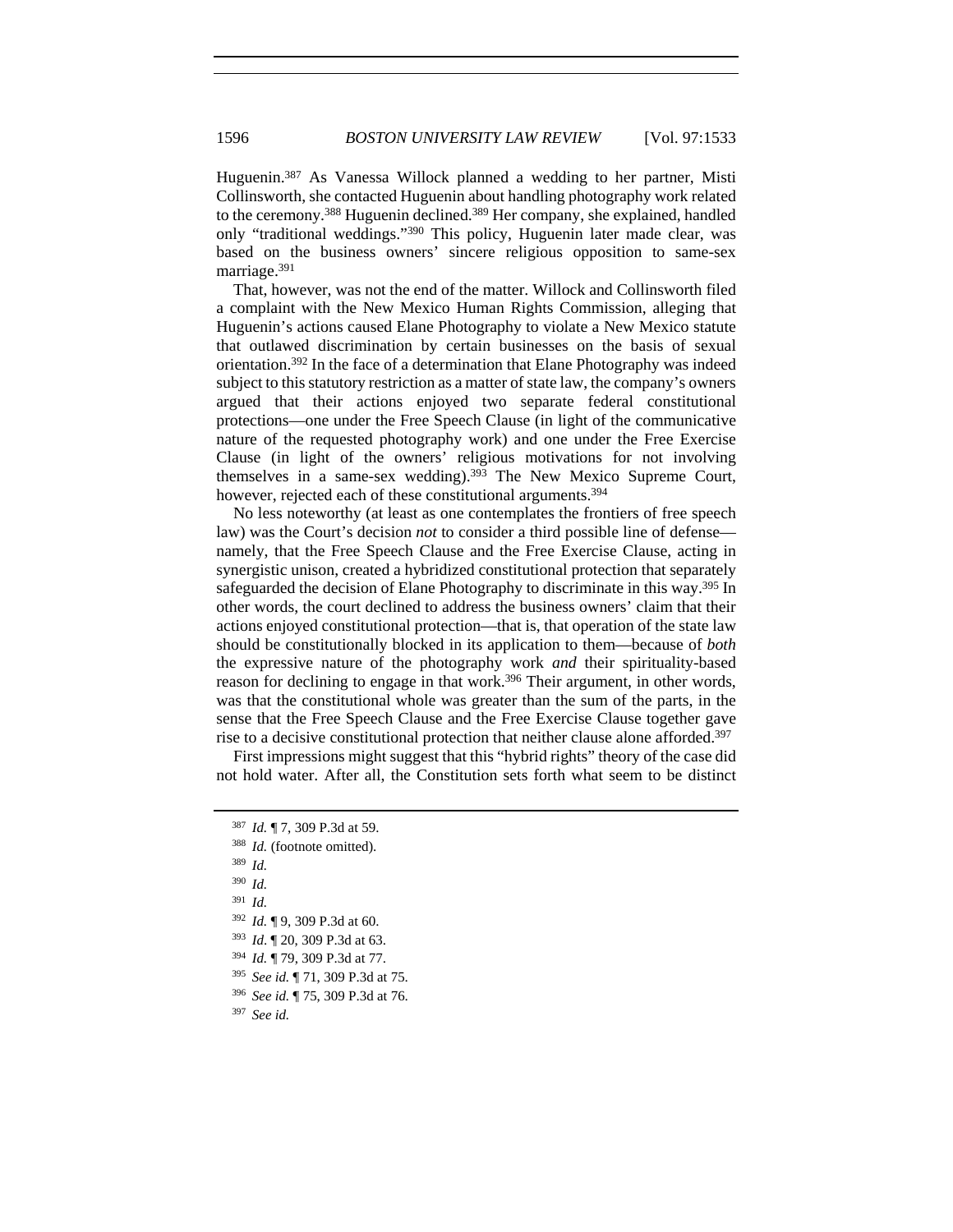Huguenin.[387] As Vanessa Willock planned a wedding to her partner, Misti Collinsworth, she contacted Huguenin about handling photography work related to the ceremony.[388] Huguenin declined.[389] Her company, she explained, handled only "traditional weddings."[390] This policy, Huguenin later made clear, was based on the business owners' sincere religious opposition to same-sex marriage.[391]

That, however, was not the end of the matter. Willock and Collinsworth filed a complaint with the New Mexico Human Rights Commission, alleging that Huguenin's actions caused Elane Photography to violate a New Mexico statute that outlawed discrimination by certain businesses on the basis of sexual orientation.[392] In the face of a determination that Elane Photography was indeed subject to this statutory restriction as a matter of state law, the company's owners argued that their actions enjoyed two separate federal constitutional protections—one under the Free Speech Clause (in light of the communicative nature of the requested photography work) and one under the Free Exercise Clause (in light of the owners' religious motivations for not involving themselves in a same-sex wedding).[393] The New Mexico Supreme Court, however, rejected each of these constitutional arguments.[394]

No less noteworthy (at least as one contemplates the frontiers of free speech law) was the Court's decision *not* to consider a third possible line of defense—namely, that the Free Speech Clause and the Free Exercise Clause, acting in synergistic unison, created a hybridized constitutional protection that separately safeguarded the decision of Elane Photography to discriminate in this way.[395] In other words, the court declined to address the business owners' claim that their actions enjoyed constitutional protection—that is, that operation of the state law should be constitutionally blocked in its application to them—because of *both* the expressive nature of the photography work *and* their spirituality-based reason for declining to engage in that work.[396] Their argument, in other words, was that the constitutional whole was greater than the sum of the parts, in the sense that the Free Speech Clause and the Free Exercise Clause together gave rise to a decisive constitutional protection that neither clause alone afforded.[397]

First impressions might suggest that this "hybrid rights" theory of the case did not hold water. After all, the Constitution sets forth what seem to be distinct

[387] *Id.* ¶ 7, 309 P.3d at 59.

[388] *Id.* (footnote omitted).

[389] *Id.*

[390] *Id.*

[391] *Id.*

[392] *Id.* ¶ 9, 309 P.3d at 60.

[393] *Id*. ¶ 20, 309 P.3d at 63.

[394] *Id.* ¶ 79, 309 P.3d at 77.

[395] *See id.* ¶ 71, 309 P.3d at 75.

[396] *See id.* ¶ 75, 309 P.3d at 76.

[397] *See id.*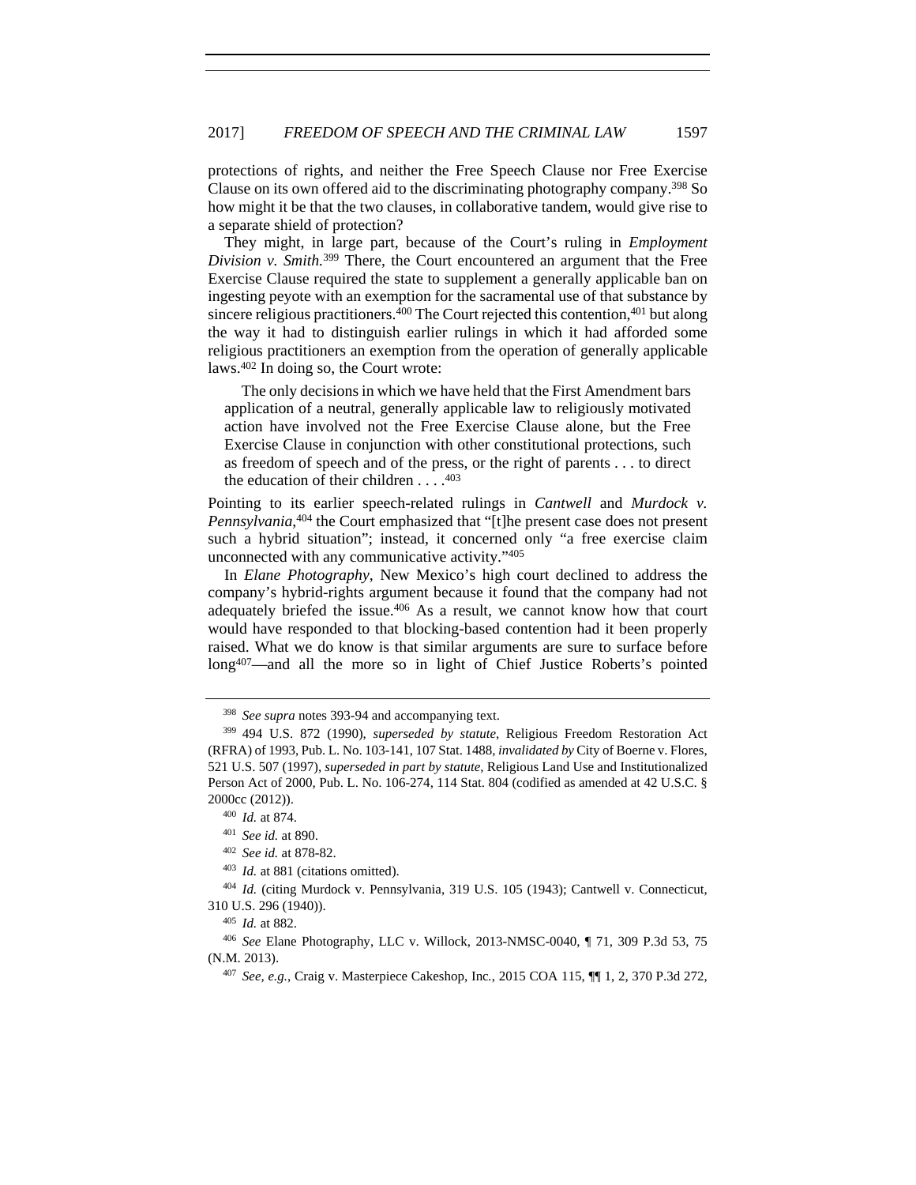protections of rights, and neither the Free Speech Clause nor Free Exercise Clause on its own offered aid to the discriminating photography company.[398] So how might it be that the two clauses, in collaborative tandem, would give rise to a separate shield of protection?

They might, in large part, because of the Court's ruling in *Employment Division v. Smith.*[399] There, the Court encountered an argument that the Free Exercise Clause required the state to supplement a generally applicable ban on ingesting peyote with an exemption for the sacramental use of that substance by sincere religious practitioners.[400] The Court rejected this contention,[401] but along the way it had to distinguish earlier rulings in which it had afforded some religious practitioners an exemption from the operation of generally applicable laws.[402] In doing so, the Court wrote:

> The only decisions in which we have held that the First Amendment bars application of a neutral, generally applicable law to religiously motivated action have involved not the Free Exercise Clause alone, but the Free Exercise Clause in conjunction with other constitutional protections, such as freedom of speech and of the press, or the right of parents . . . to direct the education of their children . . . .[403]

Pointing to its earlier speech-related rulings in *Cantwell* and *Murdock v. Pennsylvania*,[404] the Court emphasized that "[t]he present case does not present such a hybrid situation"; instead, it concerned only "a free exercise claim unconnected with any communicative activity."[405]

In *Elane Photography*, New Mexico's high court declined to address the company's hybrid-rights argument because it found that the company had not adequately briefed the issue.[406] As a result, we cannot know how that court would have responded to that blocking-based contention had it been properly raised. What we do know is that similar arguments are sure to surface before long[407]—and all the more so in light of Chief Justice Roberts's pointed

---

[398] *See supra* notes 393-94 and accompanying text.

[399] 494 U.S. 872 (1990), *superseded by statute*, Religious Freedom Restoration Act (RFRA) of 1993, Pub. L. No. 103-141, 107 Stat. 1488, *invalidated by* City of Boerne v. Flores, 521 U.S. 507 (1997), *superseded in part by statute*, Religious Land Use and Institutionalized Person Act of 2000, Pub. L. No. 106-274, 114 Stat. 804 (codified as amended at 42 U.S.C. § 2000cc (2012)).

[400] *Id.* at 874.

[401] *See id.* at 890.

[402] *See id.* at 878-82.

[403] *Id.* at 881 (citations omitted).

[404] *Id.* (citing Murdock v. Pennsylvania, 319 U.S. 105 (1943); Cantwell v. Connecticut, 310 U.S. 296 (1940)).

[405] *Id.* at 882.

[406] *See* Elane Photography, LLC v. Willock, 2013-NMSC-0040, ¶ 71, 309 P.3d 53, 75 (N.M. 2013).

[407] *See, e.g.*, Craig v. Masterpiece Cakeshop, Inc., 2015 COA 115, ¶¶ 1, 2, 370 P.3d 272,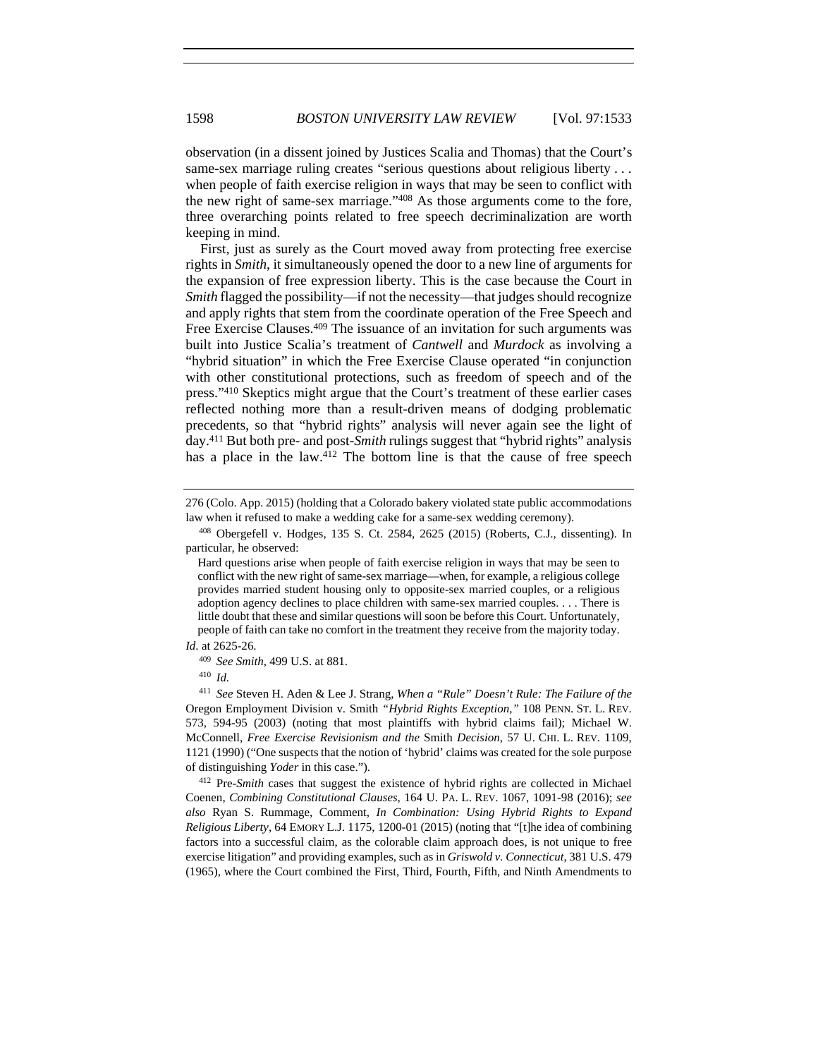observation (in a dissent joined by Justices Scalia and Thomas) that the Court's same-sex marriage ruling creates "serious questions about religious liberty . . . when people of faith exercise religion in ways that may be seen to conflict with the new right of same-sex marriage."[408] As those arguments come to the fore, three overarching points related to free speech decriminalization are worth keeping in mind.

First, just as surely as the Court moved away from protecting free exercise rights in *Smith*, it simultaneously opened the door to a new line of arguments for the expansion of free expression liberty. This is the case because the Court in *Smith* flagged the possibility—if not the necessity—that judges should recognize and apply rights that stem from the coordinate operation of the Free Speech and Free Exercise Clauses.[409] The issuance of an invitation for such arguments was built into Justice Scalia's treatment of *Cantwell* and *Murdock* as involving a "hybrid situation" in which the Free Exercise Clause operated "in conjunction with other constitutional protections, such as freedom of speech and of the press."[410] Skeptics might argue that the Court's treatment of these earlier cases reflected nothing more than a result-driven means of dodging problematic precedents, so that "hybrid rights" analysis will never again see the light of day.[411] But both pre- and post-*Smith* rulings suggest that "hybrid rights" analysis has a place in the law.[412] The bottom line is that the cause of free speech

---

276 (Colo. App. 2015) (holding that a Colorado bakery violated state public accommodations law when it refused to make a wedding cake for a same-sex wedding ceremony).

[408] Obergefell v. Hodges, 135 S. Ct. 2584, 2625 (2015) (Roberts, C.J., dissenting). In particular, he observed:

> Hard questions arise when people of faith exercise religion in ways that may be seen to conflict with the new right of same-sex marriage—when, for example, a religious college provides married student housing only to opposite-sex married couples, or a religious adoption agency declines to place children with same-sex married couples. . . . There is little doubt that these and similar questions will soon be before this Court. Unfortunately, people of faith can take no comfort in the treatment they receive from the majority today.

*Id.* at 2625-26.

[409] *See Smith*, 499 U.S. at 881.

[410] *Id.*

[411] *See* Steven H. Aden & Lee J. Strang, *When a "Rule" Doesn't Rule: The Failure of the* Oregon Employment Division v. Smith *"Hybrid Rights Exception*,*"* 108 PENN. ST. L. REV. 573, 594-95 (2003) (noting that most plaintiffs with hybrid claims fail); Michael W. McConnell, *Free Exercise Revisionism and the* Smith *Decision*, 57 U. CHI. L. REV. 1109, 1121 (1990) ("One suspects that the notion of 'hybrid' claims was created for the sole purpose of distinguishing *Yoder* in this case.").

[412] Pre-*Smith* cases that suggest the existence of hybrid rights are collected in Michael Coenen, *Combining Constitutional Clauses*, 164 U. PA. L. REV. 1067, 1091-98 (2016); *see also* Ryan S. Rummage, Comment, *In Combination: Using Hybrid Rights to Expand Religious Liberty*, 64 EMORY L.J. 1175, 1200-01 (2015) (noting that "[t]he idea of combining factors into a successful claim, as the colorable claim approach does, is not unique to free exercise litigation" and providing examples, such as in *Griswold v. Connecticut*, 381 U.S. 479 (1965), where the Court combined the First, Third, Fourth, Fifth, and Ninth Amendments to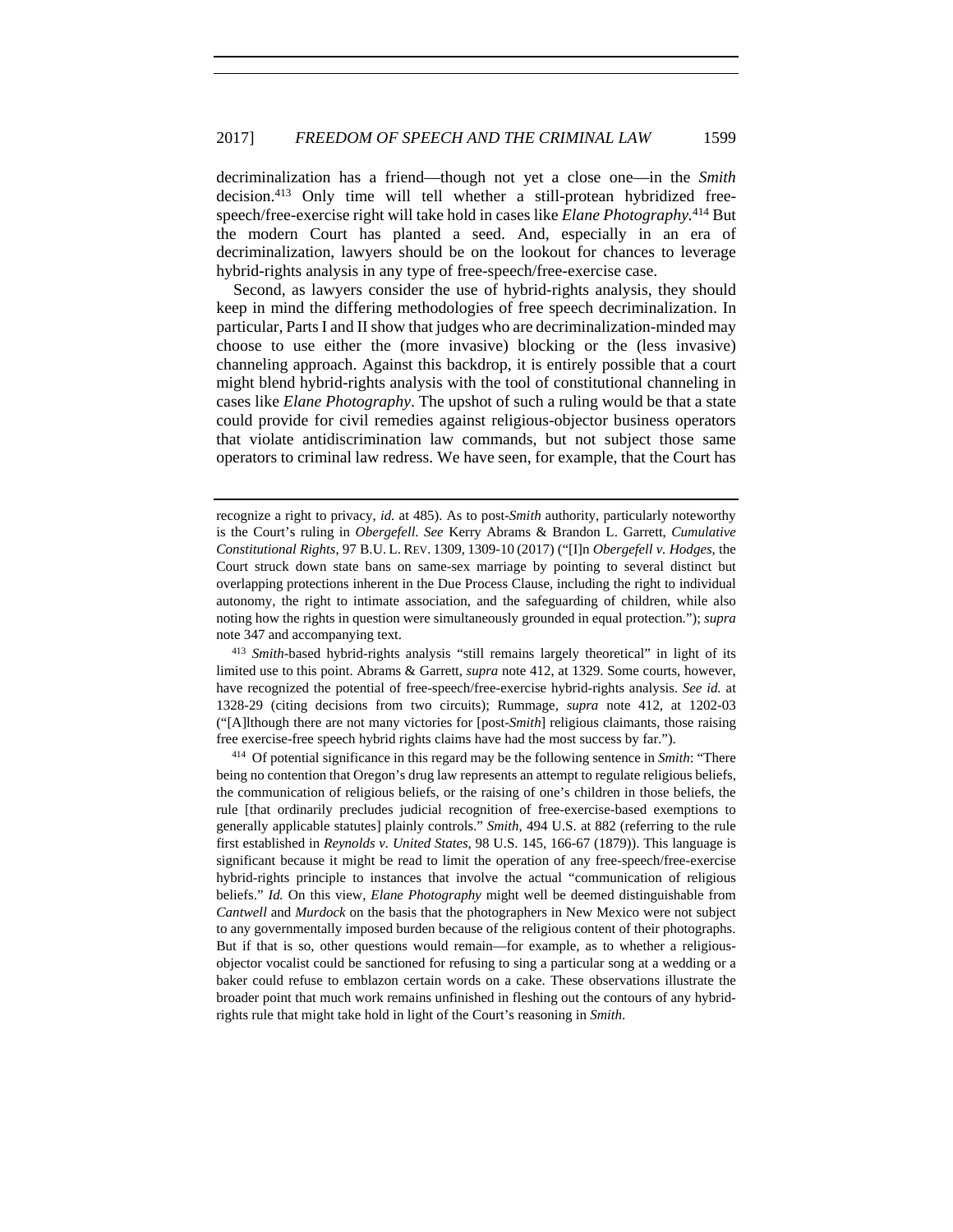decriminalization has a friend—though not yet a close one—in the *Smith* decision.[413] Only time will tell whether a still-protean hybridized free-speech/free-exercise right will take hold in cases like *Elane Photography*.[414] But the modern Court has planted a seed. And, especially in an era of decriminalization, lawyers should be on the lookout for chances to leverage hybrid-rights analysis in any type of free-speech/free-exercise case.

Second, as lawyers consider the use of hybrid-rights analysis, they should keep in mind the differing methodologies of free speech decriminalization. In particular, Parts I and II show that judges who are decriminalization-minded may choose to use either the (more invasive) blocking or the (less invasive) channeling approach. Against this backdrop, it is entirely possible that a court might blend hybrid-rights analysis with the tool of constitutional channeling in cases like *Elane Photography*. The upshot of such a ruling would be that a state could provide for civil remedies against religious-objector business operators that violate antidiscrimination law commands, but not subject those same operators to criminal law redress. We have seen, for example, that the Court has

---

recognize a right to privacy, *id.* at 485). As to post-*Smith* authority, particularly noteworthy is the Court's ruling in *Obergefell*. *See* Kerry Abrams & Brandon L. Garrett, *Cumulative Constitutional Rights*, 97 B.U. L. REV. 1309, 1309-10 (2017) ("[I]n *Obergefell v. Hodges*, the Court struck down state bans on same-sex marriage by pointing to several distinct but overlapping protections inherent in the Due Process Clause, including the right to individual autonomy, the right to intimate association, and the safeguarding of children, while also noting how the rights in question were simultaneously grounded in equal protection."); *supra* note 347 and accompanying text.

[413] *Smith*-based hybrid-rights analysis "still remains largely theoretical" in light of its limited use to this point. Abrams & Garrett, *supra* note 412, at 1329. Some courts, however, have recognized the potential of free-speech/free-exercise hybrid-rights analysis. *See id.* at 1328-29 (citing decisions from two circuits); Rummage, *supra* note 412, at 1202-03 ("[A]lthough there are not many victories for [post-*Smith*] religious claimants, those raising free exercise-free speech hybrid rights claims have had the most success by far.").

[414] Of potential significance in this regard may be the following sentence in *Smith*: "There being no contention that Oregon's drug law represents an attempt to regulate religious beliefs, the communication of religious beliefs, or the raising of one's children in those beliefs, the rule [that ordinarily precludes judicial recognition of free-exercise-based exemptions to generally applicable statutes] plainly controls." *Smith*, 494 U.S. at 882 (referring to the rule first established in *Reynolds v. United States*, 98 U.S. 145, 166-67 (1879)). This language is significant because it might be read to limit the operation of any free-speech/free-exercise hybrid-rights principle to instances that involve the actual "communication of religious beliefs." *Id.* On this view, *Elane Photography* might well be deemed distinguishable from *Cantwell* and *Murdock* on the basis that the photographers in New Mexico were not subject to any governmentally imposed burden because of the religious content of their photographs. But if that is so, other questions would remain—for example, as to whether a religious-objector vocalist could be sanctioned for refusing to sing a particular song at a wedding or a baker could refuse to emblazon certain words on a cake. These observations illustrate the broader point that much work remains unfinished in fleshing out the contours of any hybrid-rights rule that might take hold in light of the Court's reasoning in *Smith*.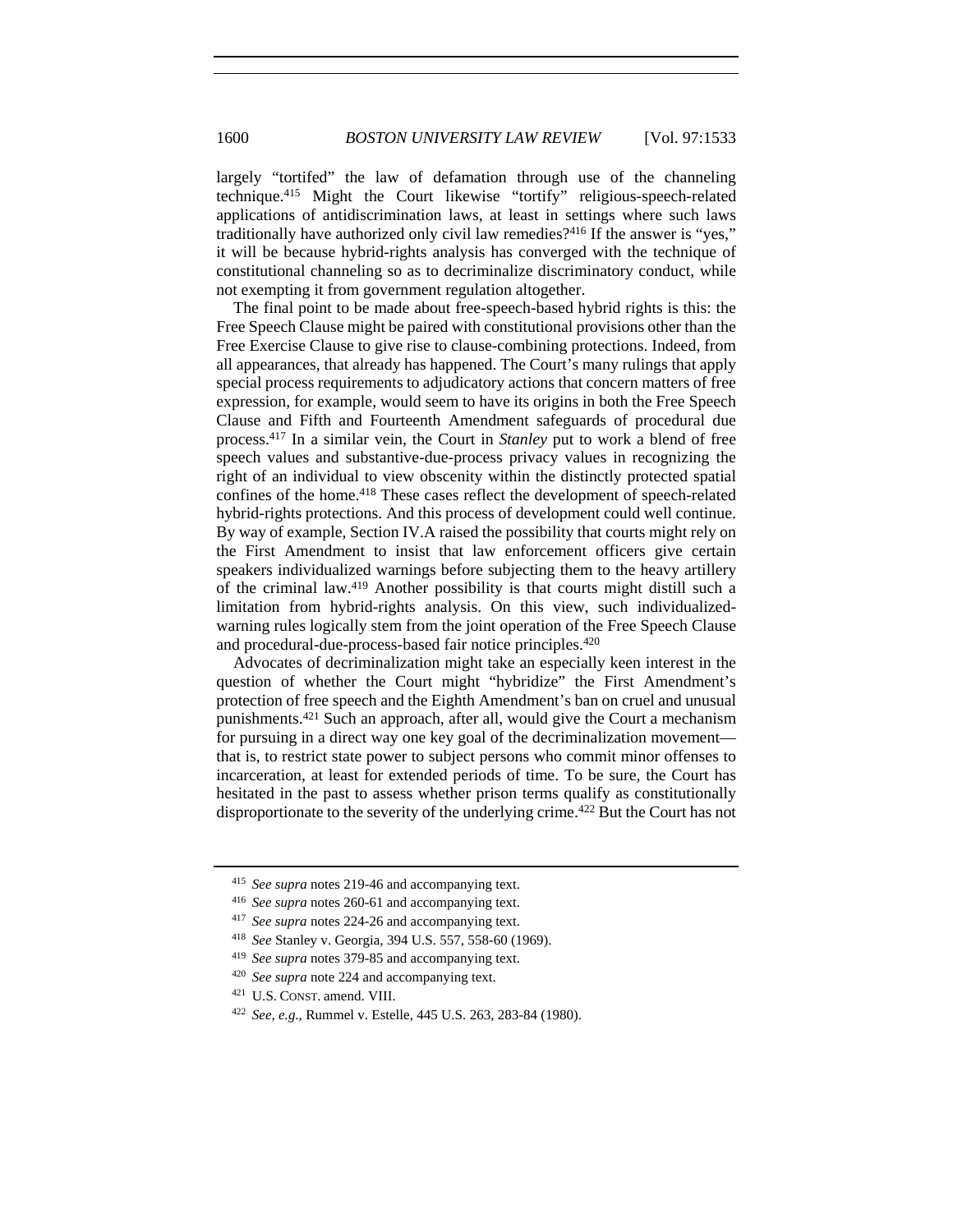largely "tortifed" the law of defamation through use of the channeling technique.[415] Might the Court likewise "tortify" religious-speech-related applications of antidiscrimination laws, at least in settings where such laws traditionally have authorized only civil law remedies?[416] If the answer is "yes," it will be because hybrid-rights analysis has converged with the technique of constitutional channeling so as to decriminalize discriminatory conduct, while not exempting it from government regulation altogether.

The final point to be made about free-speech-based hybrid rights is this: the Free Speech Clause might be paired with constitutional provisions other than the Free Exercise Clause to give rise to clause-combining protections. Indeed, from all appearances, that already has happened. The Court's many rulings that apply special process requirements to adjudicatory actions that concern matters of free expression, for example, would seem to have its origins in both the Free Speech Clause and Fifth and Fourteenth Amendment safeguards of procedural due process.[417] In a similar vein, the Court in *Stanley* put to work a blend of free speech values and substantive-due-process privacy values in recognizing the right of an individual to view obscenity within the distinctly protected spatial confines of the home.[418] These cases reflect the development of speech-related hybrid-rights protections. And this process of development could well continue. By way of example, Section IV.A raised the possibility that courts might rely on the First Amendment to insist that law enforcement officers give certain speakers individualized warnings before subjecting them to the heavy artillery of the criminal law.[419] Another possibility is that courts might distill such a limitation from hybrid-rights analysis. On this view, such individualized-warning rules logically stem from the joint operation of the Free Speech Clause and procedural-due-process-based fair notice principles.[420]

Advocates of decriminalization might take an especially keen interest in the question of whether the Court might "hybridize" the First Amendment's protection of free speech and the Eighth Amendment's ban on cruel and unusual punishments.[421] Such an approach, after all, would give the Court a mechanism for pursuing in a direct way one key goal of the decriminalization movement—that is, to restrict state power to subject persons who commit minor offenses to incarceration, at least for extended periods of time. To be sure, the Court has hesitated in the past to assess whether prison terms qualify as constitutionally disproportionate to the severity of the underlying crime.[422] But the Court has not

---

[415] *See supra* notes 219-46 and accompanying text.

[416] *See supra* notes 260-61 and accompanying text.

[417] *See supra* notes 224-26 and accompanying text.

[418] *See* Stanley v. Georgia, 394 U.S. 557, 558-60 (1969).

[419] *See supra* notes 379-85 and accompanying text.

[420] *See supra* note 224 and accompanying text.

[421] U.S. CONST. amend. VIII.

[422] *See, e.g.*, Rummel v. Estelle, 445 U.S. 263, 283-84 (1980).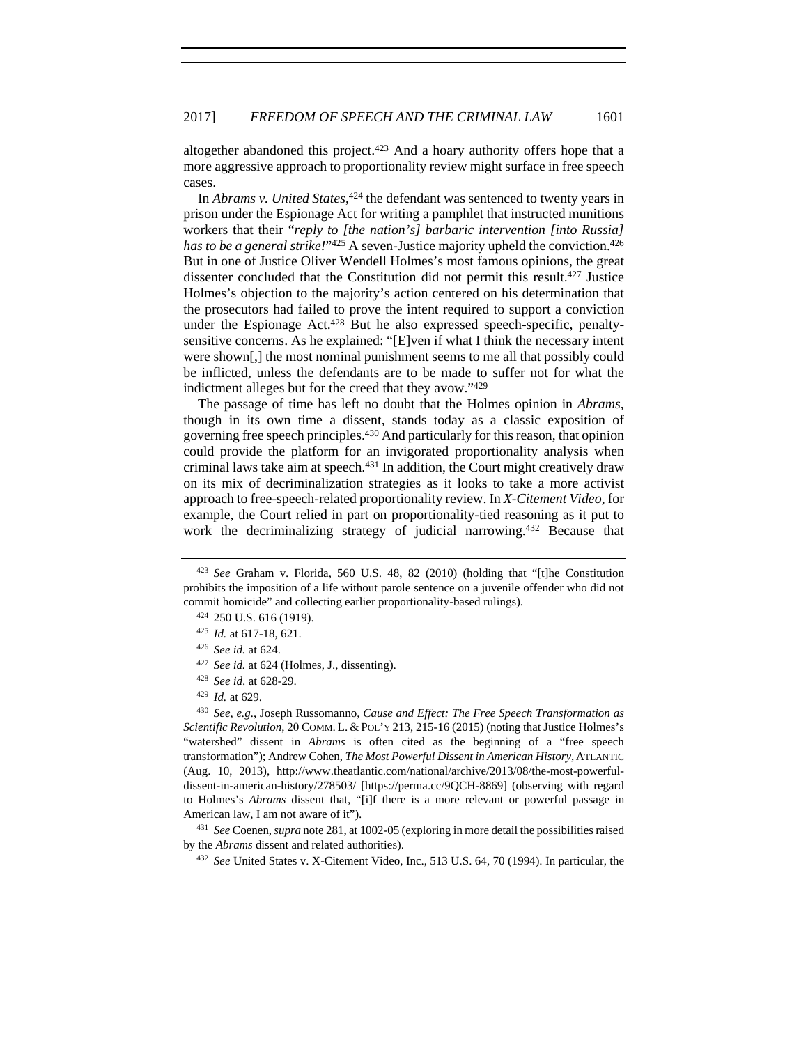altogether abandoned this project.[423] And a hoary authority offers hope that a more aggressive approach to proportionality review might surface in free speech cases.

In *Abrams v. United States*,[424] the defendant was sentenced to twenty years in prison under the Espionage Act for writing a pamphlet that instructed munitions workers that their "*reply to [the nation's] barbaric intervention [into Russia] has to be a general strike!*"[425] A seven-Justice majority upheld the conviction.[426] But in one of Justice Oliver Wendell Holmes's most famous opinions, the great dissenter concluded that the Constitution did not permit this result.[427] Justice Holmes's objection to the majority's action centered on his determination that the prosecutors had failed to prove the intent required to support a conviction under the Espionage Act.[428] But he also expressed speech-specific, penalty-sensitive concerns. As he explained: "[E]ven if what I think the necessary intent were shown[,] the most nominal punishment seems to me all that possibly could be inflicted, unless the defendants are to be made to suffer not for what the indictment alleges but for the creed that they avow."[429]

The passage of time has left no doubt that the Holmes opinion in *Abrams*, though in its own time a dissent, stands today as a classic exposition of governing free speech principles.[430] And particularly for this reason, that opinion could provide the platform for an invigorated proportionality analysis when criminal laws take aim at speech.[431] In addition, the Court might creatively draw on its mix of decriminalization strategies as it looks to take a more activist approach to free-speech-related proportionality review. In *X-Citement Video*, for example, the Court relied in part on proportionality-tied reasoning as it put to work the decriminalizing strategy of judicial narrowing.[432] Because that

---

[423] *See* Graham v. Florida, 560 U.S. 48, 82 (2010) (holding that "[t]he Constitution prohibits the imposition of a life without parole sentence on a juvenile offender who did not commit homicide" and collecting earlier proportionality-based rulings).

[424] 250 U.S. 616 (1919).

[425] *Id.* at 617-18, 621.

[426] *See id.* at 624.

[427] *See id.* at 624 (Holmes, J., dissenting).

[428] *See id*. at 628-29.

[429] *Id.* at 629.

[430] *See, e.g.*, Joseph Russomanno, *Cause and Effect: The Free Speech Transformation as Scientific Revolution*, 20 COMM. L. & POL'Y 213, 215-16 (2015) (noting that Justice Holmes's "watershed" dissent in *Abrams* is often cited as the beginning of a "free speech transformation"); Andrew Cohen, *The Most Powerful Dissent in American History*, ATLANTIC (Aug. 10, 2013), http://www.theatlantic.com/national/archive/2013/08/the-most-powerful-dissent-in-american-history/278503/ [https://perma.cc/9QCH-8869] (observing with regard to Holmes's *Abrams* dissent that, "[i]f there is a more relevant or powerful passage in American law, I am not aware of it").

[431] *See* Coenen, *supra* note 281, at 1002-05 (exploring in more detail the possibilities raised by the *Abrams* dissent and related authorities).

[432] *See* United States v. X-Citement Video, Inc., 513 U.S. 64, 70 (1994). In particular, the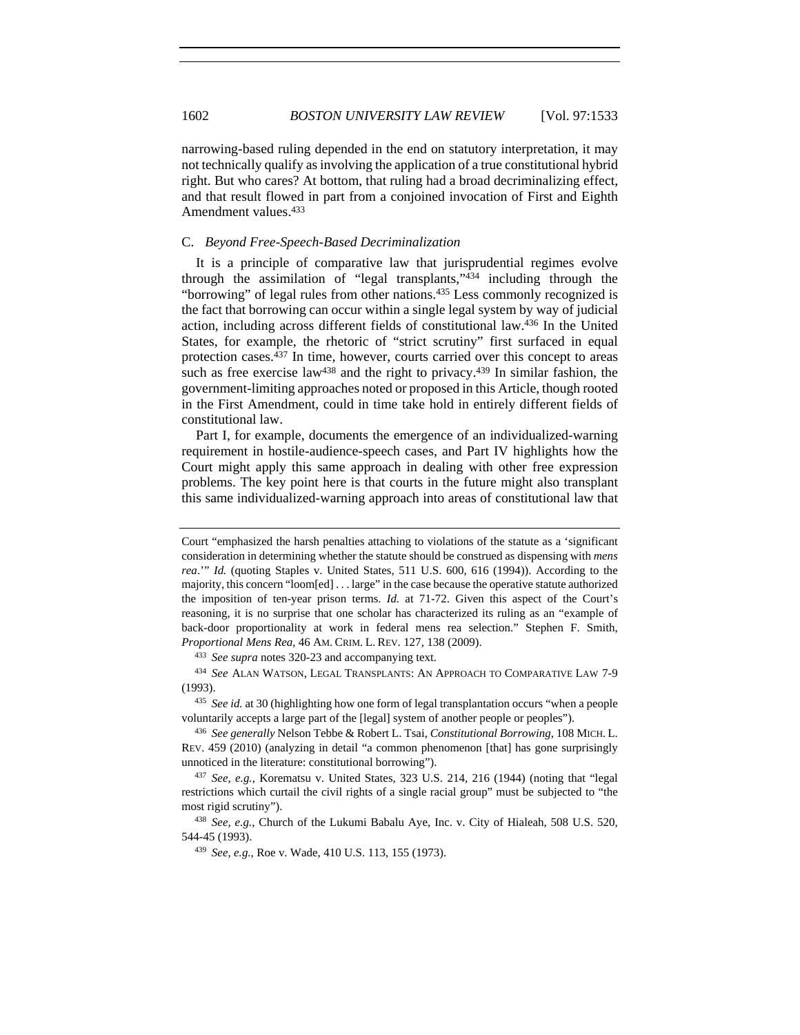narrowing-based ruling depended in the end on statutory interpretation, it may not technically qualify as involving the application of a true constitutional hybrid right. But who cares? At bottom, that ruling had a broad decriminalizing effect, and that result flowed in part from a conjoined invocation of First and Eighth Amendment values.[433]

### C. *Beyond Free-Speech-Based Decriminalization*

It is a principle of comparative law that jurisprudential regimes evolve through the assimilation of "legal transplants,"[434] including through the "borrowing" of legal rules from other nations.[435] Less commonly recognized is the fact that borrowing can occur within a single legal system by way of judicial action, including across different fields of constitutional law.[436] In the United States, for example, the rhetoric of "strict scrutiny" first surfaced in equal protection cases.[437] In time, however, courts carried over this concept to areas such as free exercise law[438] and the right to privacy.[439] In similar fashion, the government-limiting approaches noted or proposed in this Article, though rooted in the First Amendment, could in time take hold in entirely different fields of constitutional law.

Part I, for example, documents the emergence of an individualized-warning requirement in hostile-audience-speech cases, and Part IV highlights how the Court might apply this same approach in dealing with other free expression problems. The key point here is that courts in the future might also transplant this same individualized-warning approach into areas of constitutional law that

---

Court "emphasized the harsh penalties attaching to violations of the statute as a 'significant consideration in determining whether the statute should be construed as dispensing with *mens rea*.'" *Id.* (quoting Staples v. United States, 511 U.S. 600, 616 (1994)). According to the majority, this concern "loom[ed] . . . large" in the case because the operative statute authorized the imposition of ten-year prison terms. *Id.* at 71-72. Given this aspect of the Court's reasoning, it is no surprise that one scholar has characterized its ruling as an "example of back-door proportionality at work in federal mens rea selection." Stephen F. Smith, *Proportional Mens Rea*, 46 AM. CRIM. L. REV. 127, 138 (2009).

[433] *See supra* notes 320-23 and accompanying text.

[434] *See* ALAN WATSON, LEGAL TRANSPLANTS: AN APPROACH TO COMPARATIVE LAW 7-9 (1993).

[435] *See id.* at 30 (highlighting how one form of legal transplantation occurs "when a people voluntarily accepts a large part of the [legal] system of another people or peoples").

[436] *See generally* Nelson Tebbe & Robert L. Tsai, *Constitutional Borrowing*, 108 MICH. L. REV. 459 (2010) (analyzing in detail "a common phenomenon [that] has gone surprisingly unnoticed in the literature: constitutional borrowing").

[437] *See, e.g.*, Korematsu v. United States, 323 U.S. 214, 216 (1944) (noting that "legal restrictions which curtail the civil rights of a single racial group" must be subjected to "the most rigid scrutiny").

[438] *See, e.g.*, Church of the Lukumi Babalu Aye, Inc. v. City of Hialeah, 508 U.S. 520, 544-45 (1993).

[439] *See, e.g.*, Roe v. Wade, 410 U.S. 113, 155 (1973).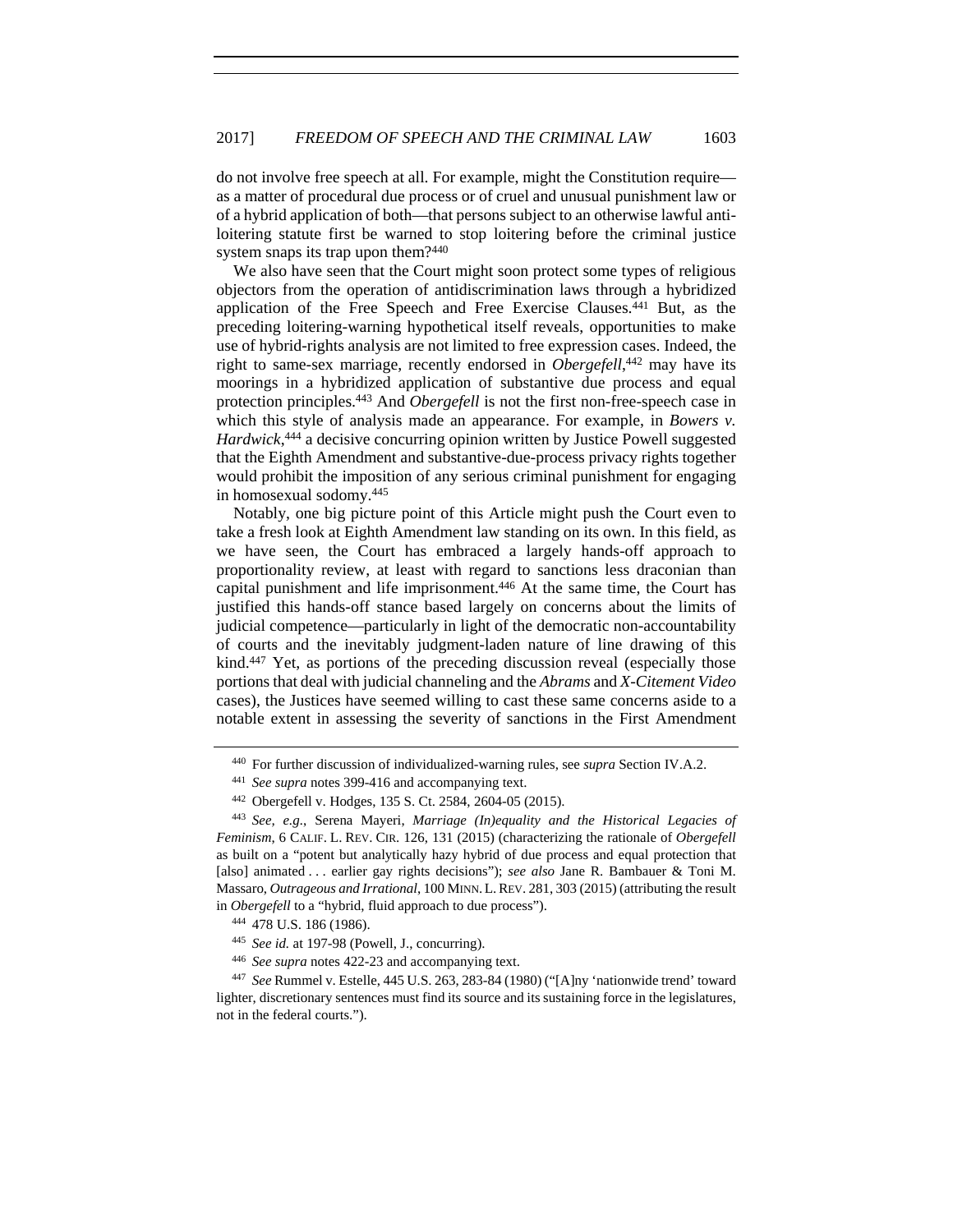do not involve free speech at all. For example, might the Constitution require—as a matter of procedural due process or of cruel and unusual punishment law or of a hybrid application of both—that persons subject to an otherwise lawful anti-loitering statute first be warned to stop loitering before the criminal justice system snaps its trap upon them?[440]

We also have seen that the Court might soon protect some types of religious objectors from the operation of antidiscrimination laws through a hybridized application of the Free Speech and Free Exercise Clauses.[441] But, as the preceding loitering-warning hypothetical itself reveals, opportunities to make use of hybrid-rights analysis are not limited to free expression cases. Indeed, the right to same-sex marriage, recently endorsed in *Obergefell*,[442] may have its moorings in a hybridized application of substantive due process and equal protection principles.[443] And *Obergefell* is not the first non-free-speech case in which this style of analysis made an appearance. For example, in *Bowers v. Hardwick*,[444] a decisive concurring opinion written by Justice Powell suggested that the Eighth Amendment and substantive-due-process privacy rights together would prohibit the imposition of any serious criminal punishment for engaging in homosexual sodomy.[445]

Notably, one big picture point of this Article might push the Court even to take a fresh look at Eighth Amendment law standing on its own. In this field, as we have seen, the Court has embraced a largely hands-off approach to proportionality review, at least with regard to sanctions less draconian than capital punishment and life imprisonment.[446] At the same time, the Court has justified this hands-off stance based largely on concerns about the limits of judicial competence—particularly in light of the democratic non-accountability of courts and the inevitably judgment-laden nature of line drawing of this kind.[447] Yet, as portions of the preceding discussion reveal (especially those portions that deal with judicial channeling and the *Abrams* and *X-Citement Video* cases), the Justices have seemed willing to cast these same concerns aside to a notable extent in assessing the severity of sanctions in the First Amendment

---

[440] For further discussion of individualized-warning rules, see *supra* Section IV.A.2.

[441] *See supra* notes 399-416 and accompanying text.

[442] Obergefell v. Hodges, 135 S. Ct. 2584, 2604-05 (2015).

[443] *See, e.g.*, Serena Mayeri, *Marriage (In)equality and the Historical Legacies of Feminism*, 6 CALIF. L. REV. CIR. 126, 131 (2015) (characterizing the rationale of *Obergefell* as built on a "potent but analytically hazy hybrid of due process and equal protection that [also] animated . . . earlier gay rights decisions"); *see also* Jane R. Bambauer & Toni M. Massaro, *Outrageous and Irrational*, 100 MINN. L. REV. 281, 303 (2015) (attributing the result in *Obergefell* to a "hybrid, fluid approach to due process").

[444] 478 U.S. 186 (1986).

[445] *See id.* at 197-98 (Powell, J., concurring).

[446] *See supra* notes 422-23 and accompanying text.

[447] *See* Rummel v. Estelle, 445 U.S. 263, 283-84 (1980) ("[A]ny 'nationwide trend' toward lighter, discretionary sentences must find its source and its sustaining force in the legislatures, not in the federal courts.").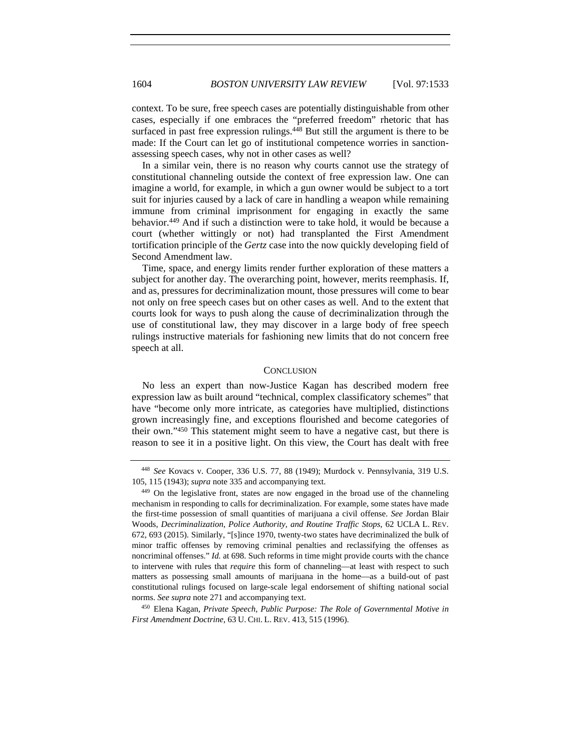context. To be sure, free speech cases are potentially distinguishable from other cases, especially if one embraces the "preferred freedom" rhetoric that has surfaced in past free expression rulings.[448] But still the argument is there to be made: If the Court can let go of institutional competence worries in sanction-assessing speech cases, why not in other cases as well?

In a similar vein, there is no reason why courts cannot use the strategy of constitutional channeling outside the context of free expression law. One can imagine a world, for example, in which a gun owner would be subject to a tort suit for injuries caused by a lack of care in handling a weapon while remaining immune from criminal imprisonment for engaging in exactly the same behavior.[449] And if such a distinction were to take hold, it would be because a court (whether wittingly or not) had transplanted the First Amendment tortification principle of the *Gertz* case into the now quickly developing field of Second Amendment law.

Time, space, and energy limits render further exploration of these matters a subject for another day. The overarching point, however, merits reemphasis. If, and as, pressures for decriminalization mount, those pressures will come to bear not only on free speech cases but on other cases as well. And to the extent that courts look for ways to push along the cause of decriminalization through the use of constitutional law, they may discover in a large body of free speech rulings instructive materials for fashioning new limits that do not concern free speech at all.

## CONCLUSION

No less an expert than now-Justice Kagan has described modern free expression law as built around "technical, complex classificatory schemes" that have "become only more intricate, as categories have multiplied, distinctions grown increasingly fine, and exceptions flourished and become categories of their own."[450] This statement might seem to have a negative cast, but there is reason to see it in a positive light. On this view, the Court has dealt with free

---

[448] *See* Kovacs v. Cooper, 336 U.S. 77, 88 (1949); Murdock v. Pennsylvania, 319 U.S. 105, 115 (1943); *supra* note 335 and accompanying text.

[449] On the legislative front, states are now engaged in the broad use of the channeling mechanism in responding to calls for decriminalization. For example, some states have made the first-time possession of small quantities of marijuana a civil offense. *See* Jordan Blair Woods, *Decriminalization, Police Authority, and Routine Traffic Stops*, 62 UCLA L. REV. 672, 693 (2015). Similarly, "[s]ince 1970, twenty-two states have decriminalized the bulk of minor traffic offenses by removing criminal penalties and reclassifying the offenses as noncriminal offenses." *Id.* at 698. Such reforms in time might provide courts with the chance to intervene with rules that *require* this form of channeling—at least with respect to such matters as possessing small amounts of marijuana in the home—as a build-out of past constitutional rulings focused on large-scale legal endorsement of shifting national social norms. *See supra* note 271 and accompanying text.

[450] Elena Kagan, *Private Speech, Public Purpose: The Role of Governmental Motive in First Amendment Doctrine*, 63 U. CHI. L. REV. 413, 515 (1996).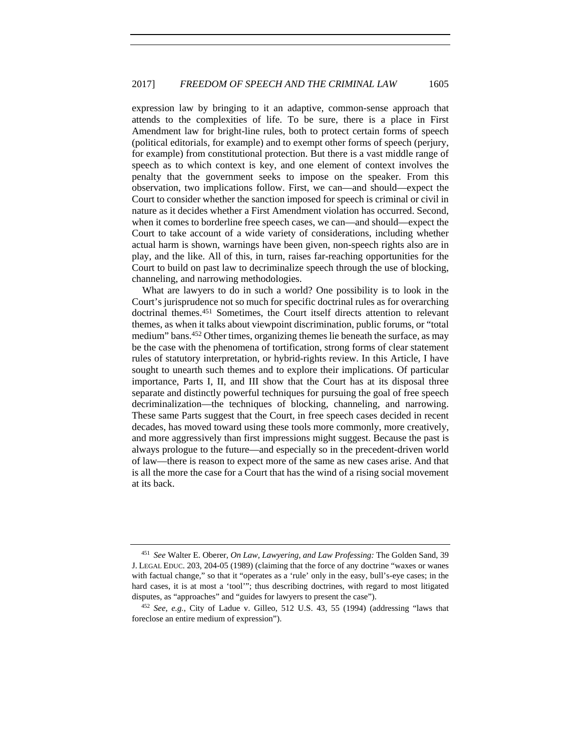expression law by bringing to it an adaptive, common-sense approach that attends to the complexities of life. To be sure, there is a place in First Amendment law for bright-line rules, both to protect certain forms of speech (political editorials, for example) and to exempt other forms of speech (perjury, for example) from constitutional protection. But there is a vast middle range of speech as to which context is key, and one element of context involves the penalty that the government seeks to impose on the speaker. From this observation, two implications follow. First, we can—and should—expect the Court to consider whether the sanction imposed for speech is criminal or civil in nature as it decides whether a First Amendment violation has occurred. Second, when it comes to borderline free speech cases, we can—and should—expect the Court to take account of a wide variety of considerations, including whether actual harm is shown, warnings have been given, non-speech rights also are in play, and the like. All of this, in turn, raises far-reaching opportunities for the Court to build on past law to decriminalize speech through the use of blocking, channeling, and narrowing methodologies.

What are lawyers to do in such a world? One possibility is to look in the Court's jurisprudence not so much for specific doctrinal rules as for overarching doctrinal themes.[451] Sometimes, the Court itself directs attention to relevant themes, as when it talks about viewpoint discrimination, public forums, or "total medium" bans.[452] Other times, organizing themes lie beneath the surface, as may be the case with the phenomena of tortification, strong forms of clear statement rules of statutory interpretation, or hybrid-rights review. In this Article, I have sought to unearth such themes and to explore their implications. Of particular importance, Parts I, II, and III show that the Court has at its disposal three separate and distinctly powerful techniques for pursuing the goal of free speech decriminalization—the techniques of blocking, channeling, and narrowing. These same Parts suggest that the Court, in free speech cases decided in recent decades, has moved toward using these tools more commonly, more creatively, and more aggressively than first impressions might suggest. Because the past is always prologue to the future—and especially so in the precedent-driven world of law—there is reason to expect more of the same as new cases arise. And that is all the more the case for a Court that has the wind of a rising social movement at its back.

---

[451] *See* Walter E. Oberer, *On Law, Lawyering, and Law Professing:* The Golden Sand, 39 J. LEGAL EDUC. 203, 204-05 (1989) (claiming that the force of any doctrine "waxes or wanes with factual change," so that it "operates as a 'rule' only in the easy, bull's-eye cases; in the hard cases, it is at most a 'tool'"; thus describing doctrines, with regard to most litigated disputes, as "approaches" and "guides for lawyers to present the case").

[452] *See, e.g.*, City of Ladue v. Gilleo, 512 U.S. 43, 55 (1994) (addressing "laws that foreclose an entire medium of expression").